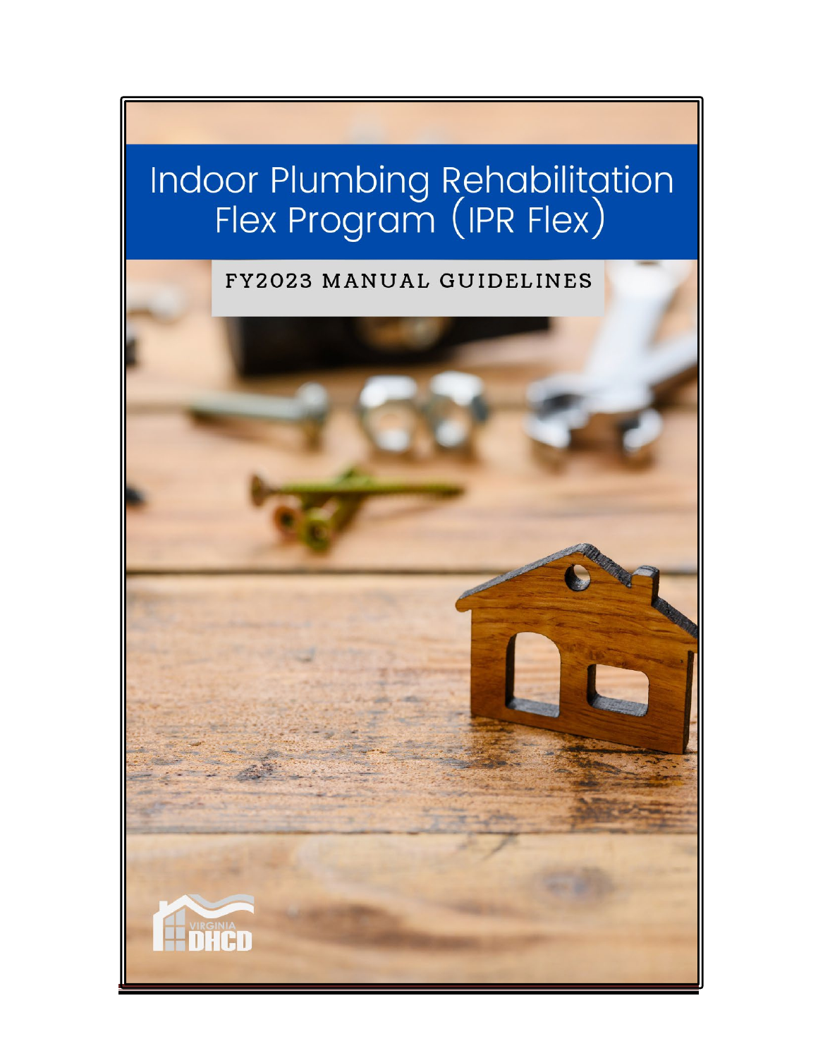# Indoor Plumbing Rehabilitation Flex Program (IPR Flex)

## FY2023 MANUAL GUIDELINES

VIRGINIA DHCD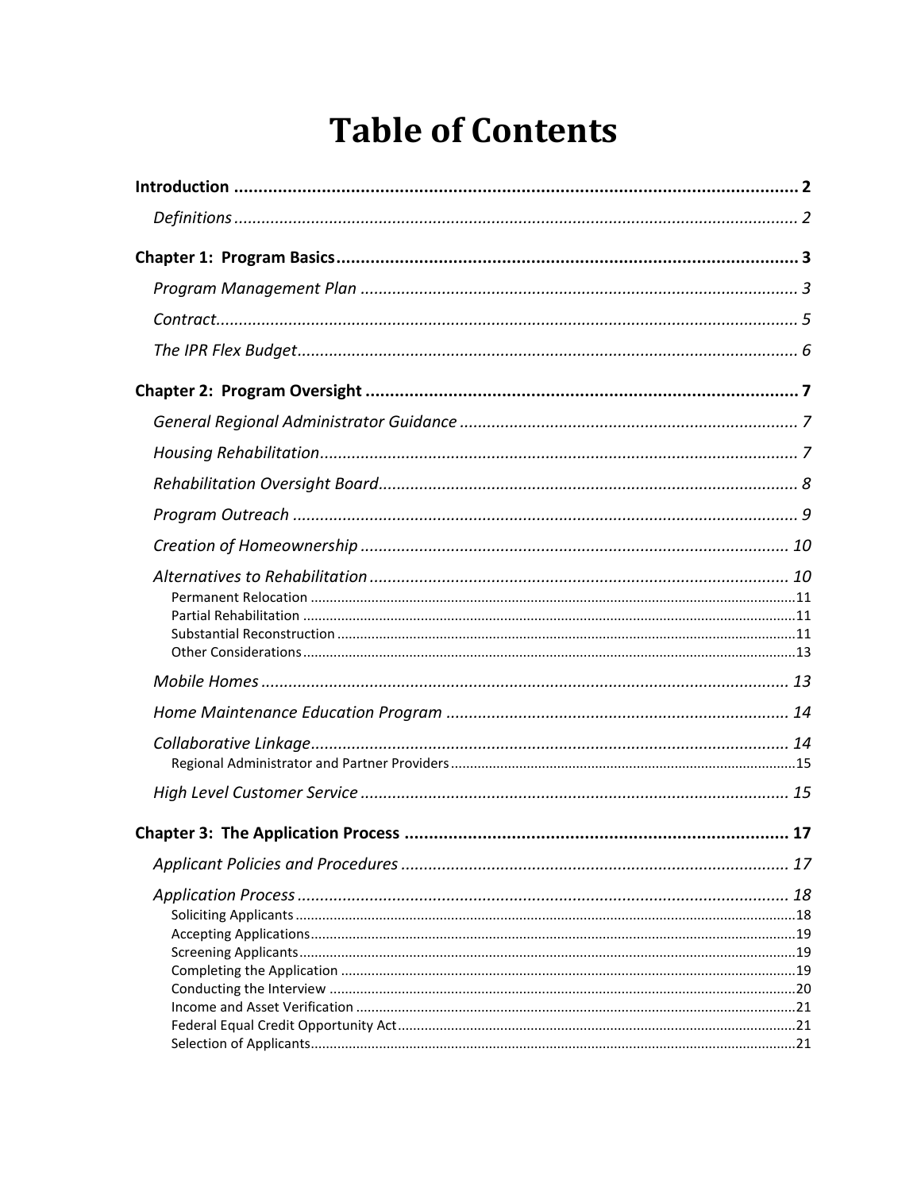# Table of Contents

**Introduction** ..... 2

*Definitions* ..... 2

**Chapter 1: Program Basics** ..... 3

*Program Management Plan* ..... 3

*Contract* ..... 5

*The IPR Flex Budget* ..... 6

**Chapter 2: Program Oversight** ..... 7

*General Regional Administrator Guidance* ..... 7

*Housing Rehabilitation* ..... 7

*Rehabilitation Oversight Board* ..... 8

*Program Outreach* ..... 9

*Creation of Homeownership* ..... 10

*Alternatives to Rehabilitation* ..... 10

- Permanent Relocation ..... 11
- Partial Rehabilitation ..... 11
- Substantial Reconstruction ..... 11
- Other Considerations ..... 13

*Mobile Homes* ..... 13

*Home Maintenance Education Program* ..... 14

*Collaborative Linkage* ..... 14

- Regional Administrator and Partner Providers ..... 15

*High Level Customer Service* ..... 15

**Chapter 3: The Application Process** ..... 17

*Applicant Policies and Procedures* ..... 17

*Application Process* ..... 18

- Soliciting Applicants ..... 18
- Accepting Applications ..... 19
- Screening Applicants ..... 19
- Completing the Application ..... 19
- Conducting the Interview ..... 20
- Income and Asset Verification ..... 21
- Federal Equal Credit Opportunity Act ..... 21
- Selection of Applicants ..... 21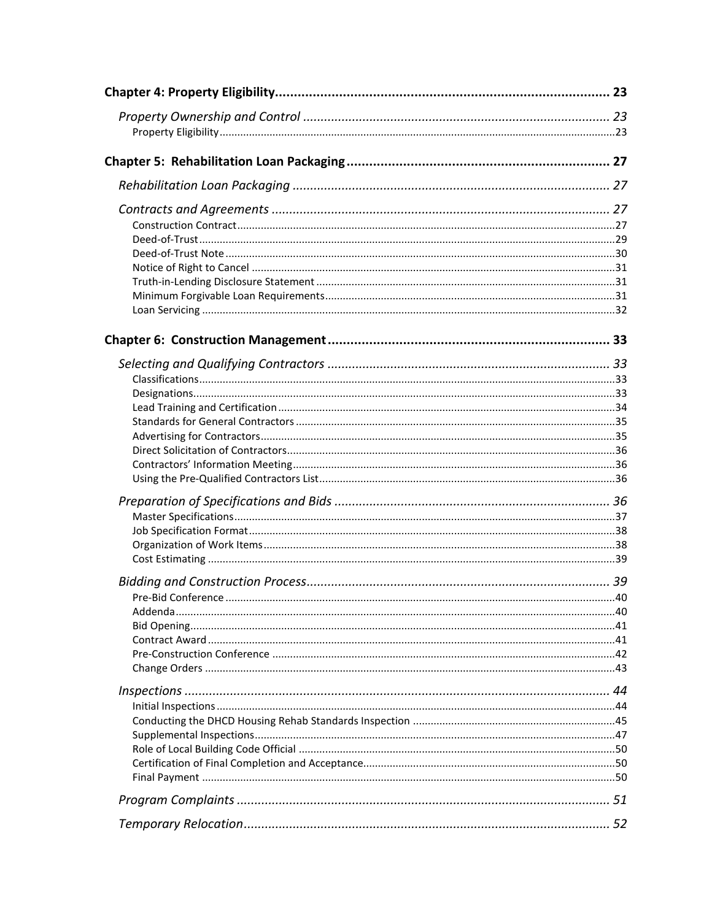**Chapter 4: Property Eligibility** ........ 23

*Property Ownership and Control* ........ 23

Property Eligibility ........ 23

**Chapter 5: Rehabilitation Loan Packaging** ........ 27

*Rehabilitation Loan Packaging* ........ 27

*Contracts and Agreements* ........ 27

Construction Contract ........ 27

Deed-of-Trust ........ 29

Deed-of-Trust Note ........ 30

Notice of Right to Cancel ........ 31

Truth-in-Lending Disclosure Statement ........ 31

Minimum Forgivable Loan Requirements ........ 31

Loan Servicing ........ 32

**Chapter 6: Construction Management** ........ 33

*Selecting and Qualifying Contractors* ........ 33

Classifications ........ 33

Designations ........ 33

Lead Training and Certification ........ 34

Standards for General Contractors ........ 35

Advertising for Contractors ........ 35

Direct Solicitation of Contractors ........ 36

Contractors' Information Meeting ........ 36

Using the Pre-Qualified Contractors List ........ 36

*Preparation of Specifications and Bids* ........ 36

Master Specifications ........ 37

Job Specification Format ........ 38

Organization of Work Items ........ 38

Cost Estimating ........ 39

*Bidding and Construction Process* ........ 39

Pre-Bid Conference ........ 40

Addenda ........ 40

Bid Opening ........ 41

Contract Award ........ 41

Pre-Construction Conference ........ 42

Change Orders ........ 43

*Inspections* ........ 44

Initial Inspections ........ 44

Conducting the DHCD Housing Rehab Standards Inspection ........ 45

Supplemental Inspections ........ 47

Role of Local Building Code Official ........ 50

Certification of Final Completion and Acceptance ........ 50

Final Payment ........ 50

*Program Complaints* ........ 51

*Temporary Relocation* ........ 52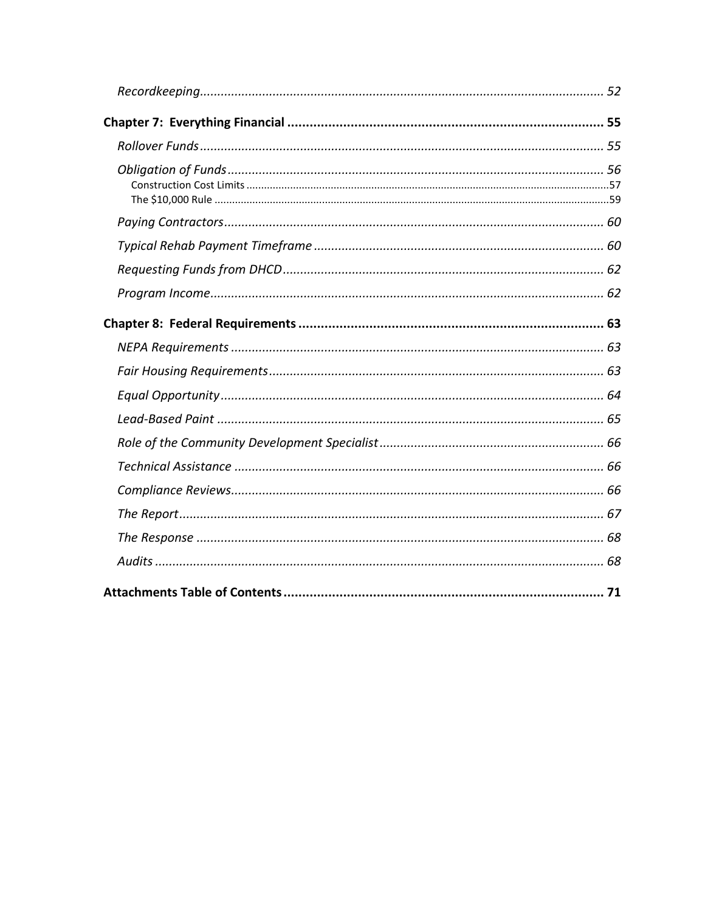*Recordkeeping* .......... 52

**Chapter 7: Everything Financial** .......... 55

*Rollover Funds* .......... 55

*Obligation of Funds* .......... 56

Construction Cost Limits .......... 57

The $10,000 Rule .......... 59

*Paying Contractors* .......... 60

*Typical Rehab Payment Timeframe* .......... 60

*Requesting Funds from DHCD* .......... 62

*Program Income* .......... 62

**Chapter 8: Federal Requirements** .......... 63

*NEPA Requirements* .......... 63

*Fair Housing Requirements* .......... 63

*Equal Opportunity* .......... 64

*Lead-Based Paint* .......... 65

*Role of the Community Development Specialist* .......... 66

*Technical Assistance* .......... 66

*Compliance Reviews* .......... 66

*The Report* .......... 67

*The Response* .......... 68

*Audits* .......... 68

**Attachments Table of Contents** .......... 71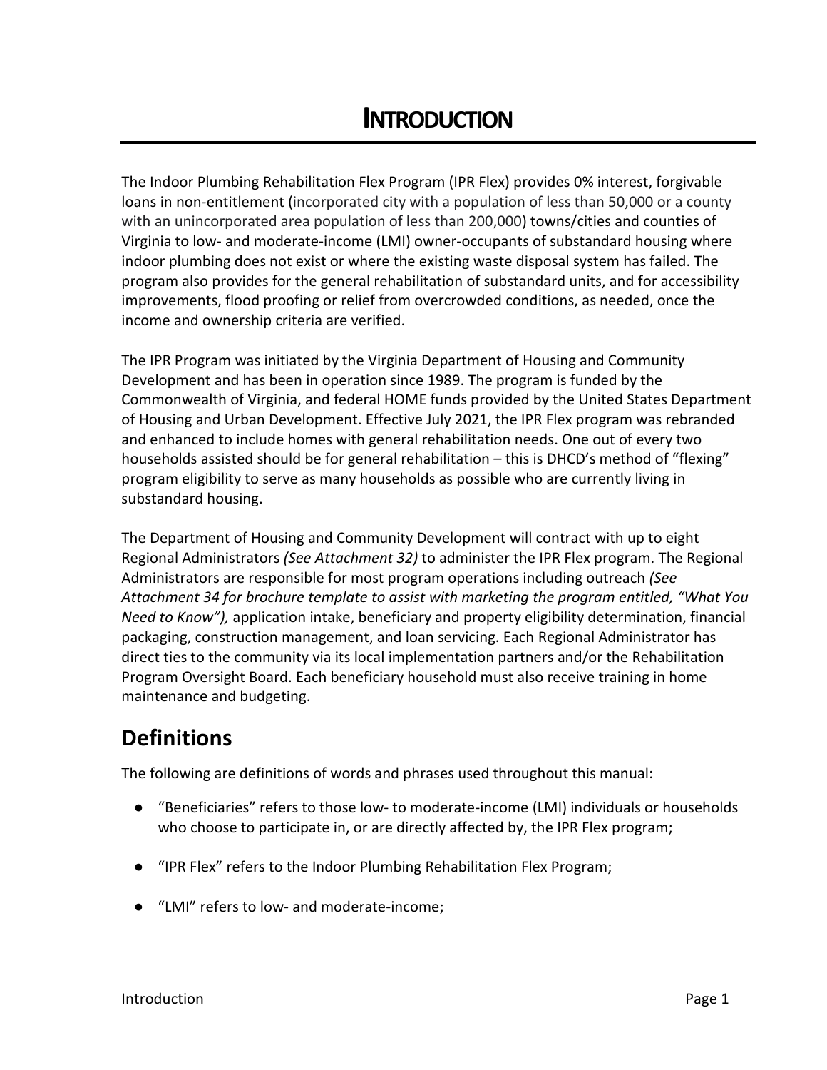# INTRODUCTION

The Indoor Plumbing Rehabilitation Flex Program (IPR Flex) provides 0% interest, forgivable loans in non-entitlement (incorporated city with a population of less than 50,000 or a county with an unincorporated area population of less than 200,000) towns/cities and counties of Virginia to low- and moderate-income (LMI) owner-occupants of substandard housing where indoor plumbing does not exist or where the existing waste disposal system has failed. The program also provides for the general rehabilitation of substandard units, and for accessibility improvements, flood proofing or relief from overcrowded conditions, as needed, once the income and ownership criteria are verified.

The IPR Program was initiated by the Virginia Department of Housing and Community Development and has been in operation since 1989. The program is funded by the Commonwealth of Virginia, and federal HOME funds provided by the United States Department of Housing and Urban Development. Effective July 2021, the IPR Flex program was rebranded and enhanced to include homes with general rehabilitation needs. One out of every two households assisted should be for general rehabilitation – this is DHCD's method of "flexing" program eligibility to serve as many households as possible who are currently living in substandard housing.

The Department of Housing and Community Development will contract with up to eight Regional Administrators *(See Attachment 32)* to administer the IPR Flex program. The Regional Administrators are responsible for most program operations including outreach *(See Attachment 34 for brochure template to assist with marketing the program entitled, "What You Need to Know"),* application intake, beneficiary and property eligibility determination, financial packaging, construction management, and loan servicing. Each Regional Administrator has direct ties to the community via its local implementation partners and/or the Rehabilitation Program Oversight Board. Each beneficiary household must also receive training in home maintenance and budgeting.

## Definitions

The following are definitions of words and phrases used throughout this manual:

- "Beneficiaries" refers to those low- to moderate-income (LMI) individuals or households who choose to participate in, or are directly affected by, the IPR Flex program;
- "IPR Flex" refers to the Indoor Plumbing Rehabilitation Flex Program;
- "LMI" refers to low- and moderate-income;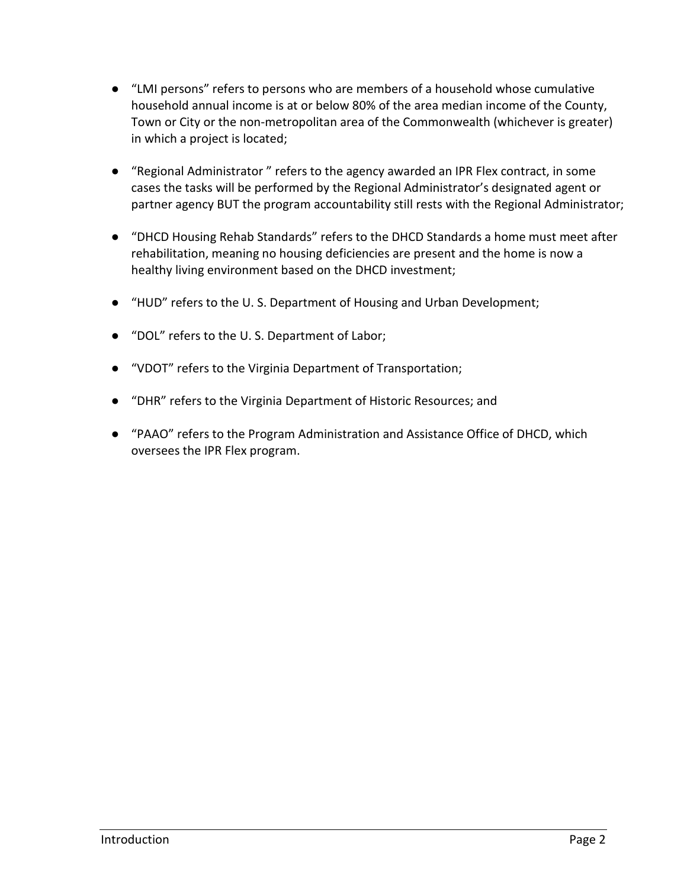- "LMI persons" refers to persons who are members of a household whose cumulative household annual income is at or below 80% of the area median income of the County, Town or City or the non-metropolitan area of the Commonwealth (whichever is greater) in which a project is located;

- "Regional Administrator " refers to the agency awarded an IPR Flex contract, in some cases the tasks will be performed by the Regional Administrator's designated agent or partner agency BUT the program accountability still rests with the Regional Administrator;

- "DHCD Housing Rehab Standards" refers to the DHCD Standards a home must meet after rehabilitation, meaning no housing deficiencies are present and the home is now a healthy living environment based on the DHCD investment;

- "HUD" refers to the U. S. Department of Housing and Urban Development;

- "DOL" refers to the U. S. Department of Labor;

- "VDOT" refers to the Virginia Department of Transportation;

- "DHR" refers to the Virginia Department of Historic Resources; and

- "PAAO" refers to the Program Administration and Assistance Office of DHCD, which oversees the IPR Flex program.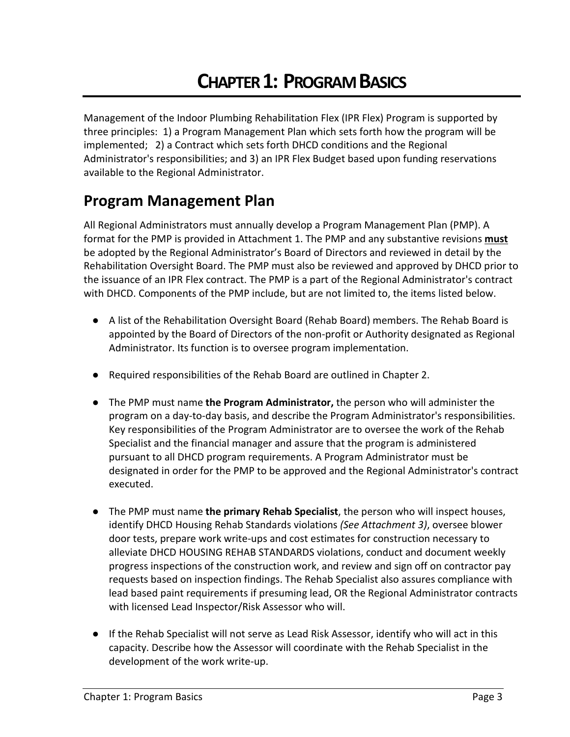# CHAPTER 1: PROGRAM BASICS

Management of the Indoor Plumbing Rehabilitation Flex (IPR Flex) Program is supported by three principles: 1) a Program Management Plan which sets forth how the program will be implemented; 2) a Contract which sets forth DHCD conditions and the Regional Administrator's responsibilities; and 3) an IPR Flex Budget based upon funding reservations available to the Regional Administrator.

## Program Management Plan

All Regional Administrators must annually develop a Program Management Plan (PMP). A format for the PMP is provided in Attachment 1. The PMP and any substantive revisions **must** be adopted by the Regional Administrator's Board of Directors and reviewed in detail by the Rehabilitation Oversight Board. The PMP must also be reviewed and approved by DHCD prior to the issuance of an IPR Flex contract. The PMP is a part of the Regional Administrator's contract with DHCD. Components of the PMP include, but are not limited to, the items listed below.

- A list of the Rehabilitation Oversight Board (Rehab Board) members. The Rehab Board is appointed by the Board of Directors of the non-profit or Authority designated as Regional Administrator. Its function is to oversee program implementation.
- Required responsibilities of the Rehab Board are outlined in Chapter 2.
- The PMP must name **the Program Administrator,** the person who will administer the program on a day-to-day basis, and describe the Program Administrator's responsibilities. Key responsibilities of the Program Administrator are to oversee the work of the Rehab Specialist and the financial manager and assure that the program is administered pursuant to all DHCD program requirements. A Program Administrator must be designated in order for the PMP to be approved and the Regional Administrator's contract executed.
- The PMP must name **the primary Rehab Specialist**, the person who will inspect houses, identify DHCD Housing Rehab Standards violations *(See Attachment 3)*, oversee blower door tests, prepare work write-ups and cost estimates for construction necessary to alleviate DHCD HOUSING REHAB STANDARDS violations, conduct and document weekly progress inspections of the construction work, and review and sign off on contractor pay requests based on inspection findings. The Rehab Specialist also assures compliance with lead based paint requirements if presuming lead, OR the Regional Administrator contracts with licensed Lead Inspector/Risk Assessor who will.
- If the Rehab Specialist will not serve as Lead Risk Assessor, identify who will act in this capacity. Describe how the Assessor will coordinate with the Rehab Specialist in the development of the work write-up.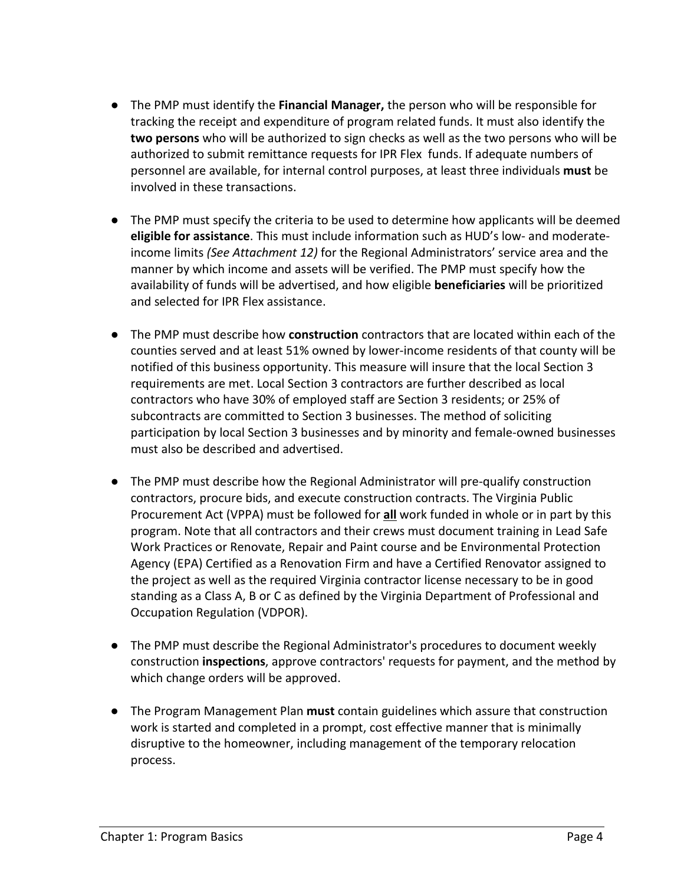- The PMP must identify the **Financial Manager,** the person who will be responsible for tracking the receipt and expenditure of program related funds. It must also identify the **two persons** who will be authorized to sign checks as well as the two persons who will be authorized to submit remittance requests for IPR Flex funds. If adequate numbers of personnel are available, for internal control purposes, at least three individuals **must** be involved in these transactions.

- The PMP must specify the criteria to be used to determine how applicants will be deemed **eligible for assistance**. This must include information such as HUD's low- and moderate-income limits *(See Attachment 12)* for the Regional Administrators' service area and the manner by which income and assets will be verified. The PMP must specify how the availability of funds will be advertised, and how eligible **beneficiaries** will be prioritized and selected for IPR Flex assistance.

- The PMP must describe how **construction** contractors that are located within each of the counties served and at least 51% owned by lower-income residents of that county will be notified of this business opportunity. This measure will insure that the local Section 3 requirements are met. Local Section 3 contractors are further described as local contractors who have 30% of employed staff are Section 3 residents; or 25% of subcontracts are committed to Section 3 businesses. The method of soliciting participation by local Section 3 businesses and by minority and female-owned businesses must also be described and advertised.

- The PMP must describe how the Regional Administrator will pre-qualify construction contractors, procure bids, and execute construction contracts. The Virginia Public Procurement Act (VPPA) must be followed for **<u>all</u>** work funded in whole or in part by this program. Note that all contractors and their crews must document training in Lead Safe Work Practices or Renovate, Repair and Paint course and be Environmental Protection Agency (EPA) Certified as a Renovation Firm and have a Certified Renovator assigned to the project as well as the required Virginia contractor license necessary to be in good standing as a Class A, B or C as defined by the Virginia Department of Professional and Occupation Regulation (VDPOR).

- The PMP must describe the Regional Administrator's procedures to document weekly construction **inspections**, approve contractors' requests for payment, and the method by which change orders will be approved.

- The Program Management Plan **must** contain guidelines which assure that construction work is started and completed in a prompt, cost effective manner that is minimally disruptive to the homeowner, including management of the temporary relocation process.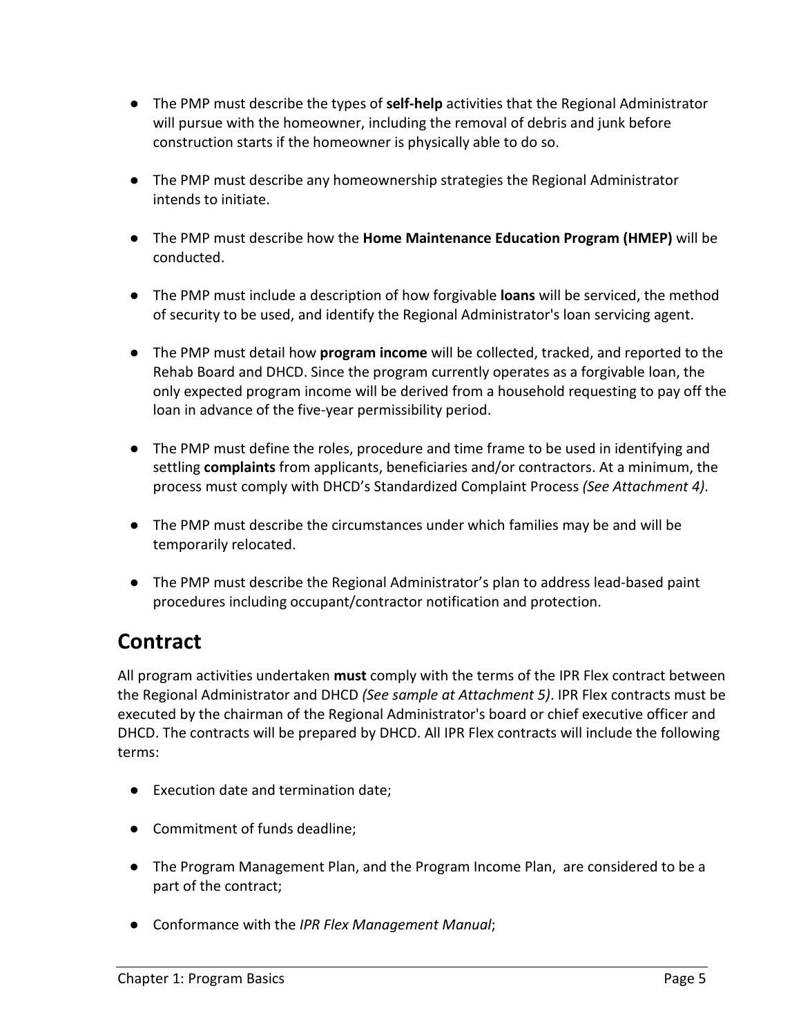- The PMP must describe the types of **self-help** activities that the Regional Administrator will pursue with the homeowner, including the removal of debris and junk before construction starts if the homeowner is physically able to do so.

- The PMP must describe any homeownership strategies the Regional Administrator intends to initiate.

- The PMP must describe how the **Home Maintenance Education Program (HMEP)** will be conducted.

- The PMP must include a description of how forgivable **loans** will be serviced, the method of security to be used, and identify the Regional Administrator's loan servicing agent.

- The PMP must detail how **program income** will be collected, tracked, and reported to the Rehab Board and DHCD. Since the program currently operates as a forgivable loan, the only expected program income will be derived from a household requesting to pay off the loan in advance of the five-year permissibility period.

- The PMP must define the roles, procedure and time frame to be used in identifying and settling **complaints** from applicants, beneficiaries and/or contractors. At a minimum, the process must comply with DHCD's Standardized Complaint Process *(See Attachment 4)*.

- The PMP must describe the circumstances under which families may be and will be temporarily relocated.

- The PMP must describe the Regional Administrator's plan to address lead-based paint procedures including occupant/contractor notification and protection.

## Contract

All program activities undertaken **must** comply with the terms of the IPR Flex contract between the Regional Administrator and DHCD *(See sample at Attachment 5)*. IPR Flex contracts must be executed by the chairman of the Regional Administrator's board or chief executive officer and DHCD. The contracts will be prepared by DHCD. All IPR Flex contracts will include the following terms:

- Execution date and termination date;

- Commitment of funds deadline;

- The Program Management Plan, and the Program Income Plan, are considered to be a part of the contract;

- Conformance with the *IPR Flex Management Manual*;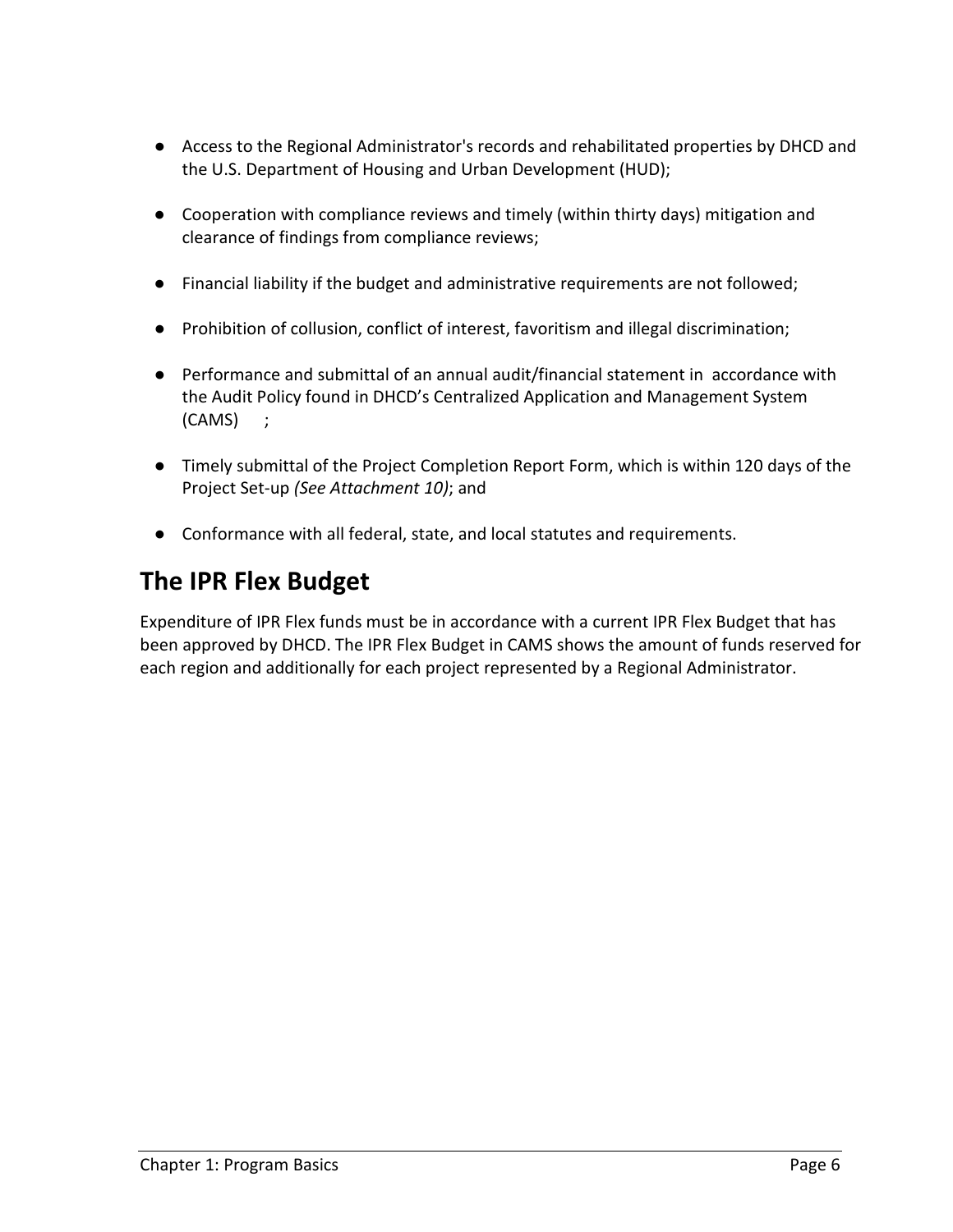- Access to the Regional Administrator's records and rehabilitated properties by DHCD and the U.S. Department of Housing and Urban Development (HUD);
- Cooperation with compliance reviews and timely (within thirty days) mitigation and clearance of findings from compliance reviews;
- Financial liability if the budget and administrative requirements are not followed;
- Prohibition of collusion, conflict of interest, favoritism and illegal discrimination;
- Performance and submittal of an annual audit/financial statement in accordance with the Audit Policy found in DHCD's Centralized Application and Management System (CAMS) ;
- Timely submittal of the Project Completion Report Form, which is within 120 days of the Project Set-up *(See Attachment 10)*; and
- Conformance with all federal, state, and local statutes and requirements.

## The IPR Flex Budget

Expenditure of IPR Flex funds must be in accordance with a current IPR Flex Budget that has been approved by DHCD. The IPR Flex Budget in CAMS shows the amount of funds reserved for each region and additionally for each project represented by a Regional Administrator.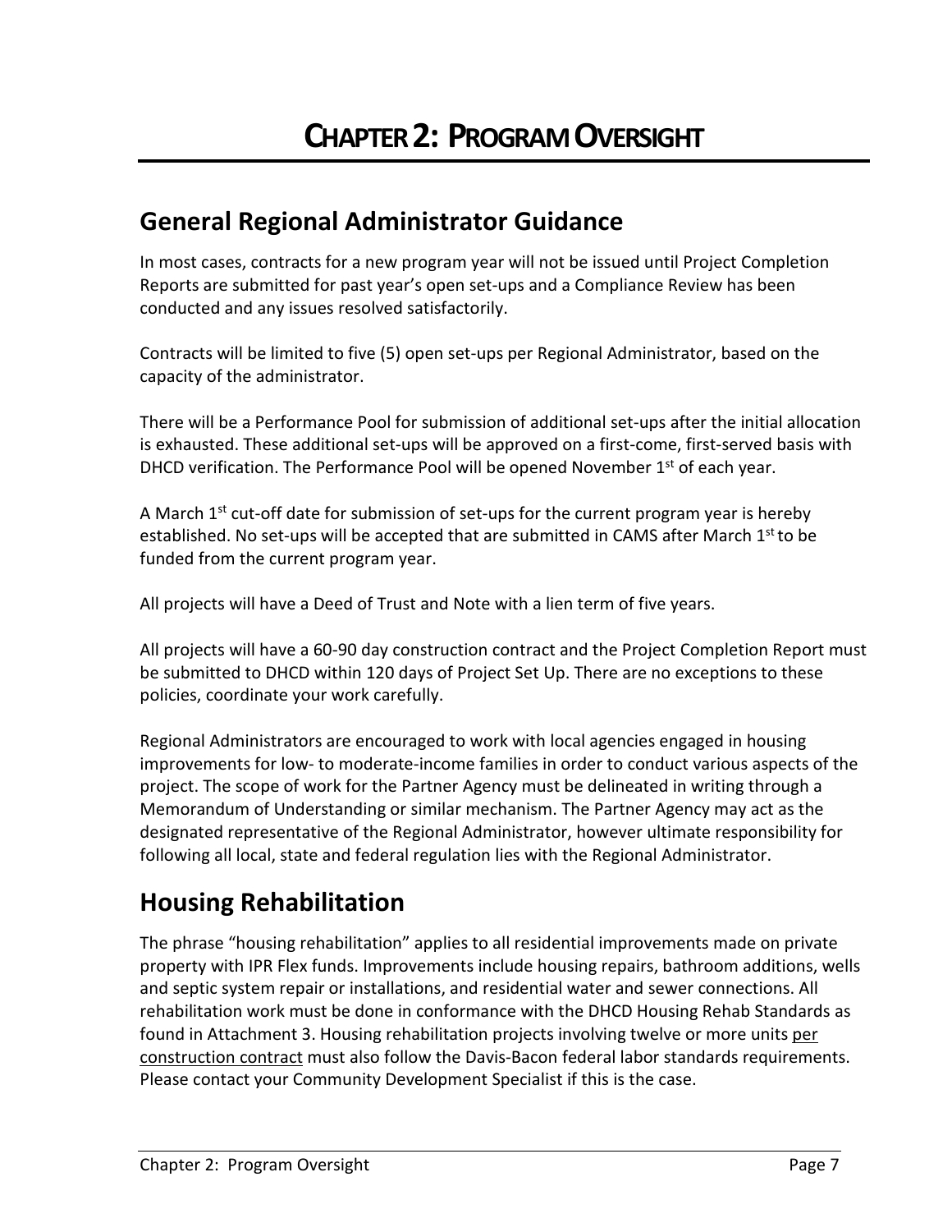# Chapter 2: Program Oversight

## General Regional Administrator Guidance

In most cases, contracts for a new program year will not be issued until Project Completion Reports are submitted for past year's open set-ups and a Compliance Review has been conducted and any issues resolved satisfactorily.

Contracts will be limited to five (5) open set-ups per Regional Administrator, based on the capacity of the administrator.

There will be a Performance Pool for submission of additional set-ups after the initial allocation is exhausted. These additional set-ups will be approved on a first-come, first-served basis with DHCD verification. The Performance Pool will be opened November 1st of each year.

A March 1st cut-off date for submission of set-ups for the current program year is hereby established. No set-ups will be accepted that are submitted in CAMS after March 1st to be funded from the current program year.

All projects will have a Deed of Trust and Note with a lien term of five years.

All projects will have a 60-90 day construction contract and the Project Completion Report must be submitted to DHCD within 120 days of Project Set Up. There are no exceptions to these policies, coordinate your work carefully.

Regional Administrators are encouraged to work with local agencies engaged in housing improvements for low- to moderate-income families in order to conduct various aspects of the project. The scope of work for the Partner Agency must be delineated in writing through a Memorandum of Understanding or similar mechanism. The Partner Agency may act as the designated representative of the Regional Administrator, however ultimate responsibility for following all local, state and federal regulation lies with the Regional Administrator.

## Housing Rehabilitation

The phrase "housing rehabilitation" applies to all residential improvements made on private property with IPR Flex funds. Improvements include housing repairs, bathroom additions, wells and septic system repair or installations, and residential water and sewer connections. All rehabilitation work must be done in conformance with the DHCD Housing Rehab Standards as found in Attachment 3. Housing rehabilitation projects involving twelve or more units per construction contract must also follow the Davis-Bacon federal labor standards requirements. Please contact your Community Development Specialist if this is the case.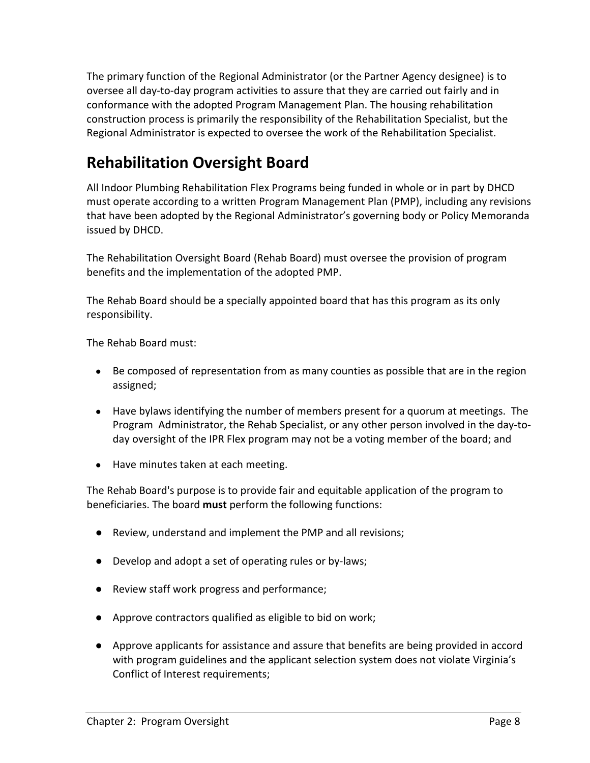The primary function of the Regional Administrator (or the Partner Agency designee) is to oversee all day-to-day program activities to assure that they are carried out fairly and in conformance with the adopted Program Management Plan. The housing rehabilitation construction process is primarily the responsibility of the Rehabilitation Specialist, but the Regional Administrator is expected to oversee the work of the Rehabilitation Specialist.

## Rehabilitation Oversight Board

All Indoor Plumbing Rehabilitation Flex Programs being funded in whole or in part by DHCD must operate according to a written Program Management Plan (PMP), including any revisions that have been adopted by the Regional Administrator's governing body or Policy Memoranda issued by DHCD.

The Rehabilitation Oversight Board (Rehab Board) must oversee the provision of program benefits and the implementation of the adopted PMP.

The Rehab Board should be a specially appointed board that has this program as its only responsibility.

The Rehab Board must:

- Be composed of representation from as many counties as possible that are in the region assigned;
- Have bylaws identifying the number of members present for a quorum at meetings. The Program Administrator, the Rehab Specialist, or any other person involved in the day-to-day oversight of the IPR Flex program may not be a voting member of the board; and
- Have minutes taken at each meeting.

The Rehab Board's purpose is to provide fair and equitable application of the program to beneficiaries. The board **must** perform the following functions:

- Review, understand and implement the PMP and all revisions;
- Develop and adopt a set of operating rules or by-laws;
- Review staff work progress and performance;
- Approve contractors qualified as eligible to bid on work;
- Approve applicants for assistance and assure that benefits are being provided in accord with program guidelines and the applicant selection system does not violate Virginia's Conflict of Interest requirements;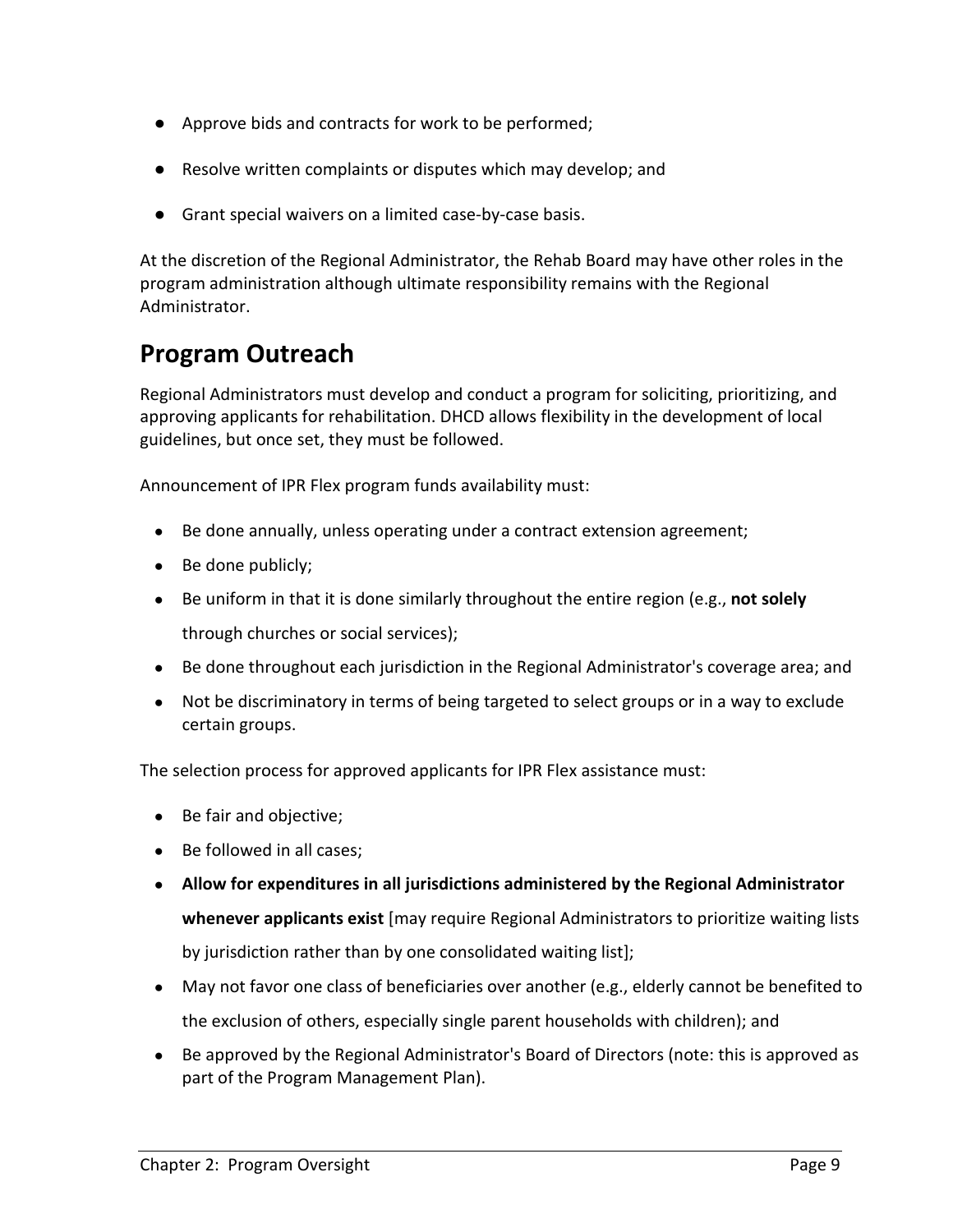- Approve bids and contracts for work to be performed;
- Resolve written complaints or disputes which may develop; and
- Grant special waivers on a limited case-by-case basis.

At the discretion of the Regional Administrator, the Rehab Board may have other roles in the program administration although ultimate responsibility remains with the Regional Administrator.

## Program Outreach

Regional Administrators must develop and conduct a program for soliciting, prioritizing, and approving applicants for rehabilitation. DHCD allows flexibility in the development of local guidelines, but once set, they must be followed.

Announcement of IPR Flex program funds availability must:

- Be done annually, unless operating under a contract extension agreement;
- Be done publicly;
- Be uniform in that it is done similarly throughout the entire region (e.g., **not solely** through churches or social services);
- Be done throughout each jurisdiction in the Regional Administrator's coverage area; and
- Not be discriminatory in terms of being targeted to select groups or in a way to exclude certain groups.

The selection process for approved applicants for IPR Flex assistance must:

- Be fair and objective;
- Be followed in all cases;
- **Allow for expenditures in all jurisdictions administered by the Regional Administrator whenever applicants exist** [may require Regional Administrators to prioritize waiting lists by jurisdiction rather than by one consolidated waiting list];
- May not favor one class of beneficiaries over another (e.g., elderly cannot be benefited to the exclusion of others, especially single parent households with children); and
- Be approved by the Regional Administrator's Board of Directors (note: this is approved as part of the Program Management Plan).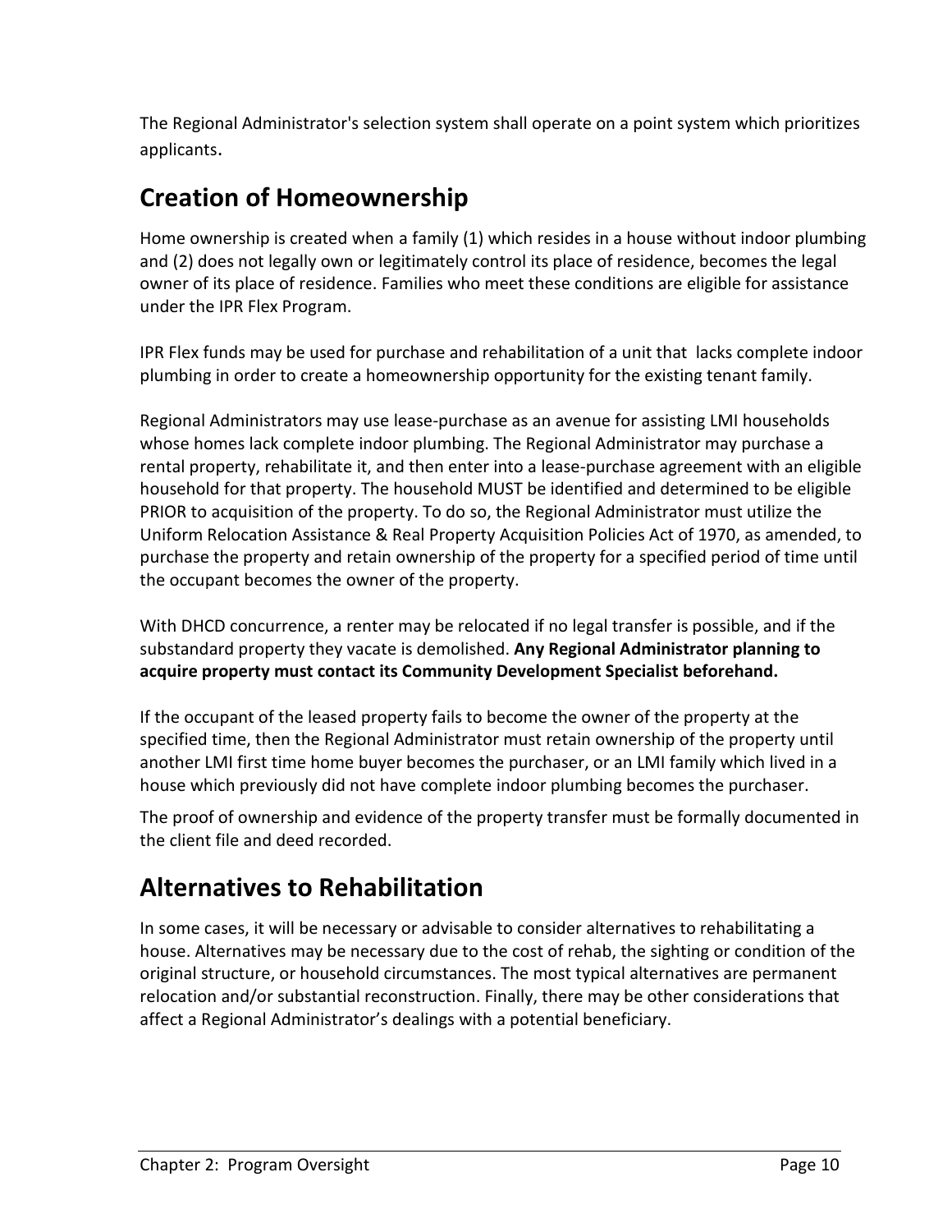The Regional Administrator's selection system shall operate on a point system which prioritizes applicants.

## Creation of Homeownership

Home ownership is created when a family (1) which resides in a house without indoor plumbing and (2) does not legally own or legitimately control its place of residence, becomes the legal owner of its place of residence. Families who meet these conditions are eligible for assistance under the IPR Flex Program.

IPR Flex funds may be used for purchase and rehabilitation of a unit that lacks complete indoor plumbing in order to create a homeownership opportunity for the existing tenant family.

Regional Administrators may use lease-purchase as an avenue for assisting LMI households whose homes lack complete indoor plumbing. The Regional Administrator may purchase a rental property, rehabilitate it, and then enter into a lease-purchase agreement with an eligible household for that property. The household MUST be identified and determined to be eligible PRIOR to acquisition of the property. To do so, the Regional Administrator must utilize the Uniform Relocation Assistance & Real Property Acquisition Policies Act of 1970, as amended, to purchase the property and retain ownership of the property for a specified period of time until the occupant becomes the owner of the property.

With DHCD concurrence, a renter may be relocated if no legal transfer is possible, and if the substandard property they vacate is demolished. **Any Regional Administrator planning to acquire property must contact its Community Development Specialist beforehand.**

If the occupant of the leased property fails to become the owner of the property at the specified time, then the Regional Administrator must retain ownership of the property until another LMI first time home buyer becomes the purchaser, or an LMI family which lived in a house which previously did not have complete indoor plumbing becomes the purchaser.

The proof of ownership and evidence of the property transfer must be formally documented in the client file and deed recorded.

## Alternatives to Rehabilitation

In some cases, it will be necessary or advisable to consider alternatives to rehabilitating a house. Alternatives may be necessary due to the cost of rehab, the sighting or condition of the original structure, or household circumstances. The most typical alternatives are permanent relocation and/or substantial reconstruction. Finally, there may be other considerations that affect a Regional Administrator's dealings with a potential beneficiary.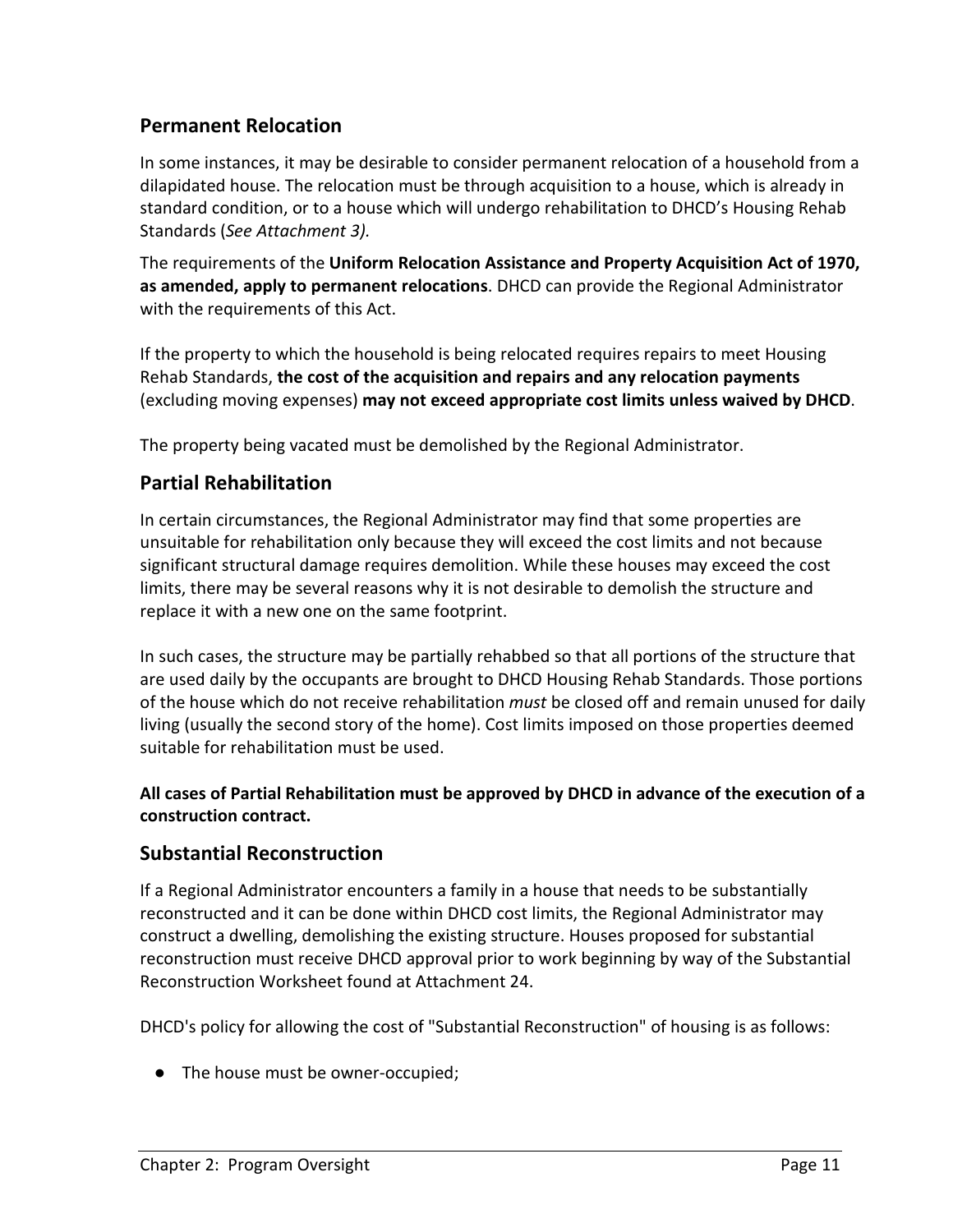## Permanent Relocation

In some instances, it may be desirable to consider permanent relocation of a household from a dilapidated house. The relocation must be through acquisition to a house, which is already in standard condition, or to a house which will undergo rehabilitation to DHCD's Housing Rehab Standards (*See Attachment 3).*

The requirements of the **Uniform Relocation Assistance and Property Acquisition Act of 1970, as amended, apply to permanent relocations**. DHCD can provide the Regional Administrator with the requirements of this Act.

If the property to which the household is being relocated requires repairs to meet Housing Rehab Standards, **the cost of the acquisition and repairs and any relocation payments** (excluding moving expenses) **may not exceed appropriate cost limits unless waived by DHCD**.

The property being vacated must be demolished by the Regional Administrator.

## Partial Rehabilitation

In certain circumstances, the Regional Administrator may find that some properties are unsuitable for rehabilitation only because they will exceed the cost limits and not because significant structural damage requires demolition. While these houses may exceed the cost limits, there may be several reasons why it is not desirable to demolish the structure and replace it with a new one on the same footprint.

In such cases, the structure may be partially rehabbed so that all portions of the structure that are used daily by the occupants are brought to DHCD Housing Rehab Standards. Those portions of the house which do not receive rehabilitation *must* be closed off and remain unused for daily living (usually the second story of the home). Cost limits imposed on those properties deemed suitable for rehabilitation must be used.

**All cases of Partial Rehabilitation must be approved by DHCD in advance of the execution of a construction contract.**

## Substantial Reconstruction

If a Regional Administrator encounters a family in a house that needs to be substantially reconstructed and it can be done within DHCD cost limits, the Regional Administrator may construct a dwelling, demolishing the existing structure. Houses proposed for substantial reconstruction must receive DHCD approval prior to work beginning by way of the Substantial Reconstruction Worksheet found at Attachment 24.

DHCD's policy for allowing the cost of "Substantial Reconstruction" of housing is as follows:

- The house must be owner-occupied;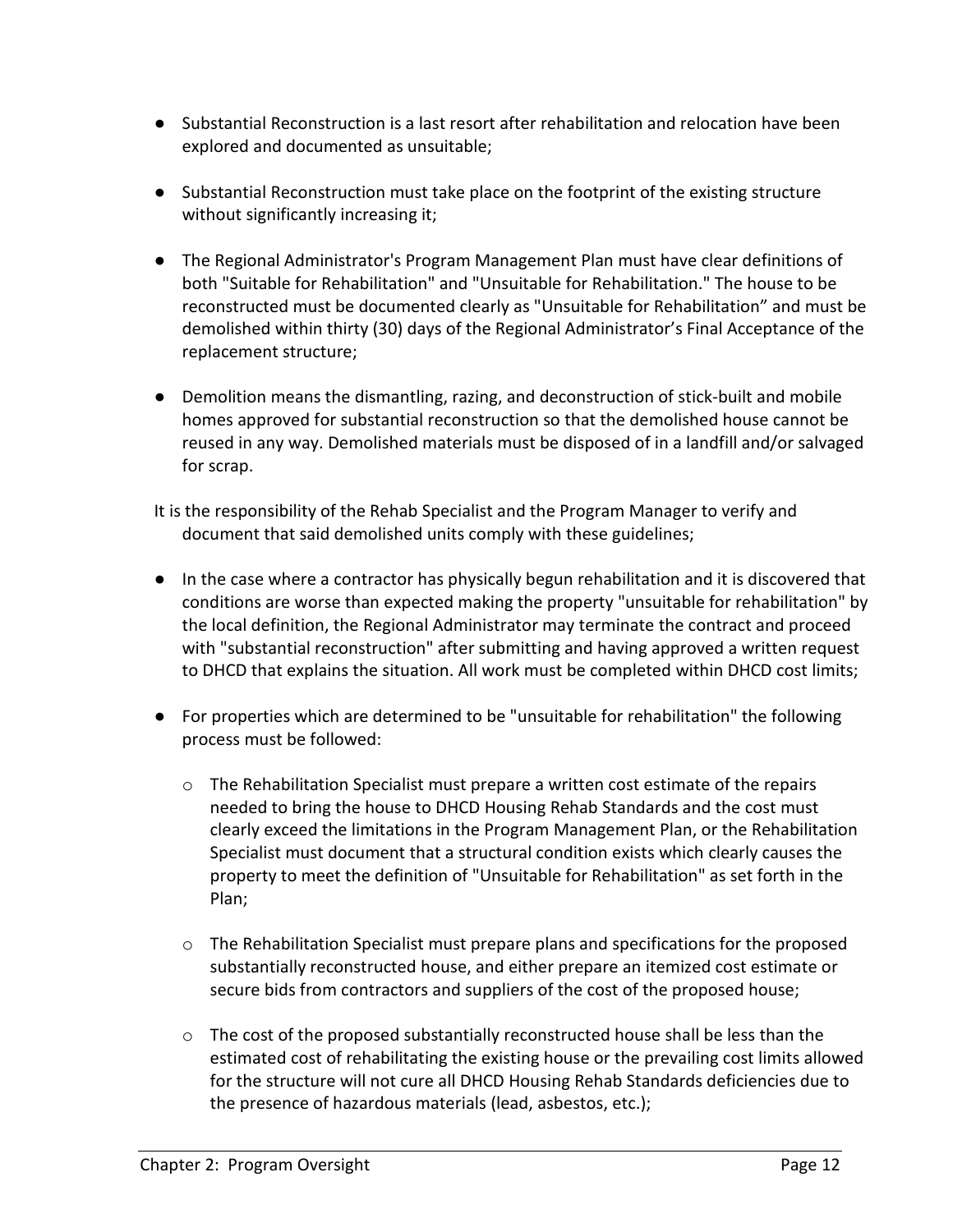- Substantial Reconstruction is a last resort after rehabilitation and relocation have been explored and documented as unsuitable;

- Substantial Reconstruction must take place on the footprint of the existing structure without significantly increasing it;

- The Regional Administrator's Program Management Plan must have clear definitions of both "Suitable for Rehabilitation" and "Unsuitable for Rehabilitation." The house to be reconstructed must be documented clearly as "Unsuitable for Rehabilitation" and must be demolished within thirty (30) days of the Regional Administrator's Final Acceptance of the replacement structure;

- Demolition means the dismantling, razing, and deconstruction of stick-built and mobile homes approved for substantial reconstruction so that the demolished house cannot be reused in any way. Demolished materials must be disposed of in a landfill and/or salvaged for scrap.

It is the responsibility of the Rehab Specialist and the Program Manager to verify and document that said demolished units comply with these guidelines;

- In the case where a contractor has physically begun rehabilitation and it is discovered that conditions are worse than expected making the property "unsuitable for rehabilitation" by the local definition, the Regional Administrator may terminate the contract and proceed with "substantial reconstruction" after submitting and having approved a written request to DHCD that explains the situation. All work must be completed within DHCD cost limits;

- For properties which are determined to be "unsuitable for rehabilitation" the following process must be followed:

  - The Rehabilitation Specialist must prepare a written cost estimate of the repairs needed to bring the house to DHCD Housing Rehab Standards and the cost must clearly exceed the limitations in the Program Management Plan, or the Rehabilitation Specialist must document that a structural condition exists which clearly causes the property to meet the definition of "Unsuitable for Rehabilitation" as set forth in the Plan;

  - The Rehabilitation Specialist must prepare plans and specifications for the proposed substantially reconstructed house, and either prepare an itemized cost estimate or secure bids from contractors and suppliers of the cost of the proposed house;

  - The cost of the proposed substantially reconstructed house shall be less than the estimated cost of rehabilitating the existing house or the prevailing cost limits allowed for the structure will not cure all DHCD Housing Rehab Standards deficiencies due to the presence of hazardous materials (lead, asbestos, etc.);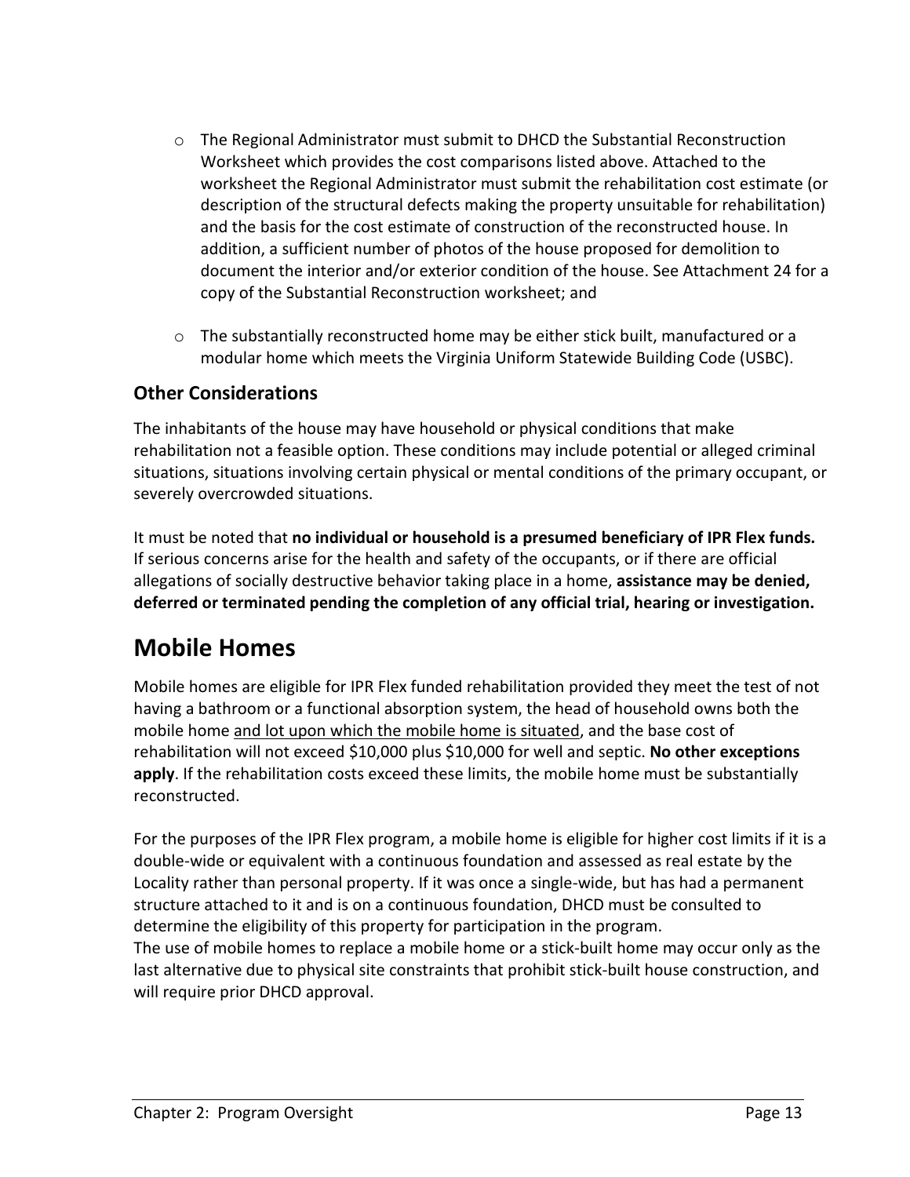- The Regional Administrator must submit to DHCD the Substantial Reconstruction Worksheet which provides the cost comparisons listed above. Attached to the worksheet the Regional Administrator must submit the rehabilitation cost estimate (or description of the structural defects making the property unsuitable for rehabilitation) and the basis for the cost estimate of construction of the reconstructed house. In addition, a sufficient number of photos of the house proposed for demolition to document the interior and/or exterior condition of the house. See Attachment 24 for a copy of the Substantial Reconstruction worksheet; and
- The substantially reconstructed home may be either stick built, manufactured or a modular home which meets the Virginia Uniform Statewide Building Code (USBC).

### Other Considerations

The inhabitants of the house may have household or physical conditions that make rehabilitation not a feasible option. These conditions may include potential or alleged criminal situations, situations involving certain physical or mental conditions of the primary occupant, or severely overcrowded situations.

It must be noted that **no individual or household is a presumed beneficiary of IPR Flex funds.** If serious concerns arise for the health and safety of the occupants, or if there are official allegations of socially destructive behavior taking place in a home, **assistance may be denied, deferred or terminated pending the completion of any official trial, hearing or investigation.**

## Mobile Homes

Mobile homes are eligible for IPR Flex funded rehabilitation provided they meet the test of not having a bathroom or a functional absorption system, the head of household owns both the mobile home and lot upon which the mobile home is situated, and the base cost of rehabilitation will not exceed $10,000 plus $10,000 for well and septic. **No other exceptions apply**. If the rehabilitation costs exceed these limits, the mobile home must be substantially reconstructed.

For the purposes of the IPR Flex program, a mobile home is eligible for higher cost limits if it is a double-wide or equivalent with a continuous foundation and assessed as real estate by the Locality rather than personal property. If it was once a single-wide, but has had a permanent structure attached to it and is on a continuous foundation, DHCD must be consulted to determine the eligibility of this property for participation in the program.
The use of mobile homes to replace a mobile home or a stick-built home may occur only as the last alternative due to physical site constraints that prohibit stick-built house construction, and will require prior DHCD approval.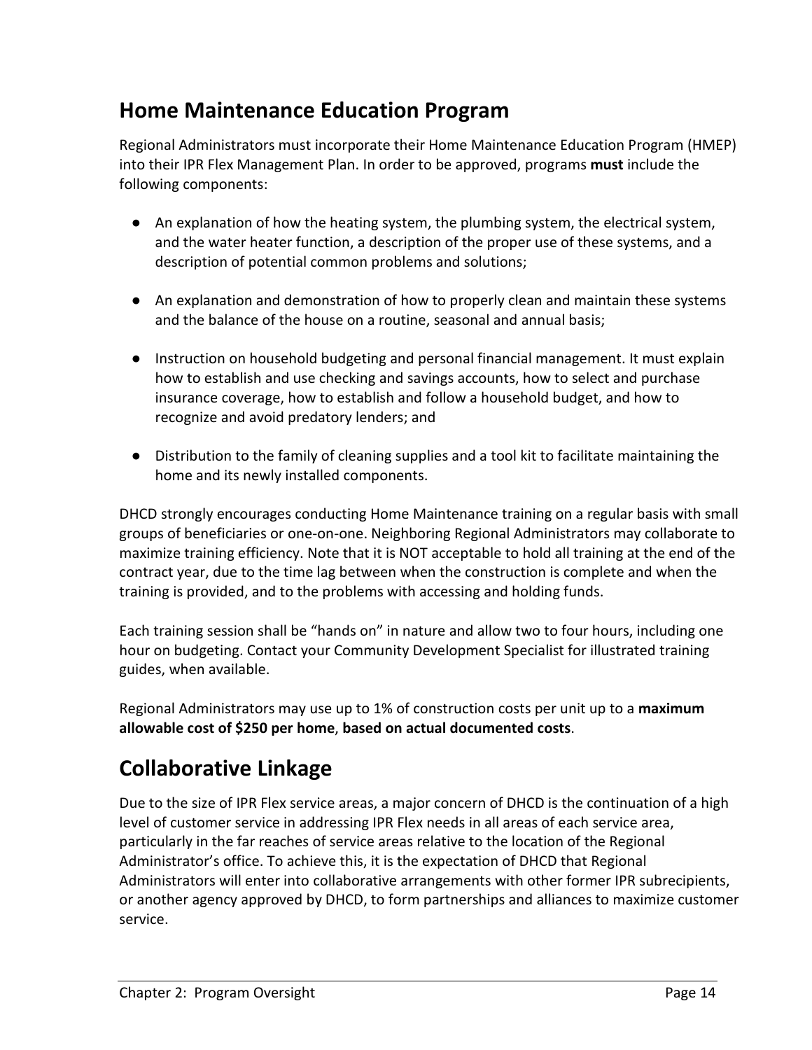## Home Maintenance Education Program

Regional Administrators must incorporate their Home Maintenance Education Program (HMEP) into their IPR Flex Management Plan. In order to be approved, programs **must** include the following components:

- An explanation of how the heating system, the plumbing system, the electrical system, and the water heater function, a description of the proper use of these systems, and a description of potential common problems and solutions;

- An explanation and demonstration of how to properly clean and maintain these systems and the balance of the house on a routine, seasonal and annual basis;

- Instruction on household budgeting and personal financial management. It must explain how to establish and use checking and savings accounts, how to select and purchase insurance coverage, how to establish and follow a household budget, and how to recognize and avoid predatory lenders; and

- Distribution to the family of cleaning supplies and a tool kit to facilitate maintaining the home and its newly installed components.

DHCD strongly encourages conducting Home Maintenance training on a regular basis with small groups of beneficiaries or one-on-one. Neighboring Regional Administrators may collaborate to maximize training efficiency. Note that it is NOT acceptable to hold all training at the end of the contract year, due to the time lag between when the construction is complete and when the training is provided, and to the problems with accessing and holding funds.

Each training session shall be "hands on" in nature and allow two to four hours, including one hour on budgeting. Contact your Community Development Specialist for illustrated training guides, when available.

Regional Administrators may use up to 1% of construction costs per unit up to a **maximum allowable cost of $250 per home**, **based on actual documented costs**.

## Collaborative Linkage

Due to the size of IPR Flex service areas, a major concern of DHCD is the continuation of a high level of customer service in addressing IPR Flex needs in all areas of each service area, particularly in the far reaches of service areas relative to the location of the Regional Administrator's office. To achieve this, it is the expectation of DHCD that Regional Administrators will enter into collaborative arrangements with other former IPR subrecipients, or another agency approved by DHCD, to form partnerships and alliances to maximize customer service.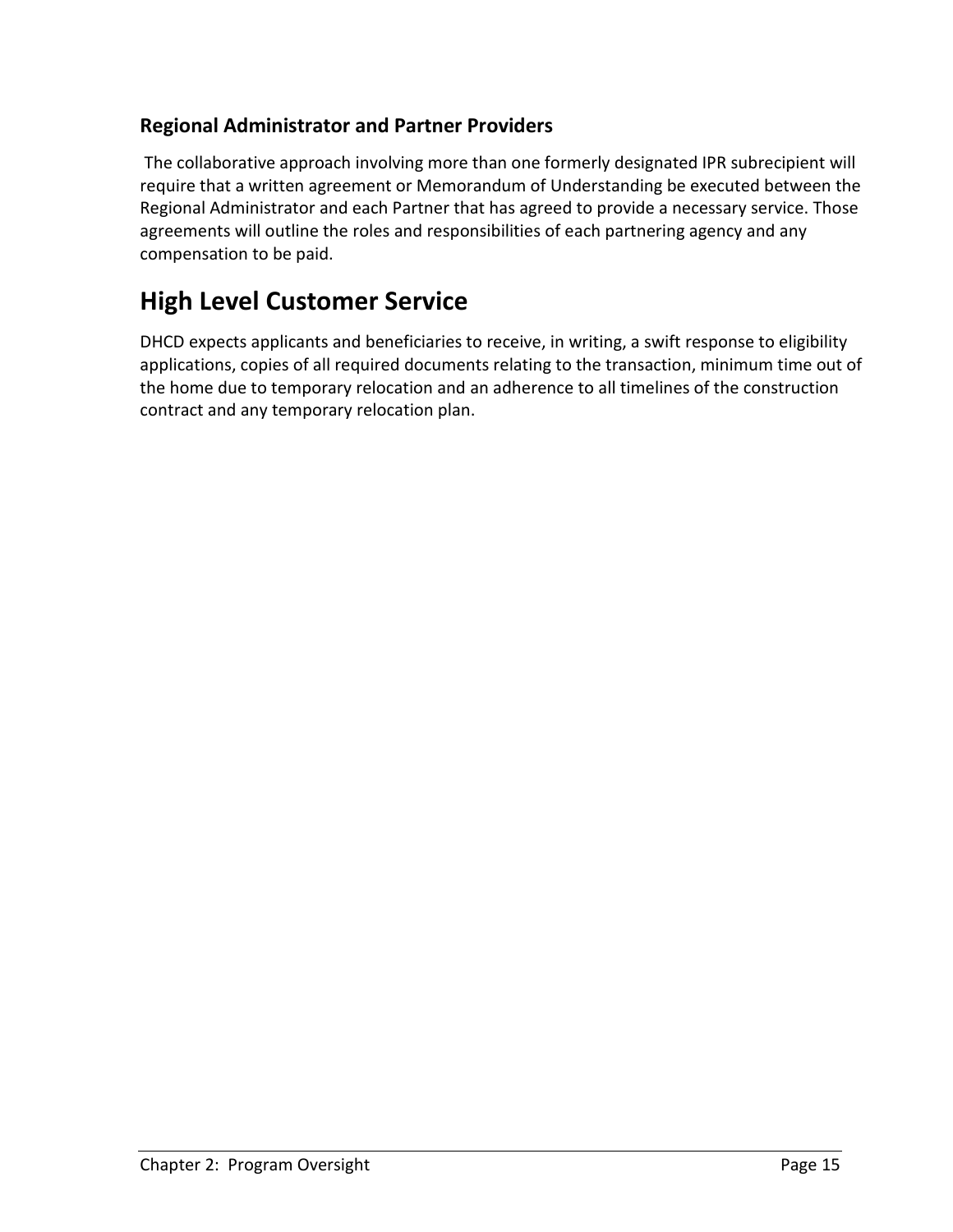### Regional Administrator and Partner Providers

The collaborative approach involving more than one formerly designated IPR subrecipient will require that a written agreement or Memorandum of Understanding be executed between the Regional Administrator and each Partner that has agreed to provide a necessary service. Those agreements will outline the roles and responsibilities of each partnering agency and any compensation to be paid.

## High Level Customer Service

DHCD expects applicants and beneficiaries to receive, in writing, a swift response to eligibility applications, copies of all required documents relating to the transaction, minimum time out of the home due to temporary relocation and an adherence to all timelines of the construction contract and any temporary relocation plan.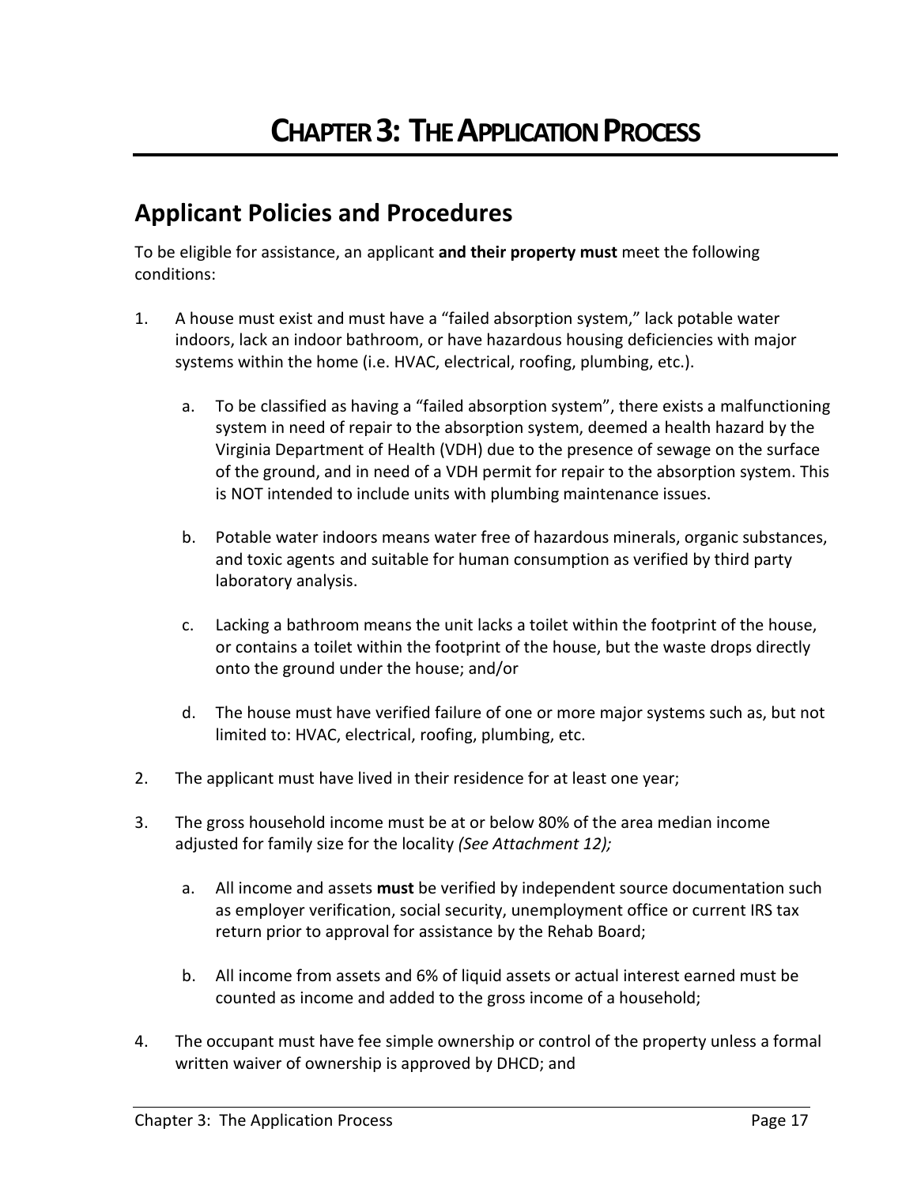# CHAPTER 3: THE APPLICATION PROCESS

## Applicant Policies and Procedures

To be eligible for assistance, an applicant **and their property must** meet the following conditions:

1. A house must exist and must have a "failed absorption system," lack potable water indoors, lack an indoor bathroom, or have hazardous housing deficiencies with major systems within the home (i.e. HVAC, electrical, roofing, plumbing, etc.).

   a. To be classified as having a "failed absorption system", there exists a malfunctioning system in need of repair to the absorption system, deemed a health hazard by the Virginia Department of Health (VDH) due to the presence of sewage on the surface of the ground, and in need of a VDH permit for repair to the absorption system. This is NOT intended to include units with plumbing maintenance issues.

   b. Potable water indoors means water free of hazardous minerals, organic substances, and toxic agents and suitable for human consumption as verified by third party laboratory analysis.

   c. Lacking a bathroom means the unit lacks a toilet within the footprint of the house, or contains a toilet within the footprint of the house, but the waste drops directly onto the ground under the house; and/or

   d. The house must have verified failure of one or more major systems such as, but not limited to: HVAC, electrical, roofing, plumbing, etc.

2. The applicant must have lived in their residence for at least one year;

3. The gross household income must be at or below 80% of the area median income adjusted for family size for the locality *(See Attachment 12);*

   a. All income and assets **must** be verified by independent source documentation such as employer verification, social security, unemployment office or current IRS tax return prior to approval for assistance by the Rehab Board;

   b. All income from assets and 6% of liquid assets or actual interest earned must be counted as income and added to the gross income of a household;

4. The occupant must have fee simple ownership or control of the property unless a formal written waiver of ownership is approved by DHCD; and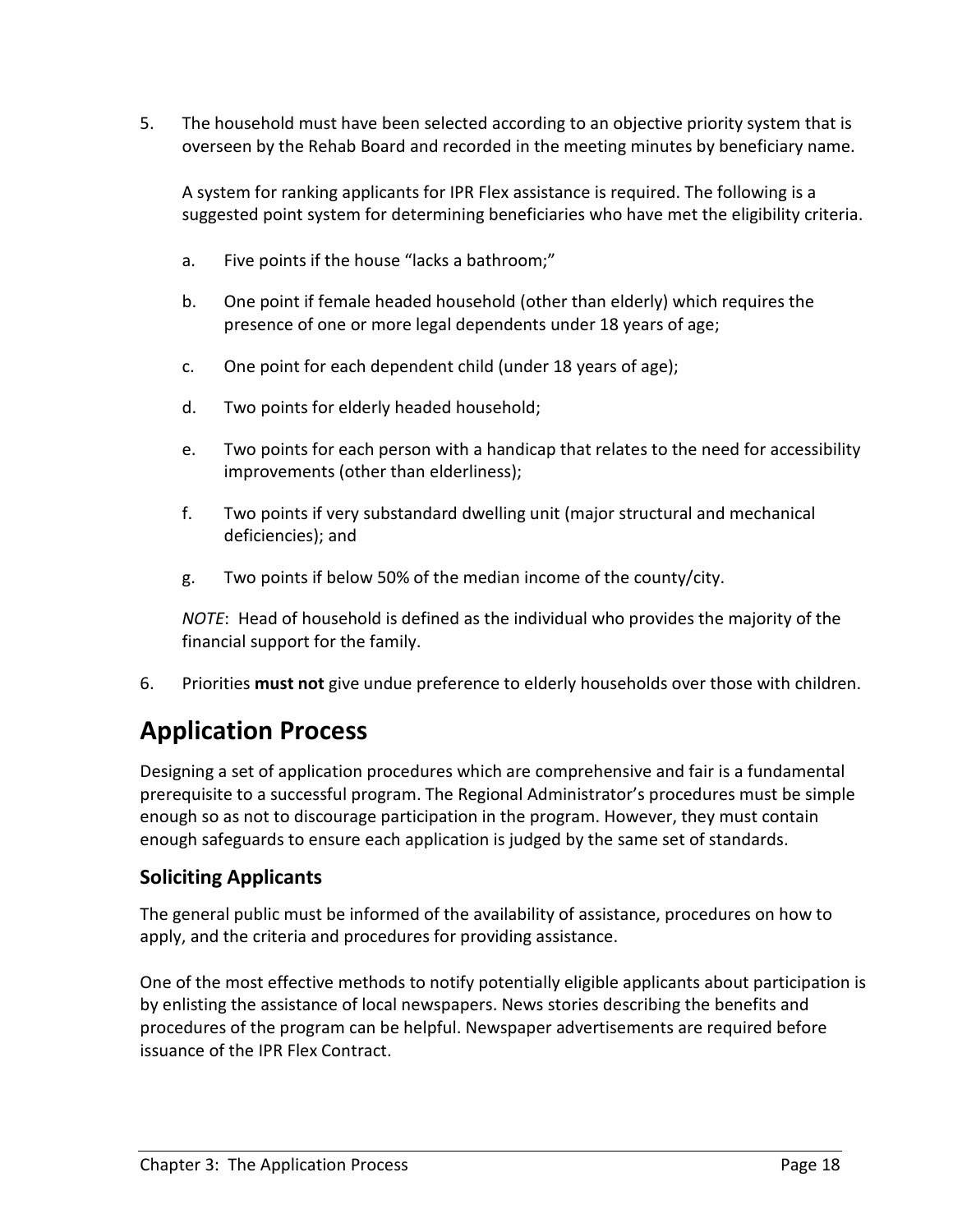5. The household must have been selected according to an objective priority system that is overseen by the Rehab Board and recorded in the meeting minutes by beneficiary name.

   A system for ranking applicants for IPR Flex assistance is required. The following is a suggested point system for determining beneficiaries who have met the eligibility criteria.

   a. Five points if the house "lacks a bathroom;"

   b. One point if female headed household (other than elderly) which requires the presence of one or more legal dependents under 18 years of age;

   c. One point for each dependent child (under 18 years of age);

   d. Two points for elderly headed household;

   e. Two points for each person with a handicap that relates to the need for accessibility improvements (other than elderliness);

   f. Two points if very substandard dwelling unit (major structural and mechanical deficiencies); and

   g. Two points if below 50% of the median income of the county/city.

   *NOTE*: Head of household is defined as the individual who provides the majority of the financial support for the family.

6. Priorities **must not** give undue preference to elderly households over those with children.

# Application Process

Designing a set of application procedures which are comprehensive and fair is a fundamental prerequisite to a successful program. The Regional Administrator's procedures must be simple enough so as not to discourage participation in the program. However, they must contain enough safeguards to ensure each application is judged by the same set of standards.

## Soliciting Applicants

The general public must be informed of the availability of assistance, procedures on how to apply, and the criteria and procedures for providing assistance.

One of the most effective methods to notify potentially eligible applicants about participation is by enlisting the assistance of local newspapers. News stories describing the benefits and procedures of the program can be helpful. Newspaper advertisements are required before issuance of the IPR Flex Contract.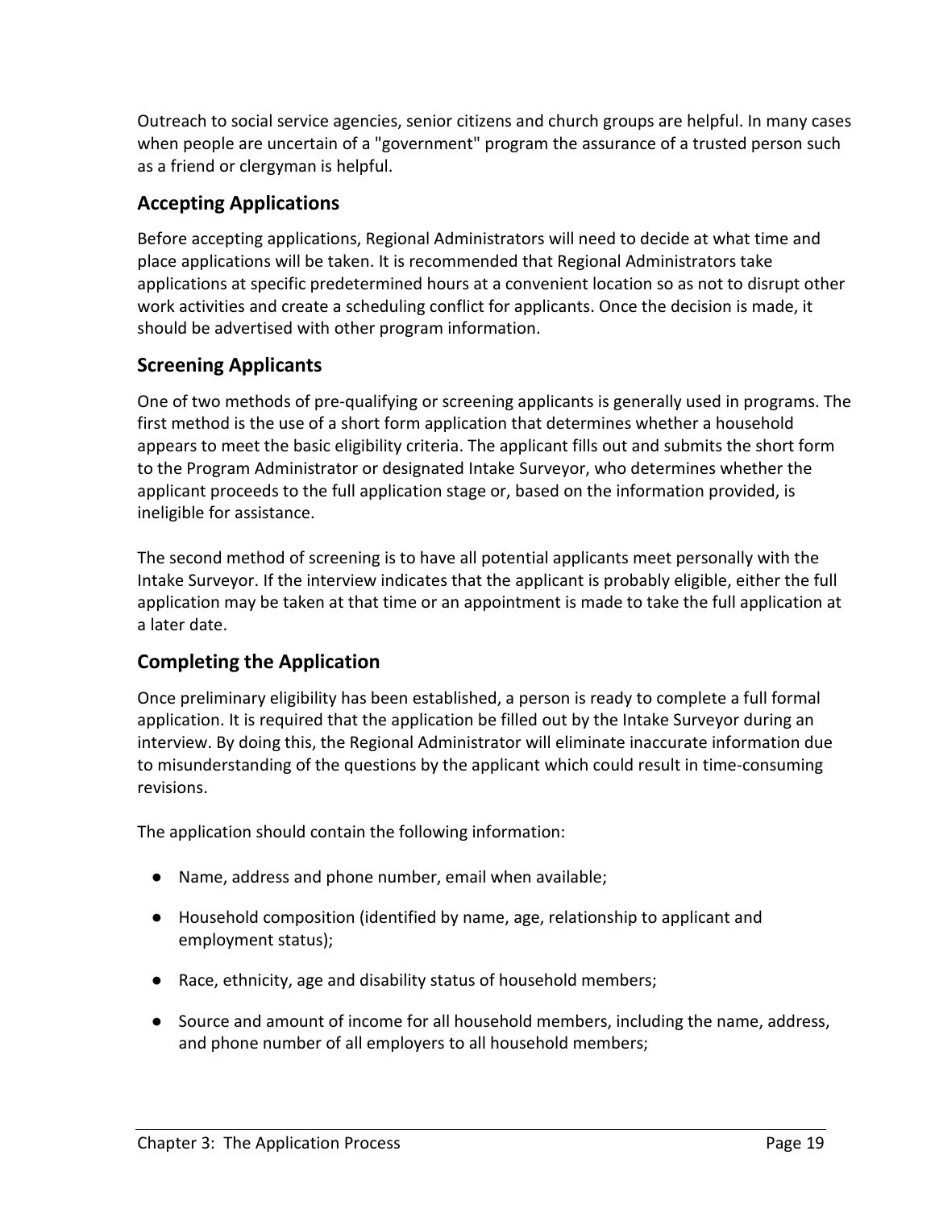Outreach to social service agencies, senior citizens and church groups are helpful. In many cases when people are uncertain of a "government" program the assurance of a trusted person such as a friend or clergyman is helpful.

## Accepting Applications

Before accepting applications, Regional Administrators will need to decide at what time and place applications will be taken. It is recommended that Regional Administrators take applications at specific predetermined hours at a convenient location so as not to disrupt other work activities and create a scheduling conflict for applicants. Once the decision is made, it should be advertised with other program information.

## Screening Applicants

One of two methods of pre-qualifying or screening applicants is generally used in programs. The first method is the use of a short form application that determines whether a household appears to meet the basic eligibility criteria. The applicant fills out and submits the short form to the Program Administrator or designated Intake Surveyor, who determines whether the applicant proceeds to the full application stage or, based on the information provided, is ineligible for assistance.

The second method of screening is to have all potential applicants meet personally with the Intake Surveyor. If the interview indicates that the applicant is probably eligible, either the full application may be taken at that time or an appointment is made to take the full application at a later date.

## Completing the Application

Once preliminary eligibility has been established, a person is ready to complete a full formal application. It is required that the application be filled out by the Intake Surveyor during an interview. By doing this, the Regional Administrator will eliminate inaccurate information due to misunderstanding of the questions by the applicant which could result in time-consuming revisions.

The application should contain the following information:

- Name, address and phone number, email when available;
- Household composition (identified by name, age, relationship to applicant and employment status);
- Race, ethnicity, age and disability status of household members;
- Source and amount of income for all household members, including the name, address, and phone number of all employers to all household members;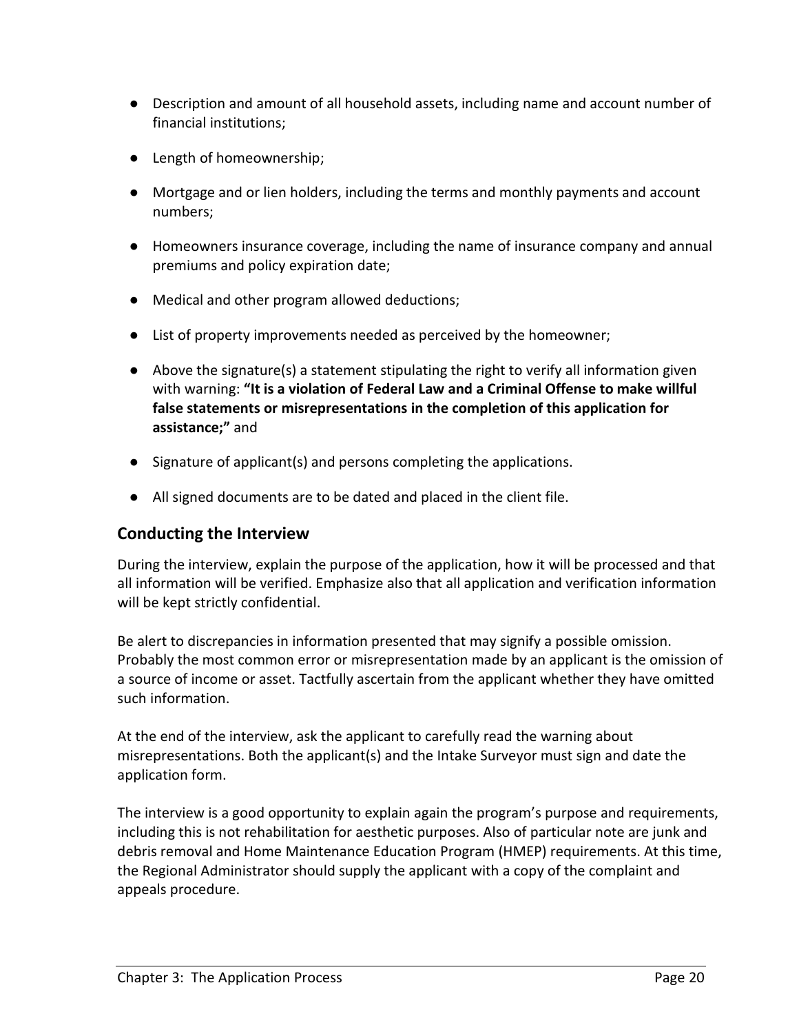- Description and amount of all household assets, including name and account number of financial institutions;
- Length of homeownership;
- Mortgage and or lien holders, including the terms and monthly payments and account numbers;
- Homeowners insurance coverage, including the name of insurance company and annual premiums and policy expiration date;
- Medical and other program allowed deductions;
- List of property improvements needed as perceived by the homeowner;
- Above the signature(s) a statement stipulating the right to verify all information given with warning: **"It is a violation of Federal Law and a Criminal Offense to make willful false statements or misrepresentations in the completion of this application for assistance;"** and
- Signature of applicant(s) and persons completing the applications.
- All signed documents are to be dated and placed in the client file.

## Conducting the Interview

During the interview, explain the purpose of the application, how it will be processed and that all information will be verified. Emphasize also that all application and verification information will be kept strictly confidential.

Be alert to discrepancies in information presented that may signify a possible omission. Probably the most common error or misrepresentation made by an applicant is the omission of a source of income or asset. Tactfully ascertain from the applicant whether they have omitted such information.

At the end of the interview, ask the applicant to carefully read the warning about misrepresentations. Both the applicant(s) and the Intake Surveyor must sign and date the application form.

The interview is a good opportunity to explain again the program's purpose and requirements, including this is not rehabilitation for aesthetic purposes. Also of particular note are junk and debris removal and Home Maintenance Education Program (HMEP) requirements. At this time, the Regional Administrator should supply the applicant with a copy of the complaint and appeals procedure.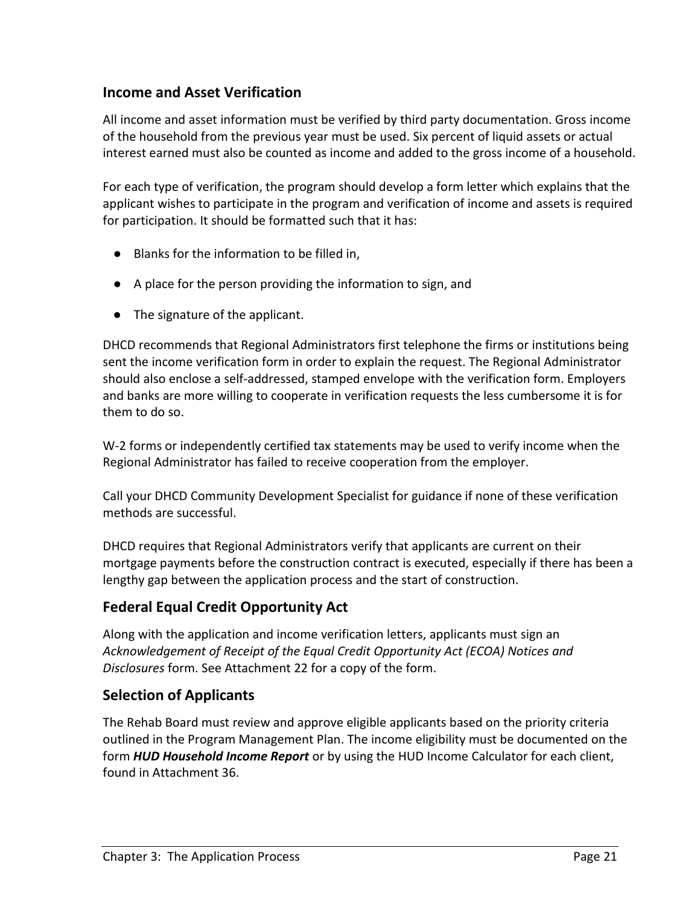## Income and Asset Verification

All income and asset information must be verified by third party documentation. Gross income of the household from the previous year must be used. Six percent of liquid assets or actual interest earned must also be counted as income and added to the gross income of a household.

For each type of verification, the program should develop a form letter which explains that the applicant wishes to participate in the program and verification of income and assets is required for participation. It should be formatted such that it has:

- Blanks for the information to be filled in,
- A place for the person providing the information to sign, and
- The signature of the applicant.

DHCD recommends that Regional Administrators first telephone the firms or institutions being sent the income verification form in order to explain the request. The Regional Administrator should also enclose a self-addressed, stamped envelope with the verification form. Employers and banks are more willing to cooperate in verification requests the less cumbersome it is for them to do so.

W-2 forms or independently certified tax statements may be used to verify income when the Regional Administrator has failed to receive cooperation from the employer.

Call your DHCD Community Development Specialist for guidance if none of these verification methods are successful.

DHCD requires that Regional Administrators verify that applicants are current on their mortgage payments before the construction contract is executed, especially if there has been a lengthy gap between the application process and the start of construction.

## Federal Equal Credit Opportunity Act

Along with the application and income verification letters, applicants must sign an *Acknowledgement of Receipt of the Equal Credit Opportunity Act (ECOA) Notices and Disclosures* form. See Attachment 22 for a copy of the form.

## Selection of Applicants

The Rehab Board must review and approve eligible applicants based on the priority criteria outlined in the Program Management Plan. The income eligibility must be documented on the form ***HUD Household Income Report*** or by using the HUD Income Calculator for each client, found in Attachment 36.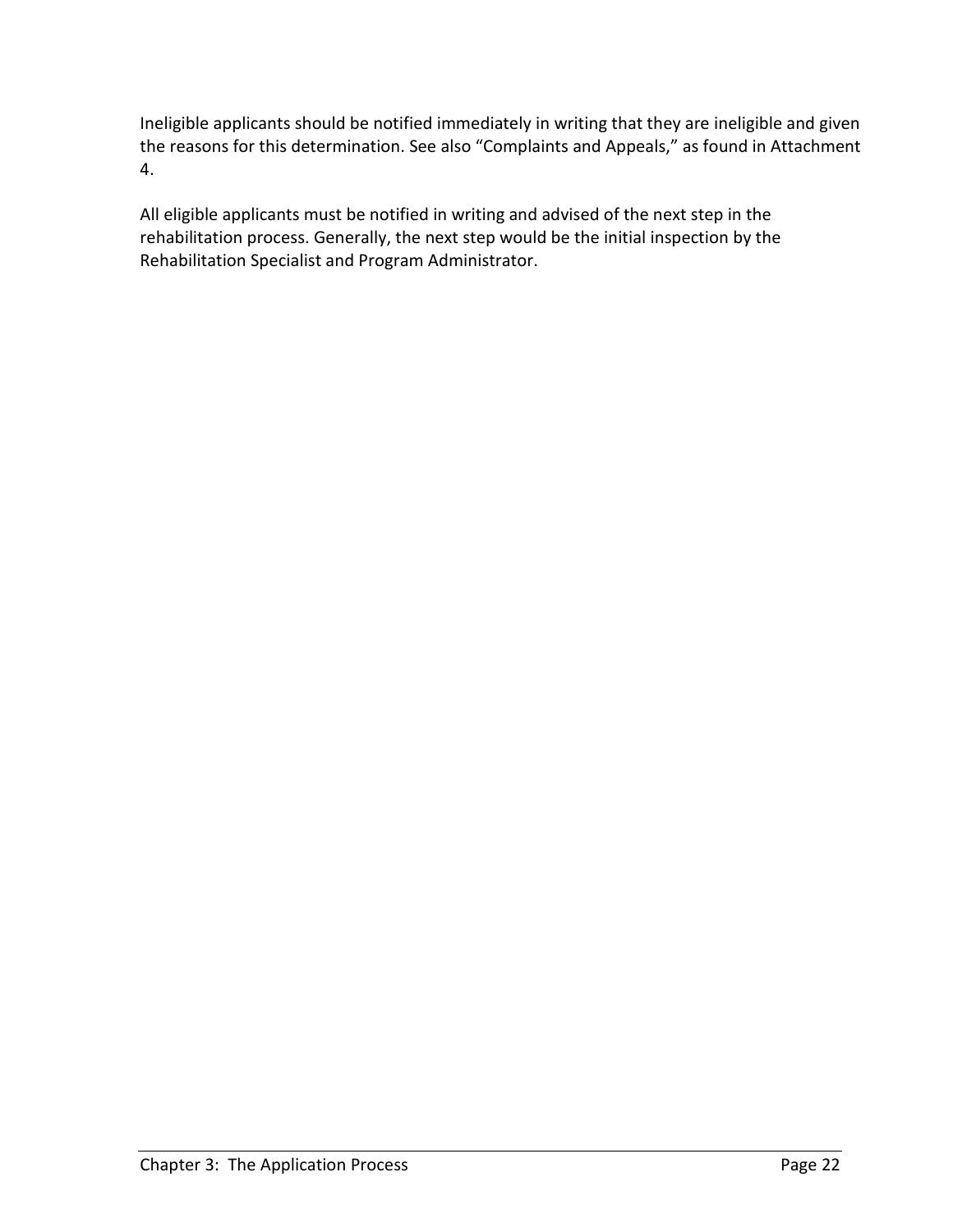Ineligible applicants should be notified immediately in writing that they are ineligible and given the reasons for this determination. See also "Complaints and Appeals," as found in Attachment 4.

All eligible applicants must be notified in writing and advised of the next step in the rehabilitation process. Generally, the next step would be the initial inspection by the Rehabilitation Specialist and Program Administrator.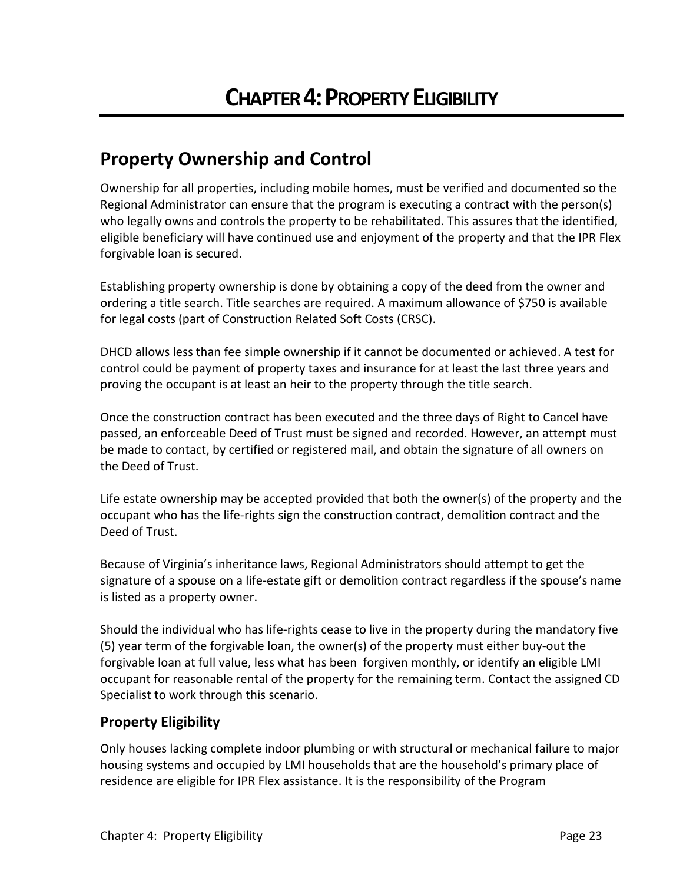# CHAPTER 4: PROPERTY ELIGIBILITY

## Property Ownership and Control

Ownership for all properties, including mobile homes, must be verified and documented so the Regional Administrator can ensure that the program is executing a contract with the person(s) who legally owns and controls the property to be rehabilitated. This assures that the identified, eligible beneficiary will have continued use and enjoyment of the property and that the IPR Flex forgivable loan is secured.

Establishing property ownership is done by obtaining a copy of the deed from the owner and ordering a title search. Title searches are required. A maximum allowance of $750 is available for legal costs (part of Construction Related Soft Costs (CRSC).

DHCD allows less than fee simple ownership if it cannot be documented or achieved. A test for control could be payment of property taxes and insurance for at least the last three years and proving the occupant is at least an heir to the property through the title search.

Once the construction contract has been executed and the three days of Right to Cancel have passed, an enforceable Deed of Trust must be signed and recorded. However, an attempt must be made to contact, by certified or registered mail, and obtain the signature of all owners on the Deed of Trust.

Life estate ownership may be accepted provided that both the owner(s) of the property and the occupant who has the life-rights sign the construction contract, demolition contract and the Deed of Trust.

Because of Virginia's inheritance laws, Regional Administrators should attempt to get the signature of a spouse on a life-estate gift or demolition contract regardless if the spouse's name is listed as a property owner.

Should the individual who has life-rights cease to live in the property during the mandatory five (5) year term of the forgivable loan, the owner(s) of the property must either buy-out the forgivable loan at full value, less what has been forgiven monthly, or identify an eligible LMI occupant for reasonable rental of the property for the remaining term. Contact the assigned CD Specialist to work through this scenario.

### Property Eligibility

Only houses lacking complete indoor plumbing or with structural or mechanical failure to major housing systems and occupied by LMI households that are the household's primary place of residence are eligible for IPR Flex assistance. It is the responsibility of the Program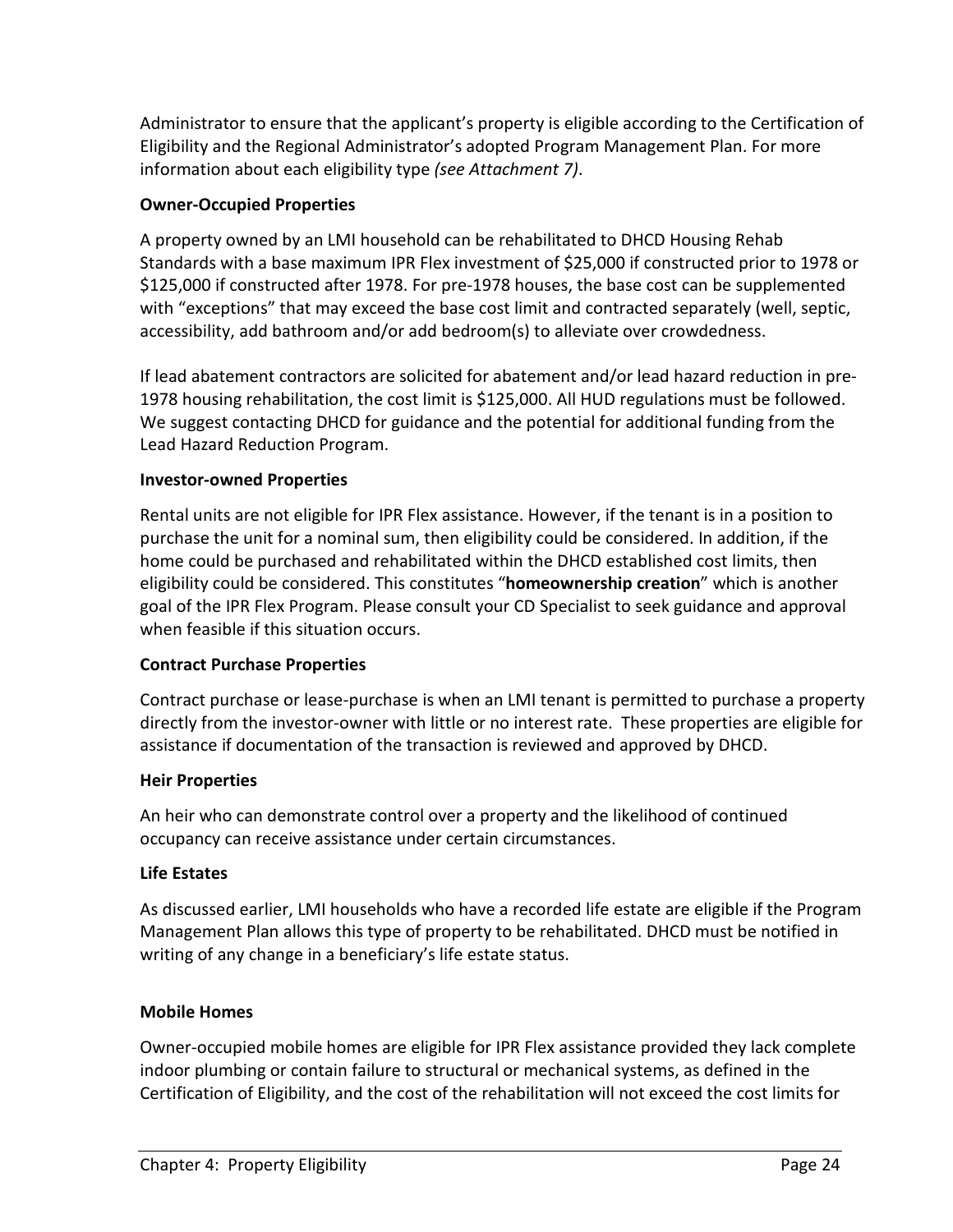Administrator to ensure that the applicant's property is eligible according to the Certification of Eligibility and the Regional Administrator's adopted Program Management Plan. For more information about each eligibility type *(see Attachment 7)*.

**Owner-Occupied Properties**

A property owned by an LMI household can be rehabilitated to DHCD Housing Rehab Standards with a base maximum IPR Flex investment of $25,000 if constructed prior to 1978 or $125,000 if constructed after 1978. For pre-1978 houses, the base cost can be supplemented with "exceptions" that may exceed the base cost limit and contracted separately (well, septic, accessibility, add bathroom and/or add bedroom(s) to alleviate over crowdedness.

If lead abatement contractors are solicited for abatement and/or lead hazard reduction in pre-1978 housing rehabilitation, the cost limit is $125,000. All HUD regulations must be followed. We suggest contacting DHCD for guidance and the potential for additional funding from the Lead Hazard Reduction Program.

**Investor-owned Properties**

Rental units are not eligible for IPR Flex assistance. However, if the tenant is in a position to purchase the unit for a nominal sum, then eligibility could be considered. In addition, if the home could be purchased and rehabilitated within the DHCD established cost limits, then eligibility could be considered. This constitutes "**homeownership creation**" which is another goal of the IPR Flex Program. Please consult your CD Specialist to seek guidance and approval when feasible if this situation occurs.

**Contract Purchase Properties**

Contract purchase or lease-purchase is when an LMI tenant is permitted to purchase a property directly from the investor-owner with little or no interest rate. These properties are eligible for assistance if documentation of the transaction is reviewed and approved by DHCD.

**Heir Properties**

An heir who can demonstrate control over a property and the likelihood of continued occupancy can receive assistance under certain circumstances.

**Life Estates**

As discussed earlier, LMI households who have a recorded life estate are eligible if the Program Management Plan allows this type of property to be rehabilitated. DHCD must be notified in writing of any change in a beneficiary's life estate status.

**Mobile Homes**

Owner-occupied mobile homes are eligible for IPR Flex assistance provided they lack complete indoor plumbing or contain failure to structural or mechanical systems, as defined in the Certification of Eligibility, and the cost of the rehabilitation will not exceed the cost limits for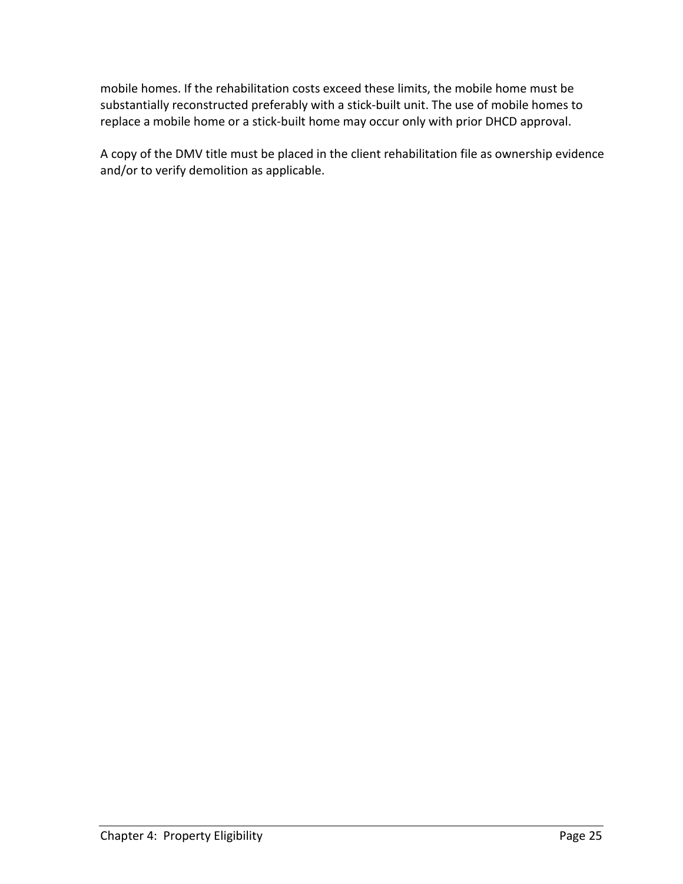mobile homes. If the rehabilitation costs exceed these limits, the mobile home must be substantially reconstructed preferably with a stick-built unit. The use of mobile homes to replace a mobile home or a stick-built home may occur only with prior DHCD approval.

A copy of the DMV title must be placed in the client rehabilitation file as ownership evidence and/or to verify demolition as applicable.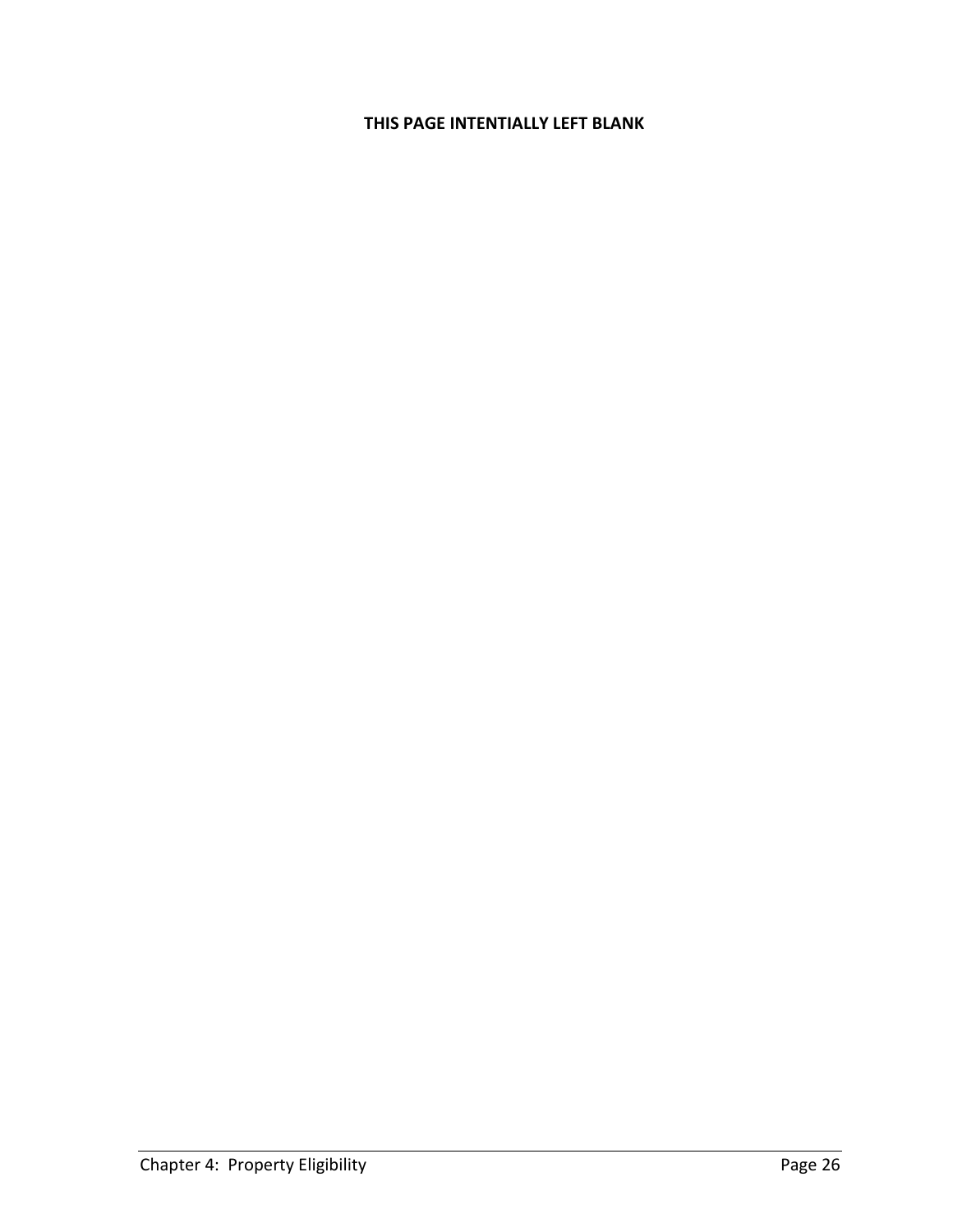**THIS PAGE INTENTIALLY LEFT BLANK**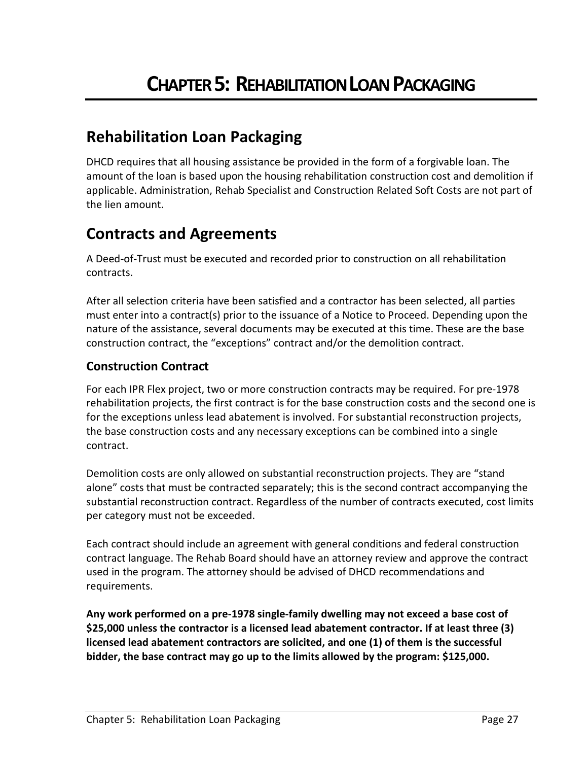# Chapter 5: Rehabilitation Loan Packaging

## Rehabilitation Loan Packaging

DHCD requires that all housing assistance be provided in the form of a forgivable loan. The amount of the loan is based upon the housing rehabilitation construction cost and demolition if applicable. Administration, Rehab Specialist and Construction Related Soft Costs are not part of the lien amount.

## Contracts and Agreements

A Deed-of-Trust must be executed and recorded prior to construction on all rehabilitation contracts.

After all selection criteria have been satisfied and a contractor has been selected, all parties must enter into a contract(s) prior to the issuance of a Notice to Proceed. Depending upon the nature of the assistance, several documents may be executed at this time. These are the base construction contract, the "exceptions" contract and/or the demolition contract.

### Construction Contract

For each IPR Flex project, two or more construction contracts may be required. For pre-1978 rehabilitation projects, the first contract is for the base construction costs and the second one is for the exceptions unless lead abatement is involved. For substantial reconstruction projects, the base construction costs and any necessary exceptions can be combined into a single contract.

Demolition costs are only allowed on substantial reconstruction projects. They are "stand alone" costs that must be contracted separately; this is the second contract accompanying the substantial reconstruction contract. Regardless of the number of contracts executed, cost limits per category must not be exceeded.

Each contract should include an agreement with general conditions and federal construction contract language. The Rehab Board should have an attorney review and approve the contract used in the program. The attorney should be advised of DHCD recommendations and requirements.

**Any work performed on a pre-1978 single-family dwelling may not exceed a base cost of $25,000 unless the contractor is a licensed lead abatement contractor. If at least three (3) licensed lead abatement contractors are solicited, and one (1) of them is the successful bidder, the base contract may go up to the limits allowed by the program: $125,000.**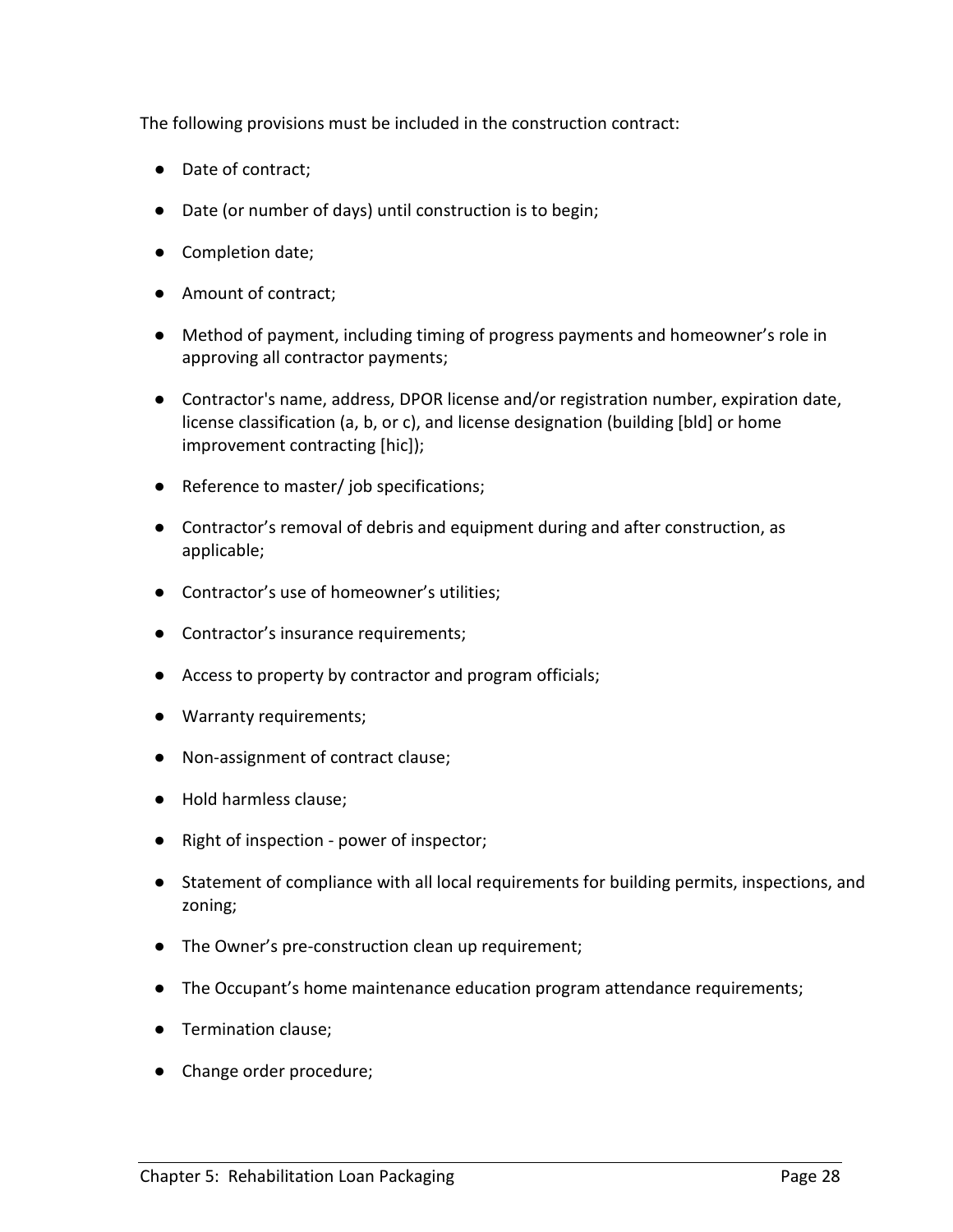The following provisions must be included in the construction contract:

- Date of contract;
- Date (or number of days) until construction is to begin;
- Completion date;
- Amount of contract;
- Method of payment, including timing of progress payments and homeowner's role in approving all contractor payments;
- Contractor's name, address, DPOR license and/or registration number, expiration date, license classification (a, b, or c), and license designation (building [bld] or home improvement contracting [hic]);
- Reference to master/ job specifications;
- Contractor's removal of debris and equipment during and after construction, as applicable;
- Contractor's use of homeowner's utilities;
- Contractor's insurance requirements;
- Access to property by contractor and program officials;
- Warranty requirements;
- Non-assignment of contract clause;
- Hold harmless clause;
- Right of inspection - power of inspector;
- Statement of compliance with all local requirements for building permits, inspections, and zoning;
- The Owner's pre-construction clean up requirement;
- The Occupant's home maintenance education program attendance requirements;
- Termination clause;
- Change order procedure;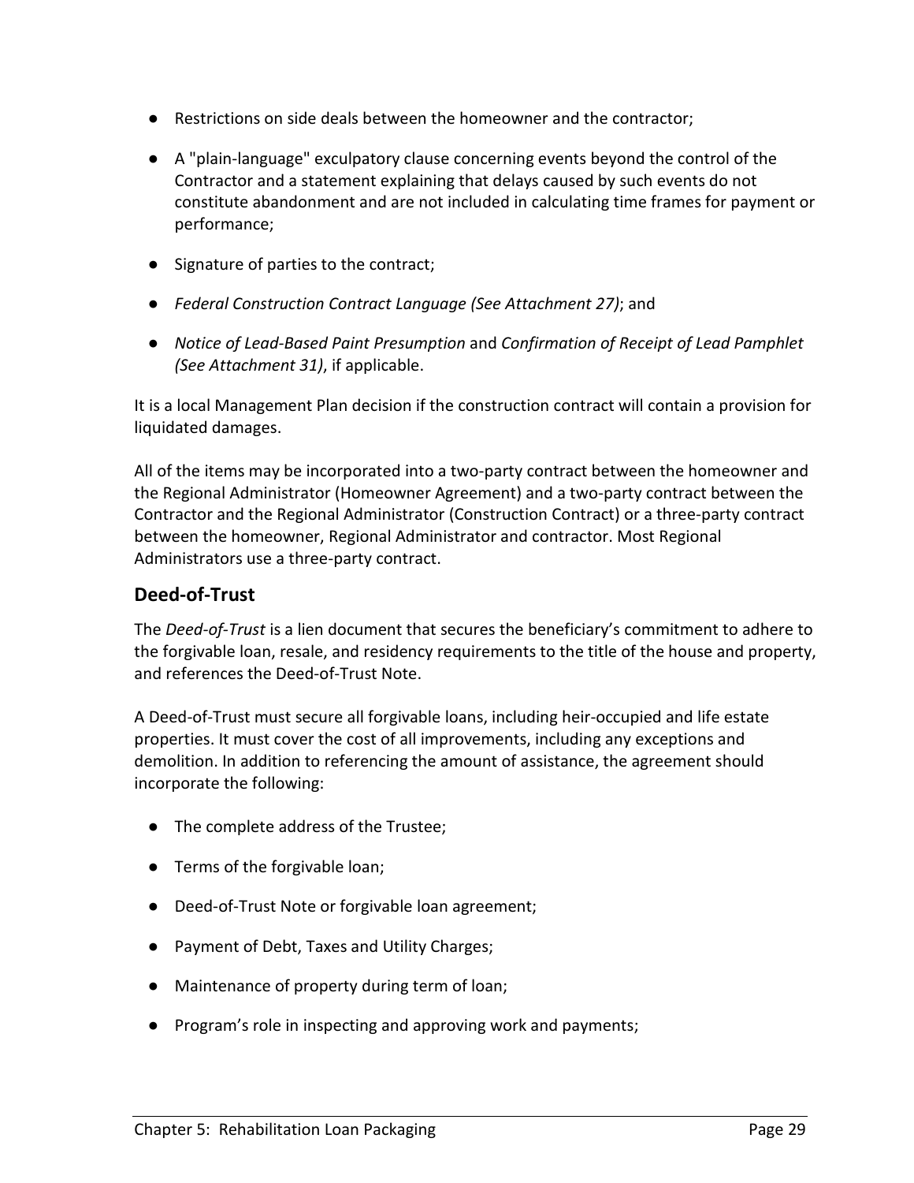- Restrictions on side deals between the homeowner and the contractor;
- A "plain-language" exculpatory clause concerning events beyond the control of the Contractor and a statement explaining that delays caused by such events do not constitute abandonment and are not included in calculating time frames for payment or performance;
- Signature of parties to the contract;
- *Federal Construction Contract Language (See Attachment 27)*; and
- *Notice of Lead-Based Paint Presumption* and *Confirmation of Receipt of Lead Pamphlet (See Attachment 31)*, if applicable.

It is a local Management Plan decision if the construction contract will contain a provision for liquidated damages.

All of the items may be incorporated into a two-party contract between the homeowner and the Regional Administrator (Homeowner Agreement) and a two-party contract between the Contractor and the Regional Administrator (Construction Contract) or a three-party contract between the homeowner, Regional Administrator and contractor. Most Regional Administrators use a three-party contract.

## Deed-of-Trust

The *Deed-of-Trust* is a lien document that secures the beneficiary's commitment to adhere to the forgivable loan, resale, and residency requirements to the title of the house and property, and references the Deed-of-Trust Note.

A Deed-of-Trust must secure all forgivable loans, including heir-occupied and life estate properties. It must cover the cost of all improvements, including any exceptions and demolition. In addition to referencing the amount of assistance, the agreement should incorporate the following:

- The complete address of the Trustee;
- Terms of the forgivable loan;
- Deed-of-Trust Note or forgivable loan agreement;
- Payment of Debt, Taxes and Utility Charges;
- Maintenance of property during term of loan;
- Program's role in inspecting and approving work and payments;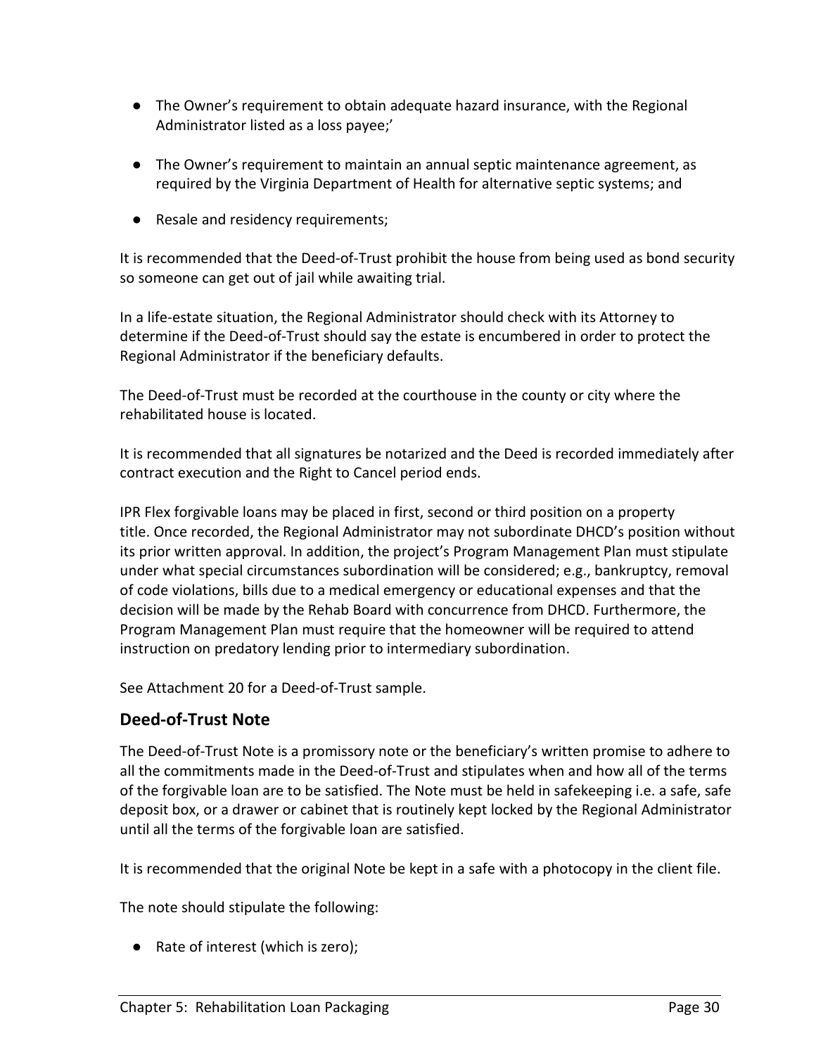- The Owner's requirement to obtain adequate hazard insurance, with the Regional Administrator listed as a loss payee;'

- The Owner's requirement to maintain an annual septic maintenance agreement, as required by the Virginia Department of Health for alternative septic systems; and

- Resale and residency requirements;

It is recommended that the Deed-of-Trust prohibit the house from being used as bond security so someone can get out of jail while awaiting trial.

In a life-estate situation, the Regional Administrator should check with its Attorney to determine if the Deed-of-Trust should say the estate is encumbered in order to protect the Regional Administrator if the beneficiary defaults.

The Deed-of-Trust must be recorded at the courthouse in the county or city where the rehabilitated house is located.

It is recommended that all signatures be notarized and the Deed is recorded immediately after contract execution and the Right to Cancel period ends.

IPR Flex forgivable loans may be placed in first, second or third position on a property title. Once recorded, the Regional Administrator may not subordinate DHCD's position without its prior written approval. In addition, the project's Program Management Plan must stipulate under what special circumstances subordination will be considered; e.g., bankruptcy, removal of code violations, bills due to a medical emergency or educational expenses and that the decision will be made by the Rehab Board with concurrence from DHCD. Furthermore, the Program Management Plan must require that the homeowner will be required to attend instruction on predatory lending prior to intermediary subordination.

See Attachment 20 for a Deed-of-Trust sample.

## Deed-of-Trust Note

The Deed-of-Trust Note is a promissory note or the beneficiary's written promise to adhere to all the commitments made in the Deed-of-Trust and stipulates when and how all of the terms of the forgivable loan are to be satisfied. The Note must be held in safekeeping i.e. a safe, safe deposit box, or a drawer or cabinet that is routinely kept locked by the Regional Administrator until all the terms of the forgivable loan are satisfied.

It is recommended that the original Note be kept in a safe with a photocopy in the client file.

The note should stipulate the following:

- Rate of interest (which is zero);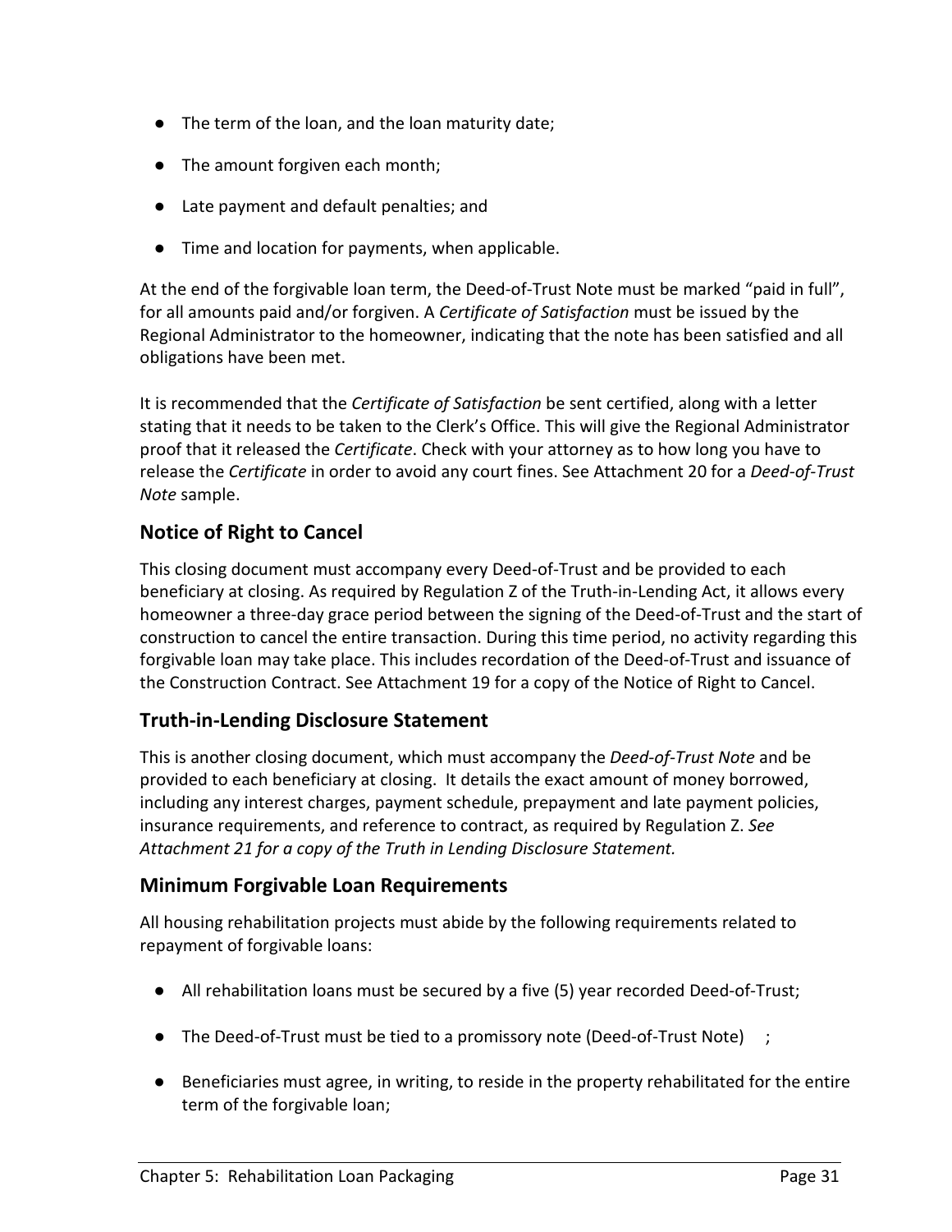- The term of the loan, and the loan maturity date;
- The amount forgiven each month;
- Late payment and default penalties; and
- Time and location for payments, when applicable.

At the end of the forgivable loan term, the Deed-of-Trust Note must be marked "paid in full", for all amounts paid and/or forgiven. A *Certificate of Satisfaction* must be issued by the Regional Administrator to the homeowner, indicating that the note has been satisfied and all obligations have been met.

It is recommended that the *Certificate of Satisfaction* be sent certified, along with a letter stating that it needs to be taken to the Clerk's Office. This will give the Regional Administrator proof that it released the *Certificate*. Check with your attorney as to how long you have to release the *Certificate* in order to avoid any court fines. See Attachment 20 for a *Deed-of-Trust Note* sample.

## Notice of Right to Cancel

This closing document must accompany every Deed-of-Trust and be provided to each beneficiary at closing. As required by Regulation Z of the Truth-in-Lending Act, it allows every homeowner a three-day grace period between the signing of the Deed-of-Trust and the start of construction to cancel the entire transaction. During this time period, no activity regarding this forgivable loan may take place. This includes recordation of the Deed-of-Trust and issuance of the Construction Contract. See Attachment 19 for a copy of the Notice of Right to Cancel.

## Truth-in-Lending Disclosure Statement

This is another closing document, which must accompany the *Deed-of-Trust Note* and be provided to each beneficiary at closing. It details the exact amount of money borrowed, including any interest charges, payment schedule, prepayment and late payment policies, insurance requirements, and reference to contract, as required by Regulation Z. *See Attachment 21 for a copy of the Truth in Lending Disclosure Statement.*

## Minimum Forgivable Loan Requirements

All housing rehabilitation projects must abide by the following requirements related to repayment of forgivable loans:

- All rehabilitation loans must be secured by a five (5) year recorded Deed-of-Trust;
- The Deed-of-Trust must be tied to a promissory note (Deed-of-Trust Note) ;
- Beneficiaries must agree, in writing, to reside in the property rehabilitated for the entire term of the forgivable loan;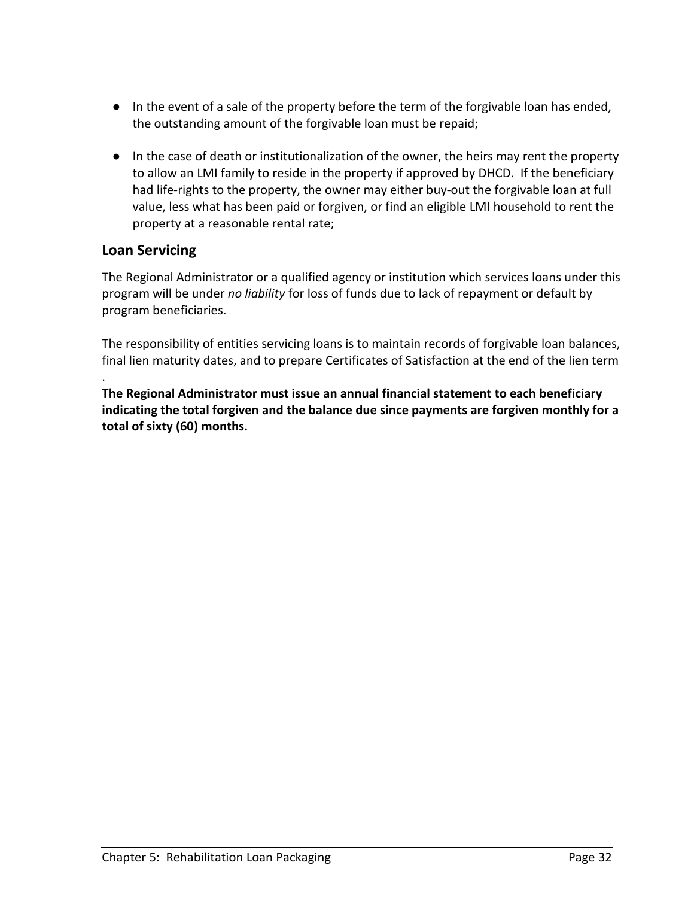- In the event of a sale of the property before the term of the forgivable loan has ended, the outstanding amount of the forgivable loan must be repaid;

- In the case of death or institutionalization of the owner, the heirs may rent the property to allow an LMI family to reside in the property if approved by DHCD. If the beneficiary had life-rights to the property, the owner may either buy-out the forgivable loan at full value, less what has been paid or forgiven, or find an eligible LMI household to rent the property at a reasonable rental rate;

## Loan Servicing

The Regional Administrator or a qualified agency or institution which services loans under this program will be under *no liability* for loss of funds due to lack of repayment or default by program beneficiaries.

The responsibility of entities servicing loans is to maintain records of forgivable loan balances, final lien maturity dates, and to prepare Certificates of Satisfaction at the end of the lien term

.

**The Regional Administrator must issue an annual financial statement to each beneficiary indicating the total forgiven and the balance due since payments are forgiven monthly for a total of sixty (60) months.**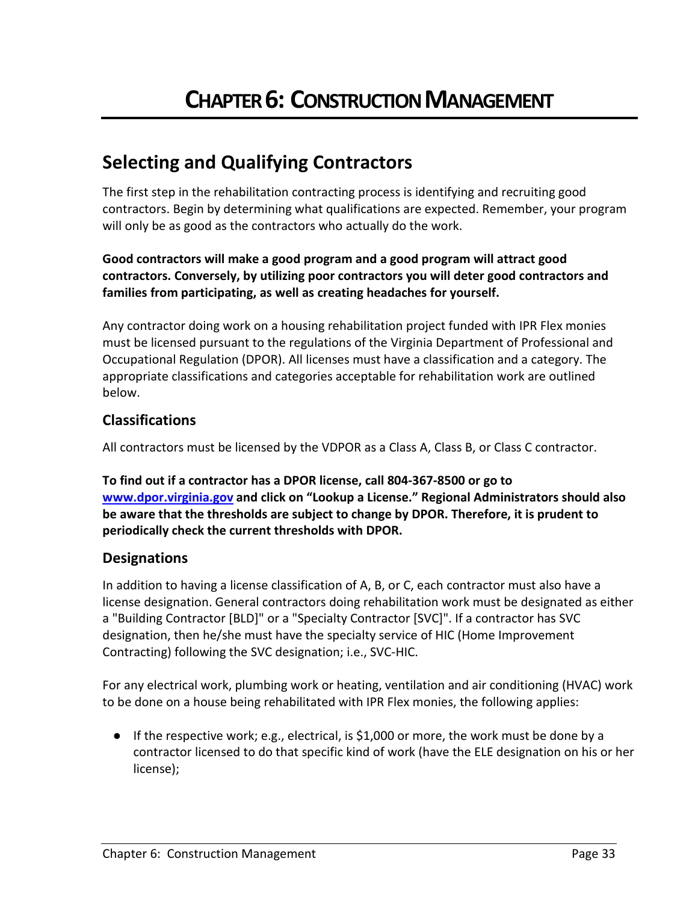# CHAPTER 6: CONSTRUCTION MANAGEMENT

## Selecting and Qualifying Contractors

The first step in the rehabilitation contracting process is identifying and recruiting good contractors. Begin by determining what qualifications are expected. Remember, your program will only be as good as the contractors who actually do the work.

**Good contractors will make a good program and a good program will attract good contractors. Conversely, by utilizing poor contractors you will deter good contractors and families from participating, as well as creating headaches for yourself.**

Any contractor doing work on a housing rehabilitation project funded with IPR Flex monies must be licensed pursuant to the regulations of the Virginia Department of Professional and Occupational Regulation (DPOR). All licenses must have a classification and a category. The appropriate classifications and categories acceptable for rehabilitation work are outlined below.

### Classifications

All contractors must be licensed by the VDPOR as a Class A, Class B, or Class C contractor.

**To find out if a contractor has a DPOR license, call 804-367-8500 or go to [www.dpor.virginia.gov](www.dpor.virginia.gov) and click on "Lookup a License." Regional Administrators should also be aware that the thresholds are subject to change by DPOR. Therefore, it is prudent to periodically check the current thresholds with DPOR.**

### Designations

In addition to having a license classification of A, B, or C, each contractor must also have a license designation. General contractors doing rehabilitation work must be designated as either a "Building Contractor [BLD]" or a "Specialty Contractor [SVC]". If a contractor has SVC designation, then he/she must have the specialty service of HIC (Home Improvement Contracting) following the SVC designation; i.e., SVC-HIC.

For any electrical work, plumbing work or heating, ventilation and air conditioning (HVAC) work to be done on a house being rehabilitated with IPR Flex monies, the following applies:

- If the respective work; e.g., electrical, is $1,000 or more, the work must be done by a contractor licensed to do that specific kind of work (have the ELE designation on his or her license);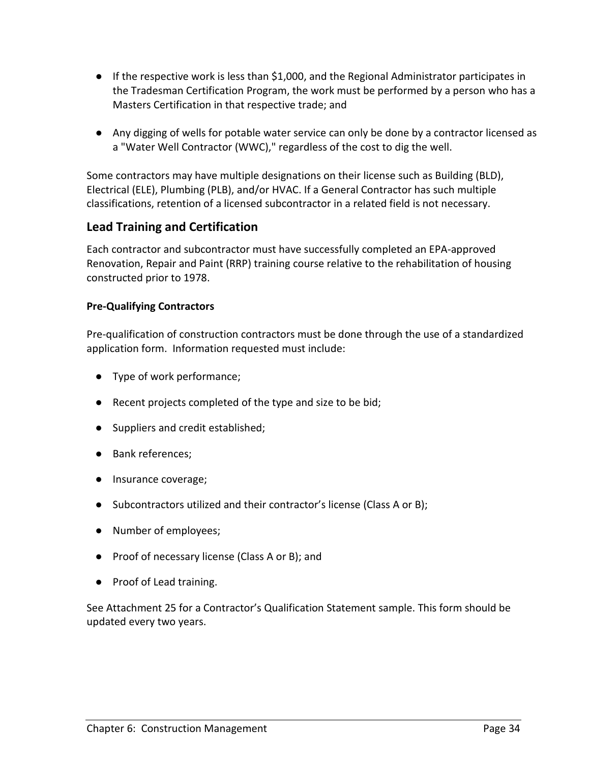- If the respective work is less than $1,000, and the Regional Administrator participates in the Tradesman Certification Program, the work must be performed by a person who has a Masters Certification in that respective trade; and
- Any digging of wells for potable water service can only be done by a contractor licensed as a "Water Well Contractor (WWC)," regardless of the cost to dig the well.

Some contractors may have multiple designations on their license such as Building (BLD), Electrical (ELE), Plumbing (PLB), and/or HVAC. If a General Contractor has such multiple classifications, retention of a licensed subcontractor in a related field is not necessary.

## Lead Training and Certification

Each contractor and subcontractor must have successfully completed an EPA-approved Renovation, Repair and Paint (RRP) training course relative to the rehabilitation of housing constructed prior to 1978.

**Pre-Qualifying Contractors**

Pre-qualification of construction contractors must be done through the use of a standardized application form. Information requested must include:

- Type of work performance;
- Recent projects completed of the type and size to be bid;
- Suppliers and credit established;
- Bank references;
- Insurance coverage;
- Subcontractors utilized and their contractor's license (Class A or B);
- Number of employees;
- Proof of necessary license (Class A or B); and
- Proof of Lead training.

See Attachment 25 for a Contractor's Qualification Statement sample. This form should be updated every two years.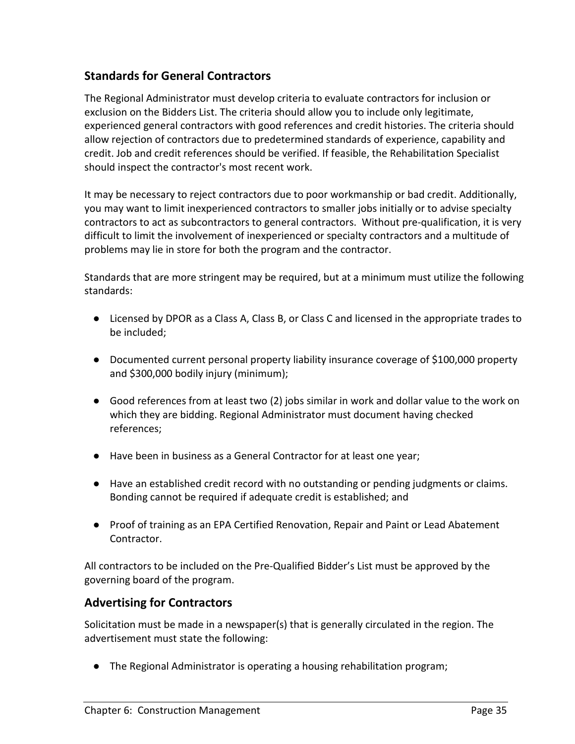## Standards for General Contractors

The Regional Administrator must develop criteria to evaluate contractors for inclusion or exclusion on the Bidders List. The criteria should allow you to include only legitimate, experienced general contractors with good references and credit histories. The criteria should allow rejection of contractors due to predetermined standards of experience, capability and credit. Job and credit references should be verified. If feasible, the Rehabilitation Specialist should inspect the contractor's most recent work.

It may be necessary to reject contractors due to poor workmanship or bad credit. Additionally, you may want to limit inexperienced contractors to smaller jobs initially or to advise specialty contractors to act as subcontractors to general contractors. Without pre-qualification, it is very difficult to limit the involvement of inexperienced or specialty contractors and a multitude of problems may lie in store for both the program and the contractor.

Standards that are more stringent may be required, but at a minimum must utilize the following standards:

- Licensed by DPOR as a Class A, Class B, or Class C and licensed in the appropriate trades to be included;
- Documented current personal property liability insurance coverage of $100,000 property and $300,000 bodily injury (minimum);
- Good references from at least two (2) jobs similar in work and dollar value to the work on which they are bidding. Regional Administrator must document having checked references;
- Have been in business as a General Contractor for at least one year;
- Have an established credit record with no outstanding or pending judgments or claims. Bonding cannot be required if adequate credit is established; and
- Proof of training as an EPA Certified Renovation, Repair and Paint or Lead Abatement Contractor.

All contractors to be included on the Pre-Qualified Bidder's List must be approved by the governing board of the program.

## Advertising for Contractors

Solicitation must be made in a newspaper(s) that is generally circulated in the region. The advertisement must state the following:

- The Regional Administrator is operating a housing rehabilitation program;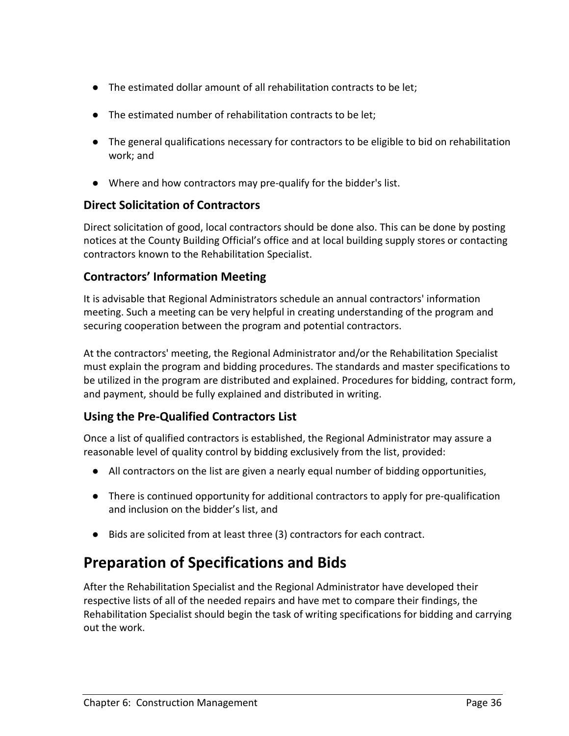- The estimated dollar amount of all rehabilitation contracts to be let;
- The estimated number of rehabilitation contracts to be let;
- The general qualifications necessary for contractors to be eligible to bid on rehabilitation work; and
- Where and how contractors may pre-qualify for the bidder's list.

### Direct Solicitation of Contractors

Direct solicitation of good, local contractors should be done also. This can be done by posting notices at the County Building Official's office and at local building supply stores or contacting contractors known to the Rehabilitation Specialist.

### Contractors' Information Meeting

It is advisable that Regional Administrators schedule an annual contractors' information meeting. Such a meeting can be very helpful in creating understanding of the program and securing cooperation between the program and potential contractors.

At the contractors' meeting, the Regional Administrator and/or the Rehabilitation Specialist must explain the program and bidding procedures. The standards and master specifications to be utilized in the program are distributed and explained. Procedures for bidding, contract form, and payment, should be fully explained and distributed in writing.

### Using the Pre-Qualified Contractors List

Once a list of qualified contractors is established, the Regional Administrator may assure a reasonable level of quality control by bidding exclusively from the list, provided:

- All contractors on the list are given a nearly equal number of bidding opportunities,
- There is continued opportunity for additional contractors to apply for pre-qualification and inclusion on the bidder's list, and
- Bids are solicited from at least three (3) contractors for each contract.

## Preparation of Specifications and Bids

After the Rehabilitation Specialist and the Regional Administrator have developed their respective lists of all of the needed repairs and have met to compare their findings, the Rehabilitation Specialist should begin the task of writing specifications for bidding and carrying out the work.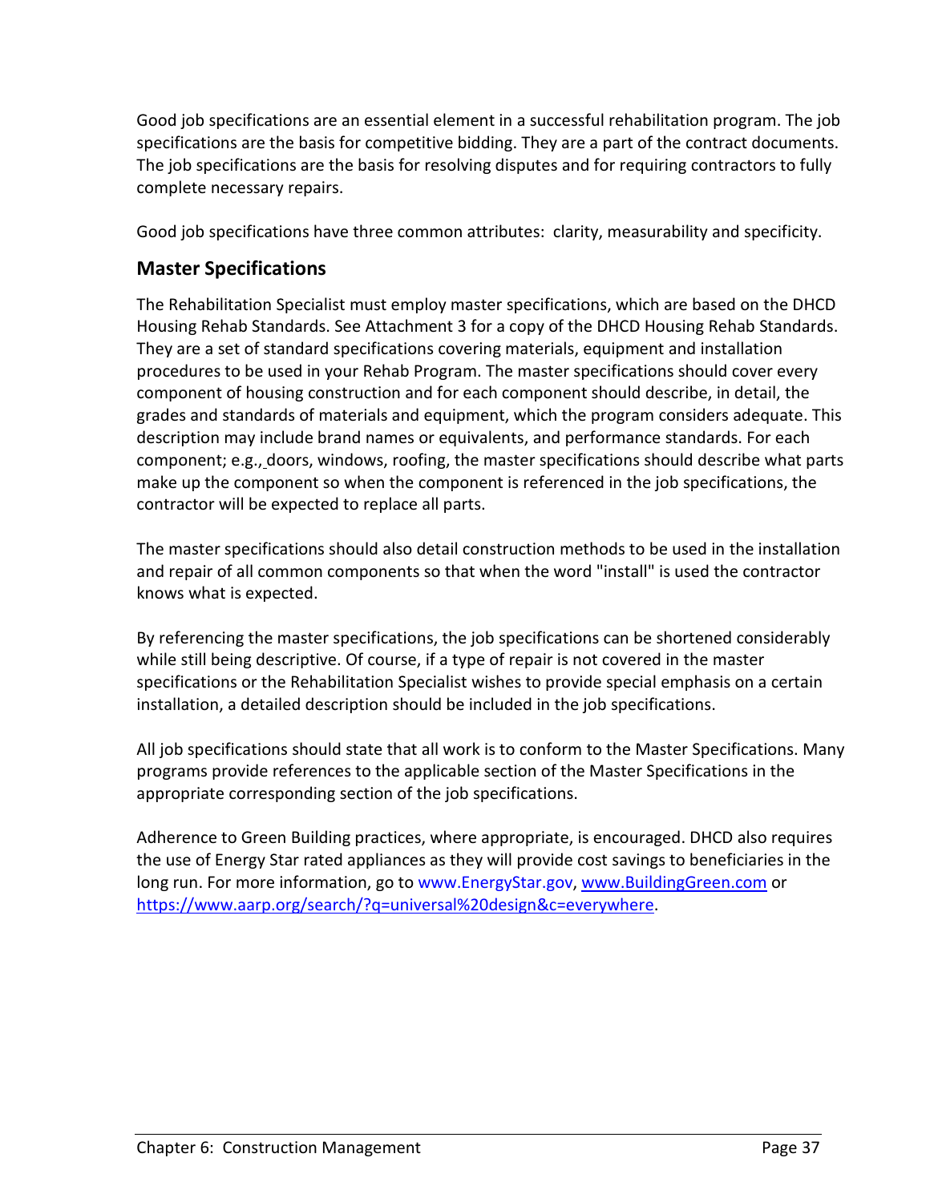Good job specifications are an essential element in a successful rehabilitation program. The job specifications are the basis for competitive bidding. They are a part of the contract documents. The job specifications are the basis for resolving disputes and for requiring contractors to fully complete necessary repairs.

Good job specifications have three common attributes: clarity, measurability and specificity.

## Master Specifications

The Rehabilitation Specialist must employ master specifications, which are based on the DHCD Housing Rehab Standards. See Attachment 3 for a copy of the DHCD Housing Rehab Standards. They are a set of standard specifications covering materials, equipment and installation procedures to be used in your Rehab Program. The master specifications should cover every component of housing construction and for each component should describe, in detail, the grades and standards of materials and equipment, which the program considers adequate. This description may include brand names or equivalents, and performance standards. For each component; e.g., doors, windows, roofing, the master specifications should describe what parts make up the component so when the component is referenced in the job specifications, the contractor will be expected to replace all parts.

The master specifications should also detail construction methods to be used in the installation and repair of all common components so that when the word "install" is used the contractor knows what is expected.

By referencing the master specifications, the job specifications can be shortened considerably while still being descriptive. Of course, if a type of repair is not covered in the master specifications or the Rehabilitation Specialist wishes to provide special emphasis on a certain installation, a detailed description should be included in the job specifications.

All job specifications should state that all work is to conform to the Master Specifications. Many programs provide references to the applicable section of the Master Specifications in the appropriate corresponding section of the job specifications.

Adherence to Green Building practices, where appropriate, is encouraged. DHCD also requires the use of Energy Star rated appliances as they will provide cost savings to beneficiaries in the long run. For more information, go to www.EnergyStar.gov, www.BuildingGreen.com or https://www.aarp.org/search/?q=universal%20design&c=everywhere.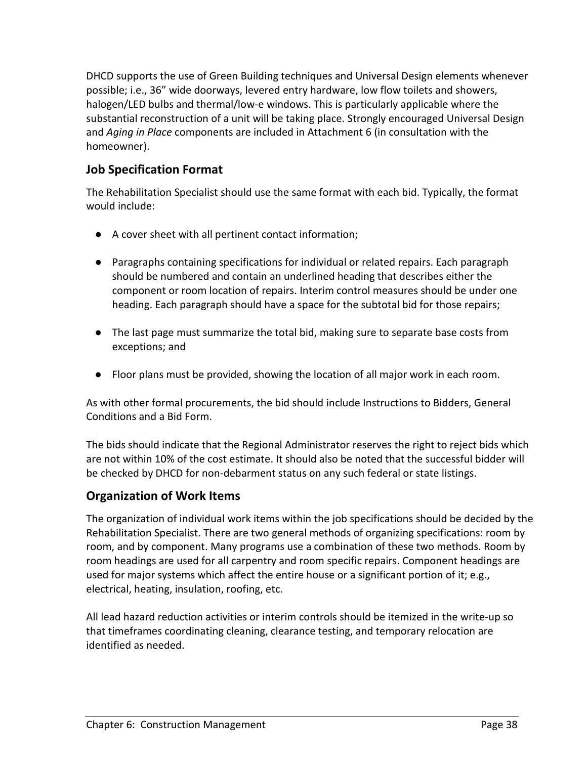DHCD supports the use of Green Building techniques and Universal Design elements whenever possible; i.e., 36" wide doorways, levered entry hardware, low flow toilets and showers, halogen/LED bulbs and thermal/low-e windows. This is particularly applicable where the substantial reconstruction of a unit will be taking place. Strongly encouraged Universal Design and *Aging in Place* components are included in Attachment 6 (in consultation with the homeowner).

## Job Specification Format

The Rehabilitation Specialist should use the same format with each bid. Typically, the format would include:

- A cover sheet with all pertinent contact information;
- Paragraphs containing specifications for individual or related repairs. Each paragraph should be numbered and contain an underlined heading that describes either the component or room location of repairs. Interim control measures should be under one heading. Each paragraph should have a space for the subtotal bid for those repairs;
- The last page must summarize the total bid, making sure to separate base costs from exceptions; and
- Floor plans must be provided, showing the location of all major work in each room.

As with other formal procurements, the bid should include Instructions to Bidders, General Conditions and a Bid Form.

The bids should indicate that the Regional Administrator reserves the right to reject bids which are not within 10% of the cost estimate. It should also be noted that the successful bidder will be checked by DHCD for non-debarment status on any such federal or state listings.

## Organization of Work Items

The organization of individual work items within the job specifications should be decided by the Rehabilitation Specialist. There are two general methods of organizing specifications: room by room, and by component. Many programs use a combination of these two methods. Room by room headings are used for all carpentry and room specific repairs. Component headings are used for major systems which affect the entire house or a significant portion of it; e.g., electrical, heating, insulation, roofing, etc.

All lead hazard reduction activities or interim controls should be itemized in the write-up so that timeframes coordinating cleaning, clearance testing, and temporary relocation are identified as needed.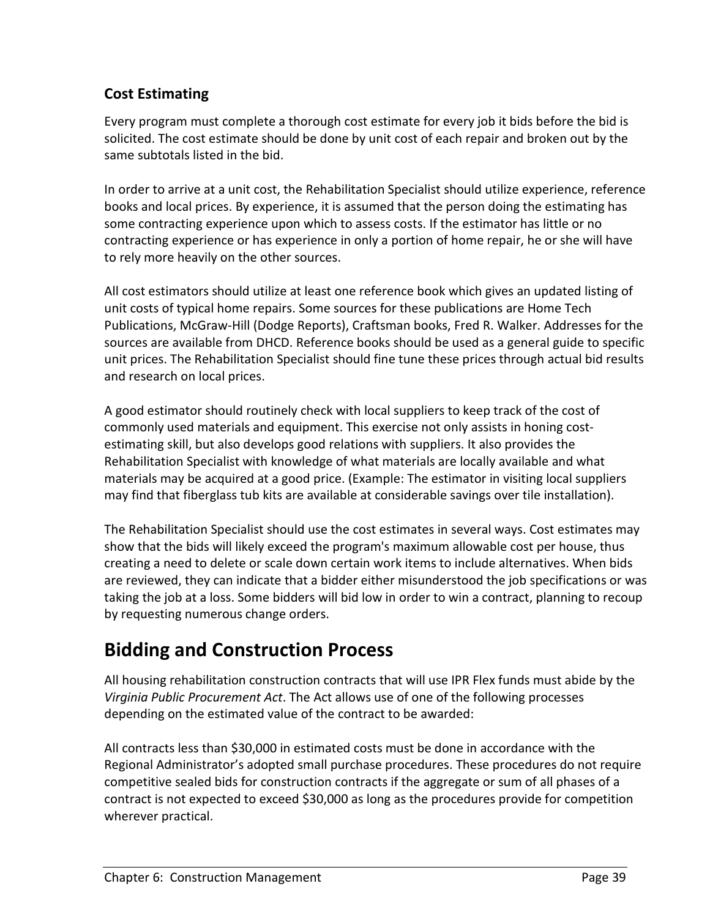### Cost Estimating

Every program must complete a thorough cost estimate for every job it bids before the bid is solicited. The cost estimate should be done by unit cost of each repair and broken out by the same subtotals listed in the bid.

In order to arrive at a unit cost, the Rehabilitation Specialist should utilize experience, reference books and local prices. By experience, it is assumed that the person doing the estimating has some contracting experience upon which to assess costs. If the estimator has little or no contracting experience or has experience in only a portion of home repair, he or she will have to rely more heavily on the other sources.

All cost estimators should utilize at least one reference book which gives an updated listing of unit costs of typical home repairs. Some sources for these publications are Home Tech Publications, McGraw-Hill (Dodge Reports), Craftsman books, Fred R. Walker. Addresses for the sources are available from DHCD. Reference books should be used as a general guide to specific unit prices. The Rehabilitation Specialist should fine tune these prices through actual bid results and research on local prices.

A good estimator should routinely check with local suppliers to keep track of the cost of commonly used materials and equipment. This exercise not only assists in honing cost-estimating skill, but also develops good relations with suppliers. It also provides the Rehabilitation Specialist with knowledge of what materials are locally available and what materials may be acquired at a good price. (Example: The estimator in visiting local suppliers may find that fiberglass tub kits are available at considerable savings over tile installation).

The Rehabilitation Specialist should use the cost estimates in several ways. Cost estimates may show that the bids will likely exceed the program's maximum allowable cost per house, thus creating a need to delete or scale down certain work items to include alternatives. When bids are reviewed, they can indicate that a bidder either misunderstood the job specifications or was taking the job at a loss. Some bidders will bid low in order to win a contract, planning to recoup by requesting numerous change orders.

## Bidding and Construction Process

All housing rehabilitation construction contracts that will use IPR Flex funds must abide by the *Virginia Public Procurement Act*. The Act allows use of one of the following processes depending on the estimated value of the contract to be awarded:

All contracts less than $30,000 in estimated costs must be done in accordance with the Regional Administrator's adopted small purchase procedures. These procedures do not require competitive sealed bids for construction contracts if the aggregate or sum of all phases of a contract is not expected to exceed $30,000 as long as the procedures provide for competition wherever practical.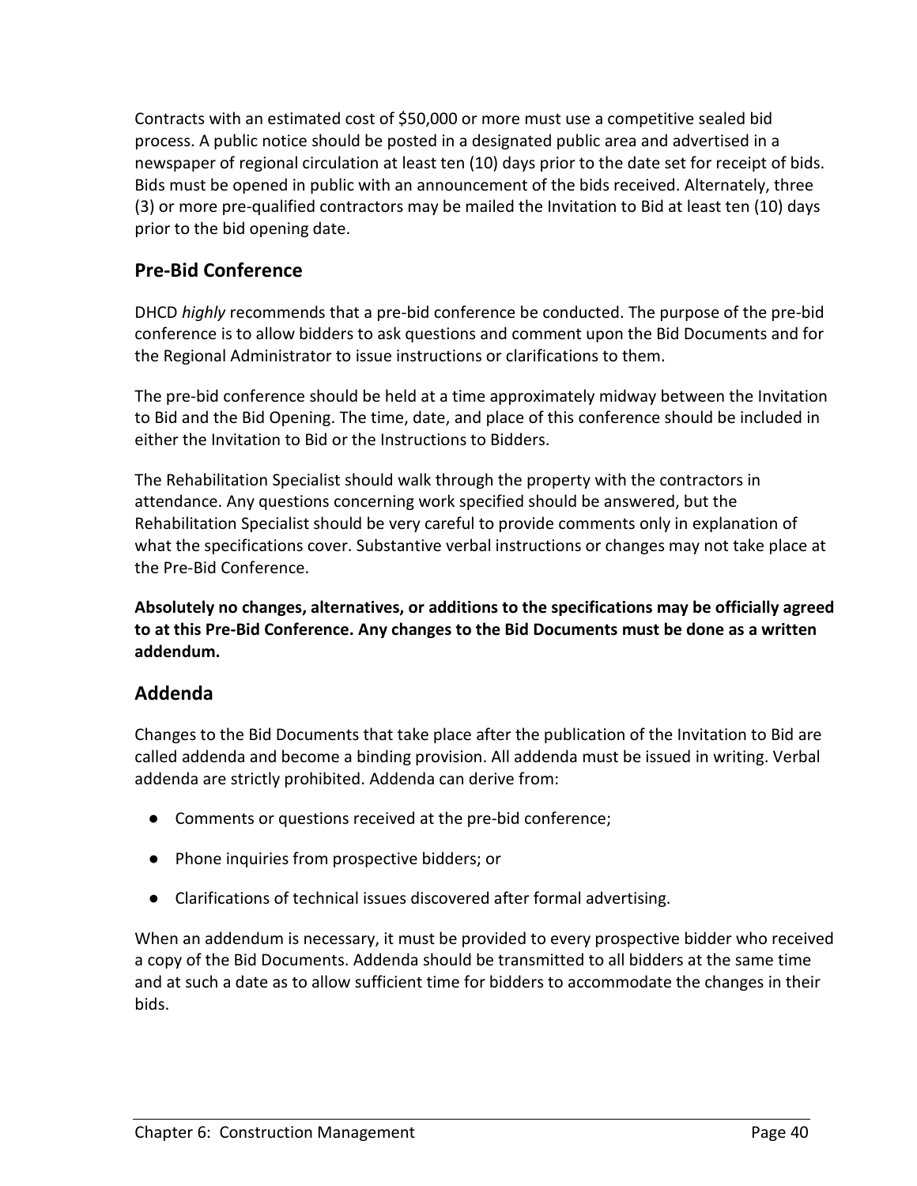Contracts with an estimated cost of $50,000 or more must use a competitive sealed bid process. A public notice should be posted in a designated public area and advertised in a newspaper of regional circulation at least ten (10) days prior to the date set for receipt of bids. Bids must be opened in public with an announcement of the bids received. Alternately, three (3) or more pre-qualified contractors may be mailed the Invitation to Bid at least ten (10) days prior to the bid opening date.

## Pre-Bid Conference

DHCD *highly* recommends that a pre-bid conference be conducted. The purpose of the pre-bid conference is to allow bidders to ask questions and comment upon the Bid Documents and for the Regional Administrator to issue instructions or clarifications to them.

The pre-bid conference should be held at a time approximately midway between the Invitation to Bid and the Bid Opening. The time, date, and place of this conference should be included in either the Invitation to Bid or the Instructions to Bidders.

The Rehabilitation Specialist should walk through the property with the contractors in attendance. Any questions concerning work specified should be answered, but the Rehabilitation Specialist should be very careful to provide comments only in explanation of what the specifications cover. Substantive verbal instructions or changes may not take place at the Pre-Bid Conference.

**Absolutely no changes, alternatives, or additions to the specifications may be officially agreed to at this Pre-Bid Conference. Any changes to the Bid Documents must be done as a written addendum.**

## Addenda

Changes to the Bid Documents that take place after the publication of the Invitation to Bid are called addenda and become a binding provision. All addenda must be issued in writing. Verbal addenda are strictly prohibited. Addenda can derive from:

- Comments or questions received at the pre-bid conference;
- Phone inquiries from prospective bidders; or
- Clarifications of technical issues discovered after formal advertising.

When an addendum is necessary, it must be provided to every prospective bidder who received a copy of the Bid Documents. Addenda should be transmitted to all bidders at the same time and at such a date as to allow sufficient time for bidders to accommodate the changes in their bids.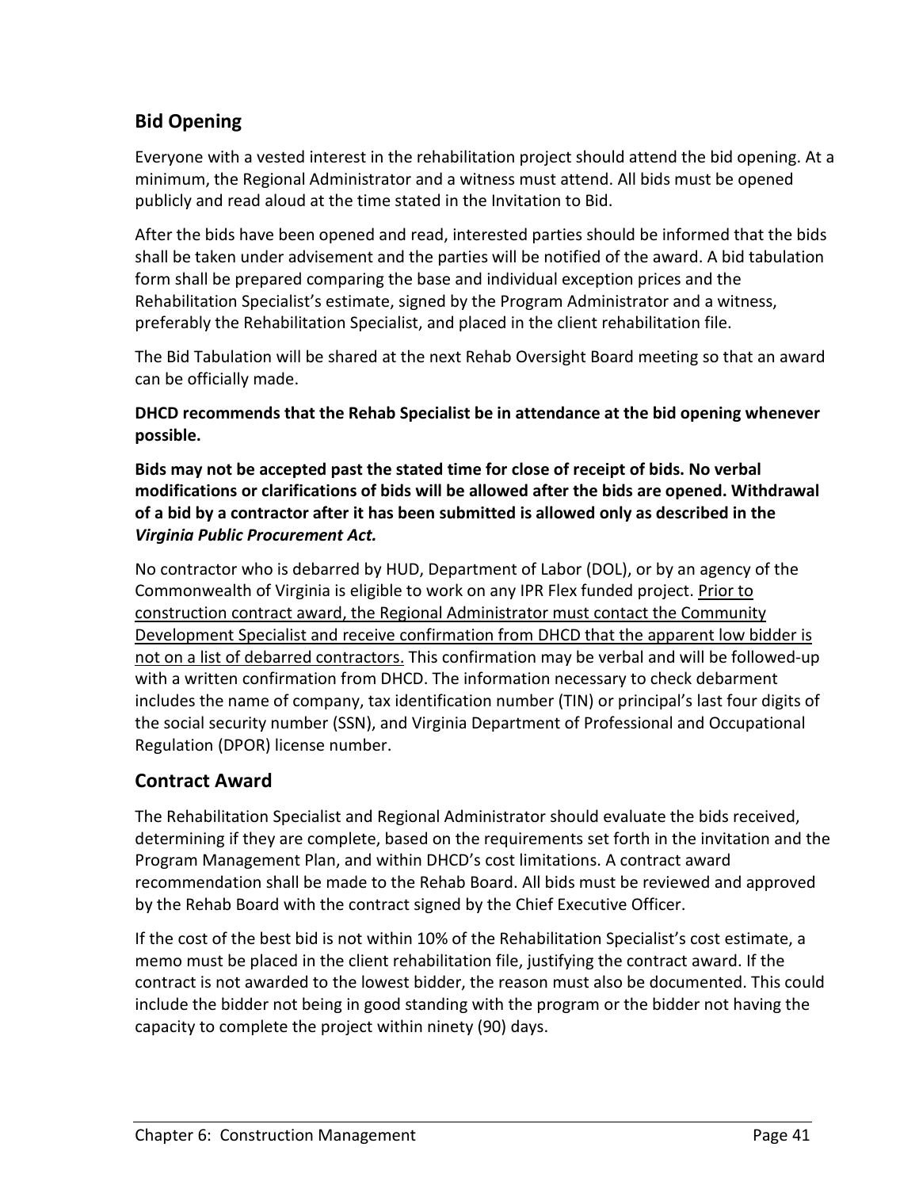## Bid Opening

Everyone with a vested interest in the rehabilitation project should attend the bid opening. At a minimum, the Regional Administrator and a witness must attend. All bids must be opened publicly and read aloud at the time stated in the Invitation to Bid.

After the bids have been opened and read, interested parties should be informed that the bids shall be taken under advisement and the parties will be notified of the award. A bid tabulation form shall be prepared comparing the base and individual exception prices and the Rehabilitation Specialist's estimate, signed by the Program Administrator and a witness, preferably the Rehabilitation Specialist, and placed in the client rehabilitation file.

The Bid Tabulation will be shared at the next Rehab Oversight Board meeting so that an award can be officially made.

**DHCD recommends that the Rehab Specialist be in attendance at the bid opening whenever possible.**

**Bids may not be accepted past the stated time for close of receipt of bids. No verbal modifications or clarifications of bids will be allowed after the bids are opened. Withdrawal of a bid by a contractor after it has been submitted is allowed only as described in the *Virginia Public Procurement Act.***

No contractor who is debarred by HUD, Department of Labor (DOL), or by an agency of the Commonwealth of Virginia is eligible to work on any IPR Flex funded project. Prior to construction contract award, the Regional Administrator must contact the Community Development Specialist and receive confirmation from DHCD that the apparent low bidder is not on a list of debarred contractors. This confirmation may be verbal and will be followed-up with a written confirmation from DHCD. The information necessary to check debarment includes the name of company, tax identification number (TIN) or principal's last four digits of the social security number (SSN), and Virginia Department of Professional and Occupational Regulation (DPOR) license number.

## Contract Award

The Rehabilitation Specialist and Regional Administrator should evaluate the bids received, determining if they are complete, based on the requirements set forth in the invitation and the Program Management Plan, and within DHCD's cost limitations. A contract award recommendation shall be made to the Rehab Board. All bids must be reviewed and approved by the Rehab Board with the contract signed by the Chief Executive Officer.

If the cost of the best bid is not within 10% of the Rehabilitation Specialist's cost estimate, a memo must be placed in the client rehabilitation file, justifying the contract award. If the contract is not awarded to the lowest bidder, the reason must also be documented. This could include the bidder not being in good standing with the program or the bidder not having the capacity to complete the project within ninety (90) days.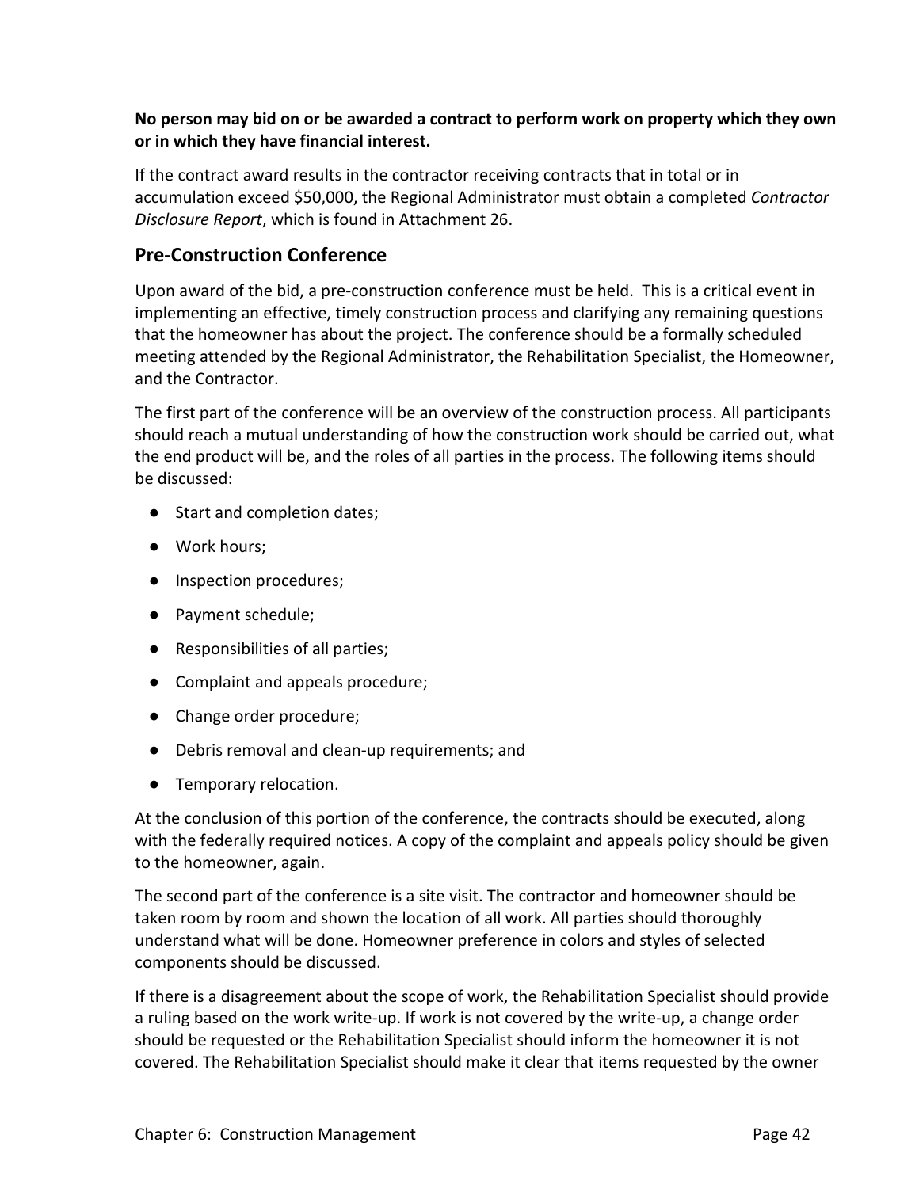**No person may bid on or be awarded a contract to perform work on property which they own or in which they have financial interest.**

If the contract award results in the contractor receiving contracts that in total or in accumulation exceed $50,000, the Regional Administrator must obtain a completed *Contractor Disclosure Report*, which is found in Attachment 26.

## Pre-Construction Conference

Upon award of the bid, a pre-construction conference must be held. This is a critical event in implementing an effective, timely construction process and clarifying any remaining questions that the homeowner has about the project. The conference should be a formally scheduled meeting attended by the Regional Administrator, the Rehabilitation Specialist, the Homeowner, and the Contractor.

The first part of the conference will be an overview of the construction process. All participants should reach a mutual understanding of how the construction work should be carried out, what the end product will be, and the roles of all parties in the process. The following items should be discussed:

- Start and completion dates;
- Work hours;
- Inspection procedures;
- Payment schedule;
- Responsibilities of all parties;
- Complaint and appeals procedure;
- Change order procedure;
- Debris removal and clean-up requirements; and
- Temporary relocation.

At the conclusion of this portion of the conference, the contracts should be executed, along with the federally required notices. A copy of the complaint and appeals policy should be given to the homeowner, again.

The second part of the conference is a site visit. The contractor and homeowner should be taken room by room and shown the location of all work. All parties should thoroughly understand what will be done. Homeowner preference in colors and styles of selected components should be discussed.

If there is a disagreement about the scope of work, the Rehabilitation Specialist should provide a ruling based on the work write-up. If work is not covered by the write-up, a change order should be requested or the Rehabilitation Specialist should inform the homeowner it is not covered. The Rehabilitation Specialist should make it clear that items requested by the owner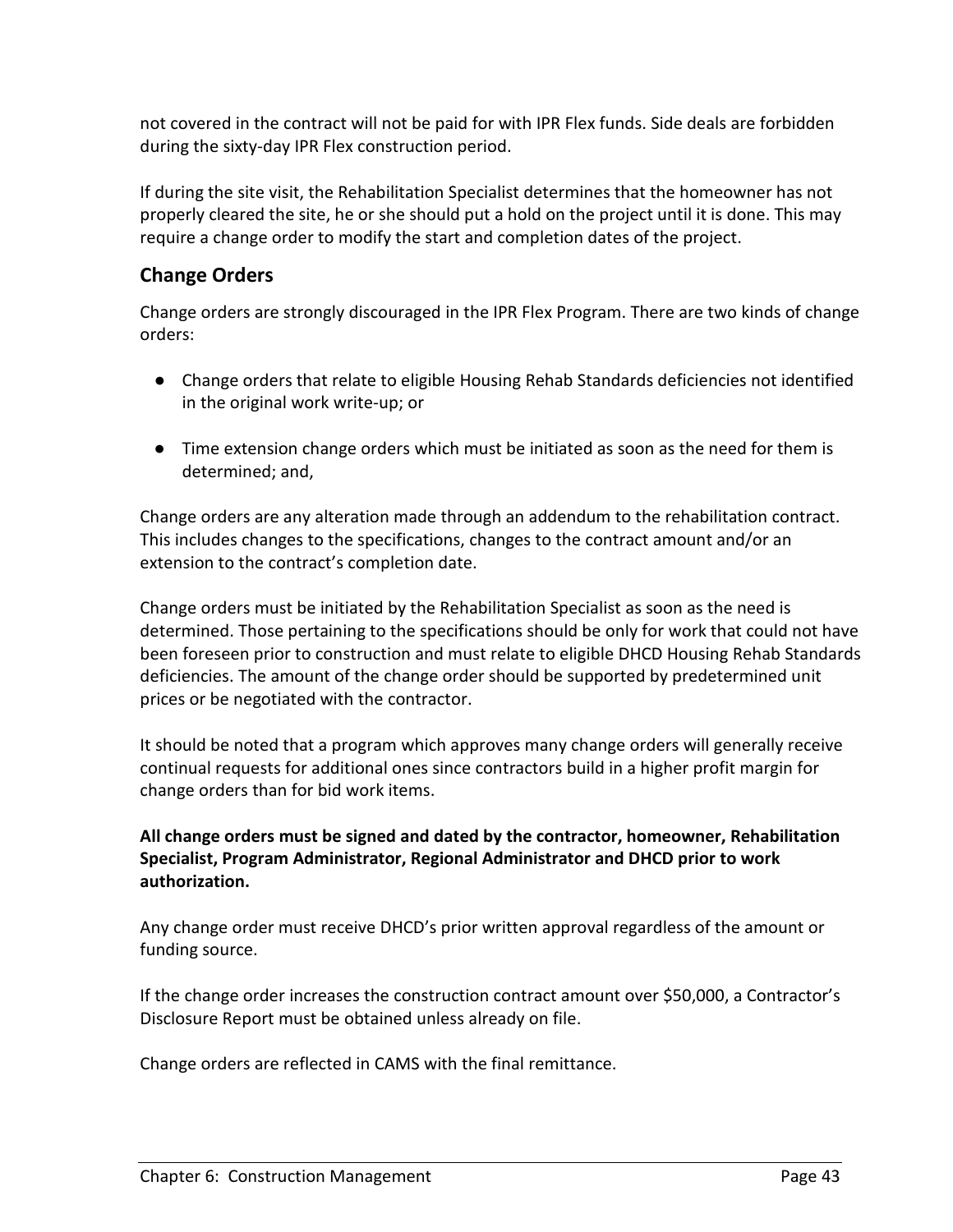not covered in the contract will not be paid for with IPR Flex funds. Side deals are forbidden during the sixty-day IPR Flex construction period.

If during the site visit, the Rehabilitation Specialist determines that the homeowner has not properly cleared the site, he or she should put a hold on the project until it is done. This may require a change order to modify the start and completion dates of the project.

## Change Orders

Change orders are strongly discouraged in the IPR Flex Program. There are two kinds of change orders:

- Change orders that relate to eligible Housing Rehab Standards deficiencies not identified in the original work write-up; or

- Time extension change orders which must be initiated as soon as the need for them is determined; and,

Change orders are any alteration made through an addendum to the rehabilitation contract. This includes changes to the specifications, changes to the contract amount and/or an extension to the contract's completion date.

Change orders must be initiated by the Rehabilitation Specialist as soon as the need is determined. Those pertaining to the specifications should be only for work that could not have been foreseen prior to construction and must relate to eligible DHCD Housing Rehab Standards deficiencies. The amount of the change order should be supported by predetermined unit prices or be negotiated with the contractor.

It should be noted that a program which approves many change orders will generally receive continual requests for additional ones since contractors build in a higher profit margin for change orders than for bid work items.

**All change orders must be signed and dated by the contractor, homeowner, Rehabilitation Specialist, Program Administrator, Regional Administrator and DHCD prior to work authorization.**

Any change order must receive DHCD's prior written approval regardless of the amount or funding source.

If the change order increases the construction contract amount over $50,000, a Contractor's Disclosure Report must be obtained unless already on file.

Change orders are reflected in CAMS with the final remittance.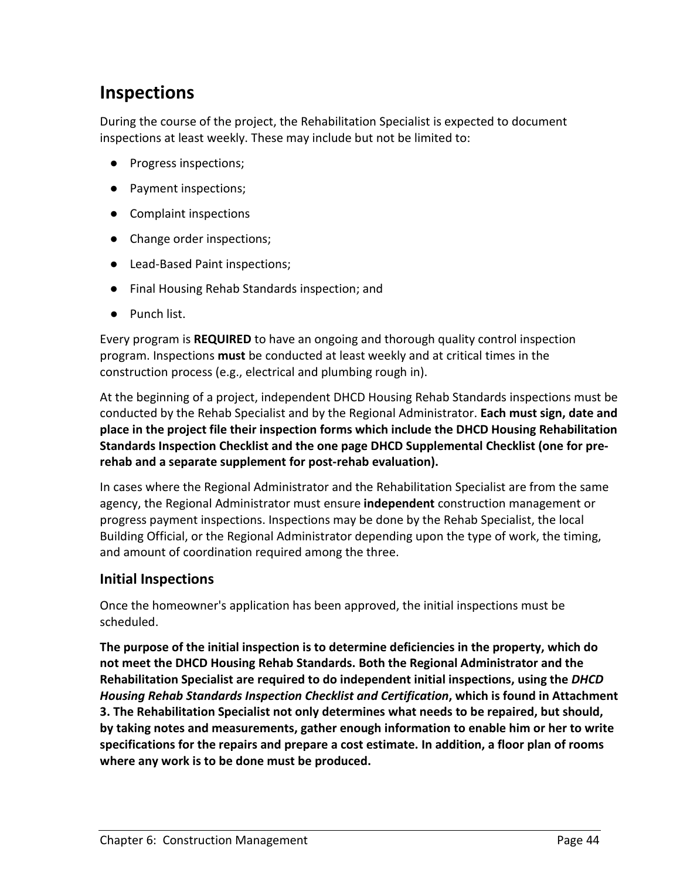## Inspections

During the course of the project, the Rehabilitation Specialist is expected to document inspections at least weekly. These may include but not be limited to:

- Progress inspections;
- Payment inspections;
- Complaint inspections
- Change order inspections;
- Lead-Based Paint inspections;
- Final Housing Rehab Standards inspection; and
- Punch list.

Every program is **REQUIRED** to have an ongoing and thorough quality control inspection program. Inspections **must** be conducted at least weekly and at critical times in the construction process (e.g., electrical and plumbing rough in).

At the beginning of a project, independent DHCD Housing Rehab Standards inspections must be conducted by the Rehab Specialist and by the Regional Administrator. **Each must sign, date and place in the project file their inspection forms which include the DHCD Housing Rehabilitation Standards Inspection Checklist and the one page DHCD Supplemental Checklist (one for pre-rehab and a separate supplement for post-rehab evaluation).**

In cases where the Regional Administrator and the Rehabilitation Specialist are from the same agency, the Regional Administrator must ensure **independent** construction management or progress payment inspections. Inspections may be done by the Rehab Specialist, the local Building Official, or the Regional Administrator depending upon the type of work, the timing, and amount of coordination required among the three.

### Initial Inspections

Once the homeowner's application has been approved, the initial inspections must be scheduled.

**The purpose of the initial inspection is to determine deficiencies in the property, which do not meet the DHCD Housing Rehab Standards. Both the Regional Administrator and the Rehabilitation Specialist are required to do independent initial inspections, using the *DHCD Housing Rehab Standards Inspection Checklist and Certification*, which is found in Attachment 3. The Rehabilitation Specialist not only determines what needs to be repaired, but should, by taking notes and measurements, gather enough information to enable him or her to write specifications for the repairs and prepare a cost estimate. In addition, a floor plan of rooms where any work is to be done must be produced.**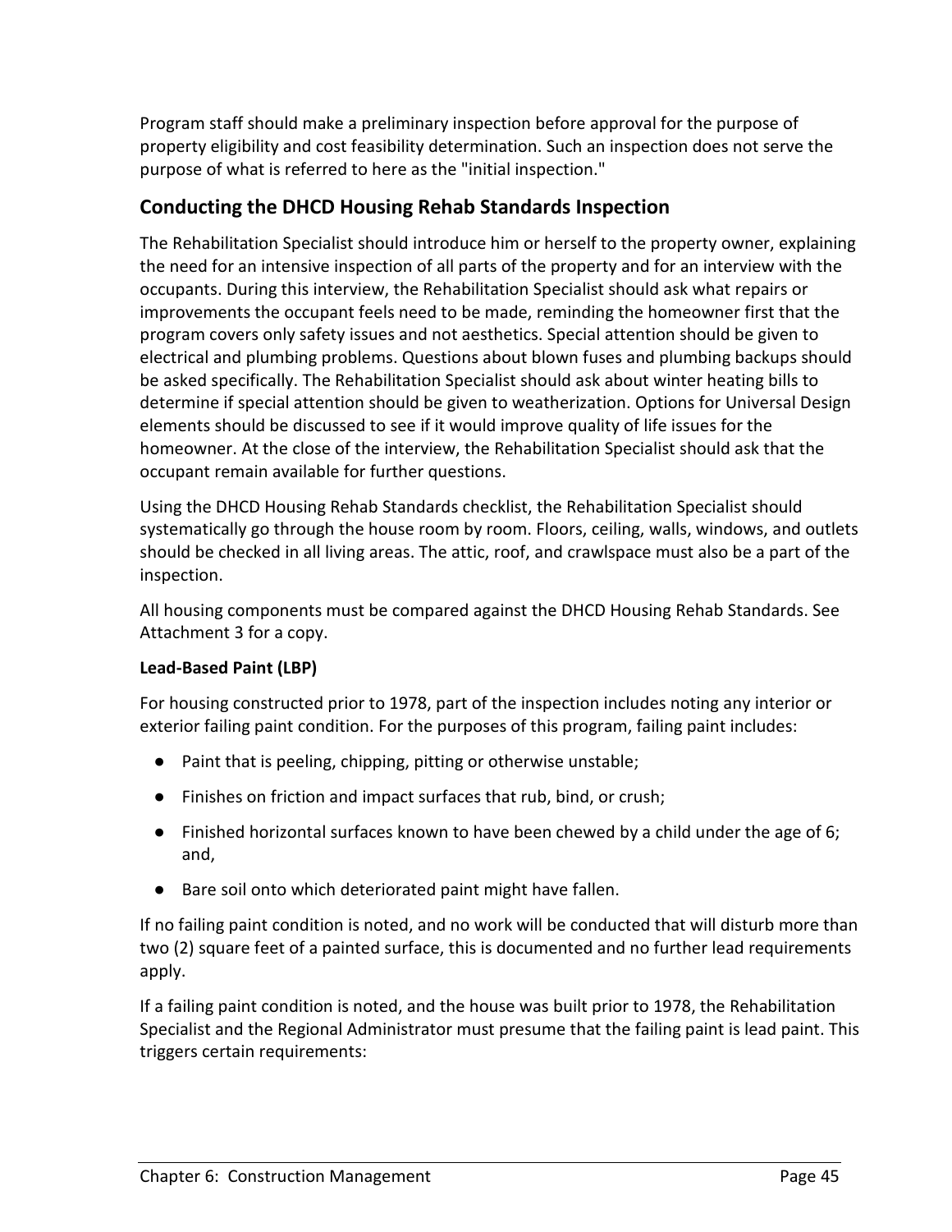Program staff should make a preliminary inspection before approval for the purpose of property eligibility and cost feasibility determination. Such an inspection does not serve the purpose of what is referred to here as the "initial inspection."

## Conducting the DHCD Housing Rehab Standards Inspection

The Rehabilitation Specialist should introduce him or herself to the property owner, explaining the need for an intensive inspection of all parts of the property and for an interview with the occupants. During this interview, the Rehabilitation Specialist should ask what repairs or improvements the occupant feels need to be made, reminding the homeowner first that the program covers only safety issues and not aesthetics. Special attention should be given to electrical and plumbing problems. Questions about blown fuses and plumbing backups should be asked specifically. The Rehabilitation Specialist should ask about winter heating bills to determine if special attention should be given to weatherization. Options for Universal Design elements should be discussed to see if it would improve quality of life issues for the homeowner. At the close of the interview, the Rehabilitation Specialist should ask that the occupant remain available for further questions.

Using the DHCD Housing Rehab Standards checklist, the Rehabilitation Specialist should systematically go through the house room by room. Floors, ceiling, walls, windows, and outlets should be checked in all living areas. The attic, roof, and crawlspace must also be a part of the inspection.

All housing components must be compared against the DHCD Housing Rehab Standards. See Attachment 3 for a copy.

**Lead-Based Paint (LBP)**

For housing constructed prior to 1978, part of the inspection includes noting any interior or exterior failing paint condition. For the purposes of this program, failing paint includes:

- Paint that is peeling, chipping, pitting or otherwise unstable;
- Finishes on friction and impact surfaces that rub, bind, or crush;
- Finished horizontal surfaces known to have been chewed by a child under the age of 6; and,
- Bare soil onto which deteriorated paint might have fallen.

If no failing paint condition is noted, and no work will be conducted that will disturb more than two (2) square feet of a painted surface, this is documented and no further lead requirements apply.

If a failing paint condition is noted, and the house was built prior to 1978, the Rehabilitation Specialist and the Regional Administrator must presume that the failing paint is lead paint. This triggers certain requirements: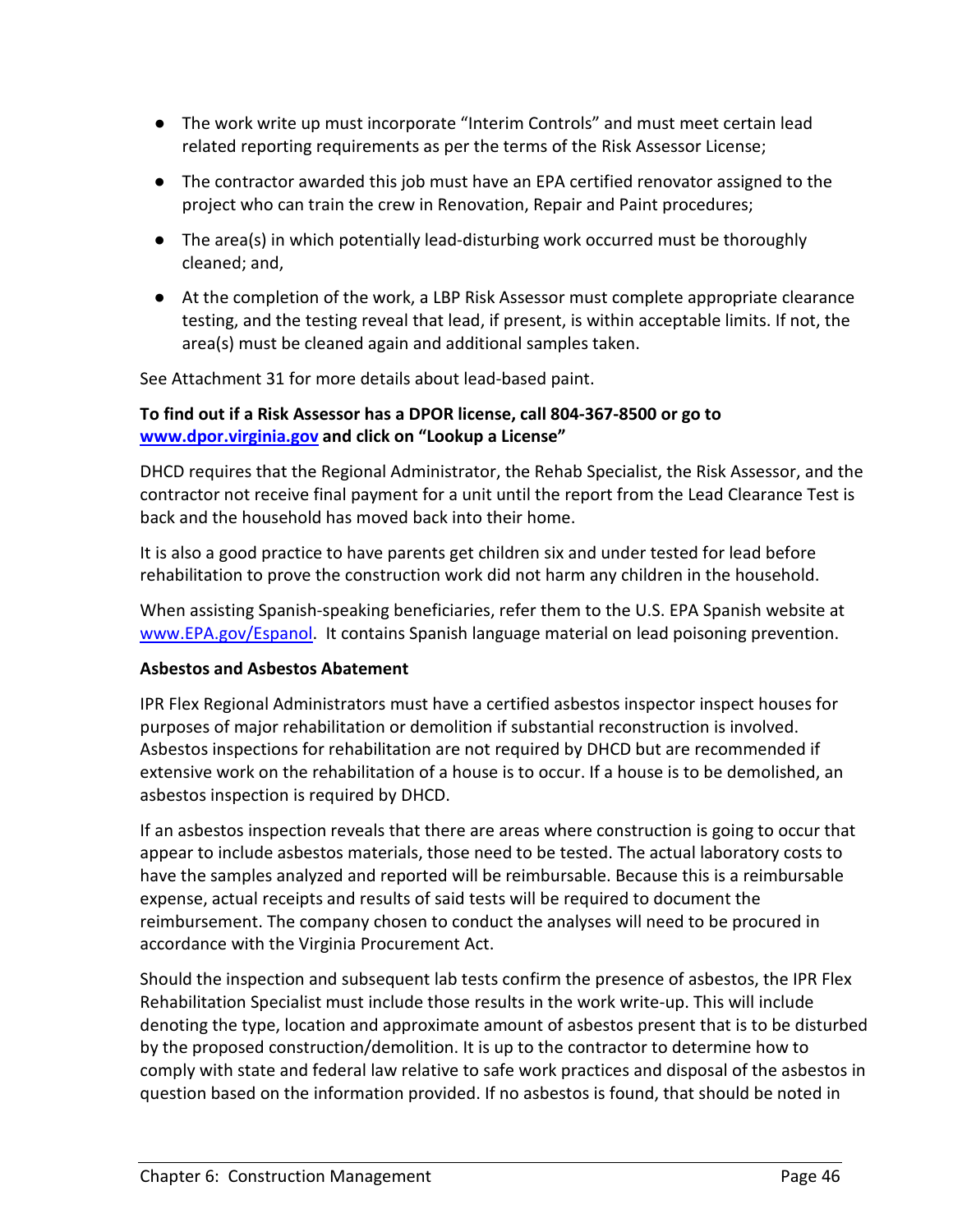- The work write up must incorporate "Interim Controls" and must meet certain lead related reporting requirements as per the terms of the Risk Assessor License;
- The contractor awarded this job must have an EPA certified renovator assigned to the project who can train the crew in Renovation, Repair and Paint procedures;
- The area(s) in which potentially lead-disturbing work occurred must be thoroughly cleaned; and,
- At the completion of the work, a LBP Risk Assessor must complete appropriate clearance testing, and the testing reveal that lead, if present, is within acceptable limits. If not, the area(s) must be cleaned again and additional samples taken.

See Attachment 31 for more details about lead-based paint.

**To find out if a Risk Assessor has a DPOR license, call 804-367-8500 or go to [www.dpor.virginia.gov](http://www.dpor.virginia.gov) and click on "Lookup a License"**

DHCD requires that the Regional Administrator, the Rehab Specialist, the Risk Assessor, and the contractor not receive final payment for a unit until the report from the Lead Clearance Test is back and the household has moved back into their home.

It is also a good practice to have parents get children six and under tested for lead before rehabilitation to prove the construction work did not harm any children in the household.

When assisting Spanish-speaking beneficiaries, refer them to the U.S. EPA Spanish website at [www.EPA.gov/Espanol](http://www.EPA.gov/Espanol). It contains Spanish language material on lead poisoning prevention.

**Asbestos and Asbestos Abatement**

IPR Flex Regional Administrators must have a certified asbestos inspector inspect houses for purposes of major rehabilitation or demolition if substantial reconstruction is involved. Asbestos inspections for rehabilitation are not required by DHCD but are recommended if extensive work on the rehabilitation of a house is to occur. If a house is to be demolished, an asbestos inspection is required by DHCD.

If an asbestos inspection reveals that there are areas where construction is going to occur that appear to include asbestos materials, those need to be tested. The actual laboratory costs to have the samples analyzed and reported will be reimbursable. Because this is a reimbursable expense, actual receipts and results of said tests will be required to document the reimbursement. The company chosen to conduct the analyses will need to be procured in accordance with the Virginia Procurement Act.

Should the inspection and subsequent lab tests confirm the presence of asbestos, the IPR Flex Rehabilitation Specialist must include those results in the work write-up. This will include denoting the type, location and approximate amount of asbestos present that is to be disturbed by the proposed construction/demolition. It is up to the contractor to determine how to comply with state and federal law relative to safe work practices and disposal of the asbestos in question based on the information provided. If no asbestos is found, that should be noted in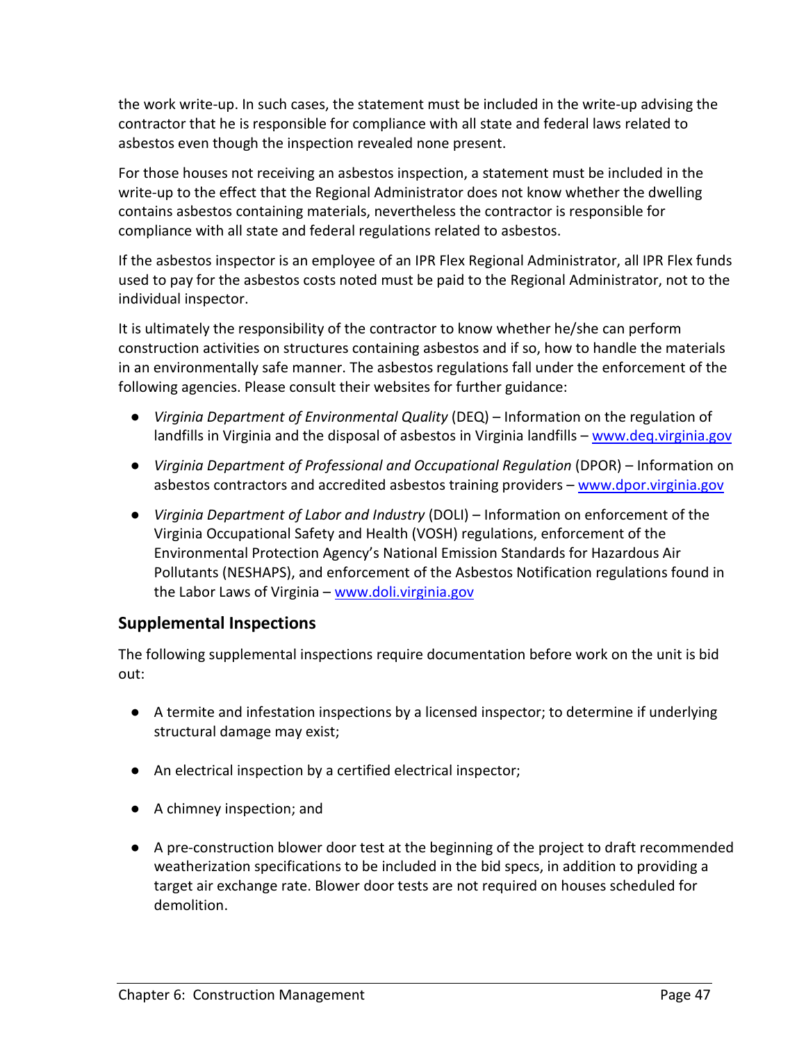the work write-up. In such cases, the statement must be included in the write-up advising the contractor that he is responsible for compliance with all state and federal laws related to asbestos even though the inspection revealed none present.

For those houses not receiving an asbestos inspection, a statement must be included in the write-up to the effect that the Regional Administrator does not know whether the dwelling contains asbestos containing materials, nevertheless the contractor is responsible for compliance with all state and federal regulations related to asbestos.

If the asbestos inspector is an employee of an IPR Flex Regional Administrator, all IPR Flex funds used to pay for the asbestos costs noted must be paid to the Regional Administrator, not to the individual inspector.

It is ultimately the responsibility of the contractor to know whether he/she can perform construction activities on structures containing asbestos and if so, how to handle the materials in an environmentally safe manner. The asbestos regulations fall under the enforcement of the following agencies. Please consult their websites for further guidance:

- *Virginia Department of Environmental Quality* (DEQ) – Information on the regulation of landfills in Virginia and the disposal of asbestos in Virginia landfills – [www.deq.virginia.gov](www.deq.virginia.gov)
- *Virginia Department of Professional and Occupational Regulation* (DPOR) – Information on asbestos contractors and accredited asbestos training providers – [www.dpor.virginia.gov](www.dpor.virginia.gov)
- *Virginia Department of Labor and Industry* (DOLI) – Information on enforcement of the Virginia Occupational Safety and Health (VOSH) regulations, enforcement of the Environmental Protection Agency's National Emission Standards for Hazardous Air Pollutants (NESHAPS), and enforcement of the Asbestos Notification regulations found in the Labor Laws of Virginia – [www.doli.virginia.gov](www.doli.virginia.gov)

## Supplemental Inspections

The following supplemental inspections require documentation before work on the unit is bid out:

- A termite and infestation inspections by a licensed inspector; to determine if underlying structural damage may exist;
- An electrical inspection by a certified electrical inspector;
- A chimney inspection; and
- A pre-construction blower door test at the beginning of the project to draft recommended weatherization specifications to be included in the bid specs, in addition to providing a target air exchange rate. Blower door tests are not required on houses scheduled for demolition.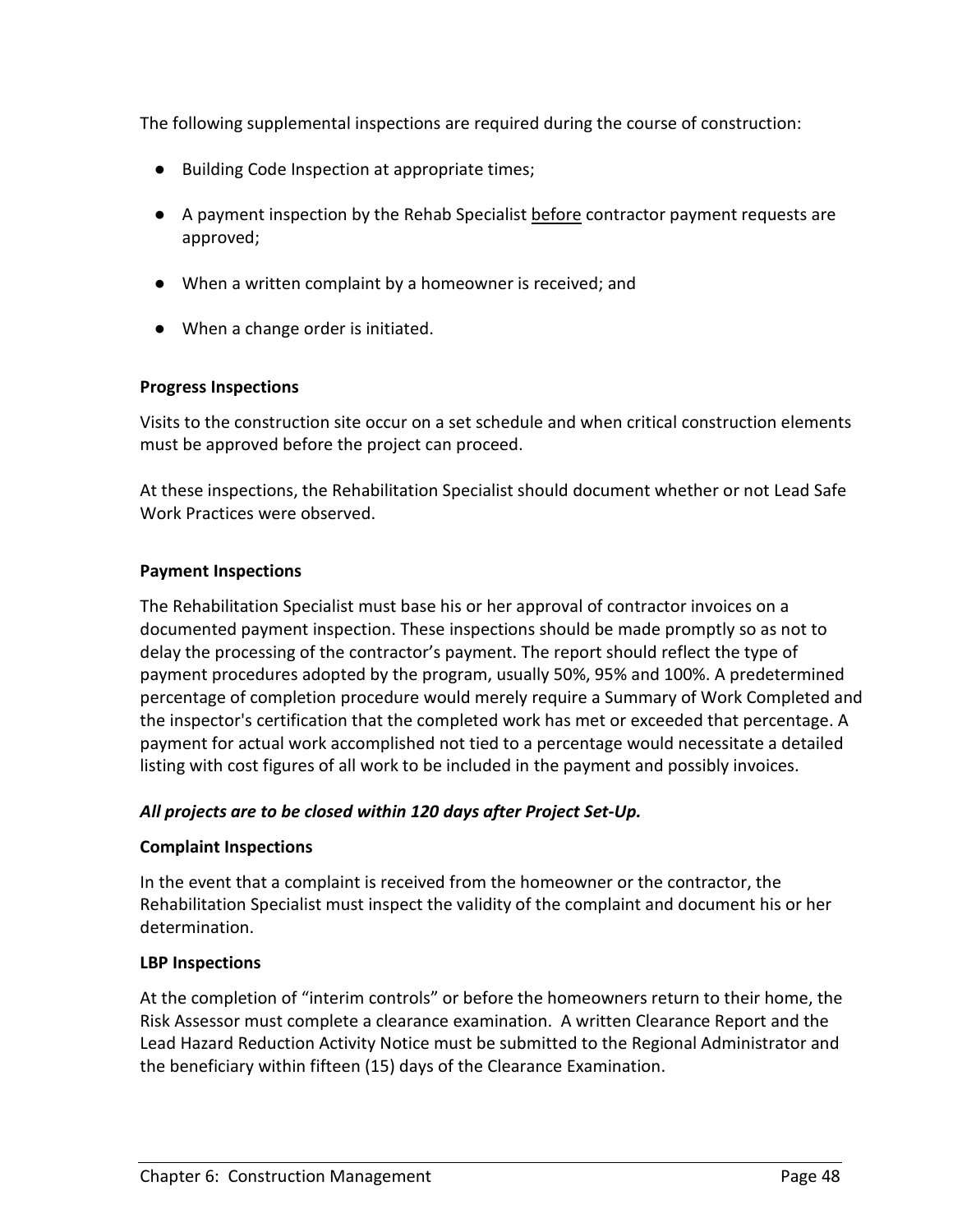The following supplemental inspections are required during the course of construction:

- Building Code Inspection at appropriate times;
- A payment inspection by the Rehab Specialist before contractor payment requests are approved;
- When a written complaint by a homeowner is received; and
- When a change order is initiated.

**Progress Inspections**

Visits to the construction site occur on a set schedule and when critical construction elements must be approved before the project can proceed.

At these inspections, the Rehabilitation Specialist should document whether or not Lead Safe Work Practices were observed.

**Payment Inspections**

The Rehabilitation Specialist must base his or her approval of contractor invoices on a documented payment inspection. These inspections should be made promptly so as not to delay the processing of the contractor's payment. The report should reflect the type of payment procedures adopted by the program, usually 50%, 95% and 100%. A predetermined percentage of completion procedure would merely require a Summary of Work Completed and the inspector's certification that the completed work has met or exceeded that percentage. A payment for actual work accomplished not tied to a percentage would necessitate a detailed listing with cost figures of all work to be included in the payment and possibly invoices.

***All projects are to be closed within 120 days after Project Set-Up.***

**Complaint Inspections**

In the event that a complaint is received from the homeowner or the contractor, the Rehabilitation Specialist must inspect the validity of the complaint and document his or her determination.

**LBP Inspections**

At the completion of "interim controls" or before the homeowners return to their home, the Risk Assessor must complete a clearance examination. A written Clearance Report and the Lead Hazard Reduction Activity Notice must be submitted to the Regional Administrator and the beneficiary within fifteen (15) days of the Clearance Examination.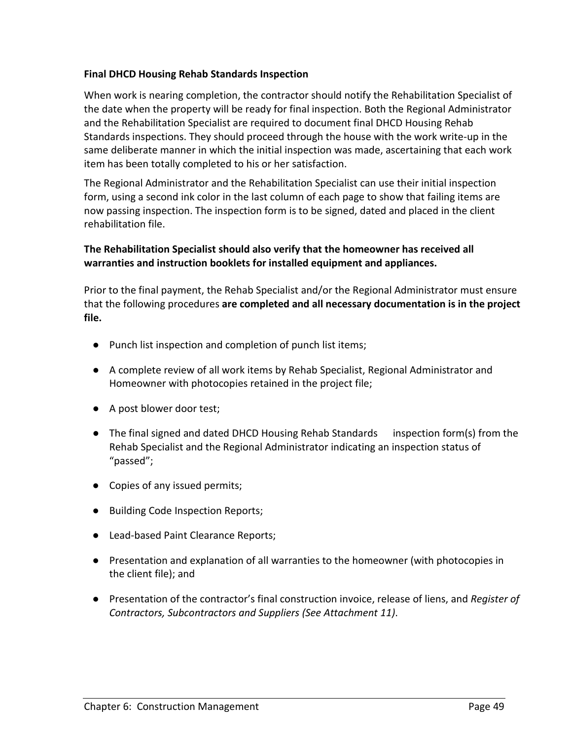**Final DHCD Housing Rehab Standards Inspection**

When work is nearing completion, the contractor should notify the Rehabilitation Specialist of the date when the property will be ready for final inspection. Both the Regional Administrator and the Rehabilitation Specialist are required to document final DHCD Housing Rehab Standards inspections. They should proceed through the house with the work write-up in the same deliberate manner in which the initial inspection was made, ascertaining that each work item has been totally completed to his or her satisfaction.

The Regional Administrator and the Rehabilitation Specialist can use their initial inspection form, using a second ink color in the last column of each page to show that failing items are now passing inspection. The inspection form is to be signed, dated and placed in the client rehabilitation file.

**The Rehabilitation Specialist should also verify that the homeowner has received all warranties and instruction booklets for installed equipment and appliances.**

Prior to the final payment, the Rehab Specialist and/or the Regional Administrator must ensure that the following procedures **are completed and all necessary documentation is in the project file.**

- Punch list inspection and completion of punch list items;
- A complete review of all work items by Rehab Specialist, Regional Administrator and Homeowner with photocopies retained in the project file;
- A post blower door test;
- The final signed and dated DHCD Housing Rehab Standards inspection form(s) from the Rehab Specialist and the Regional Administrator indicating an inspection status of "passed";
- Copies of any issued permits;
- Building Code Inspection Reports;
- Lead-based Paint Clearance Reports;
- Presentation and explanation of all warranties to the homeowner (with photocopies in the client file); and
- Presentation of the contractor's final construction invoice, release of liens, and *Register of Contractors, Subcontractors and Suppliers (See Attachment 11)*.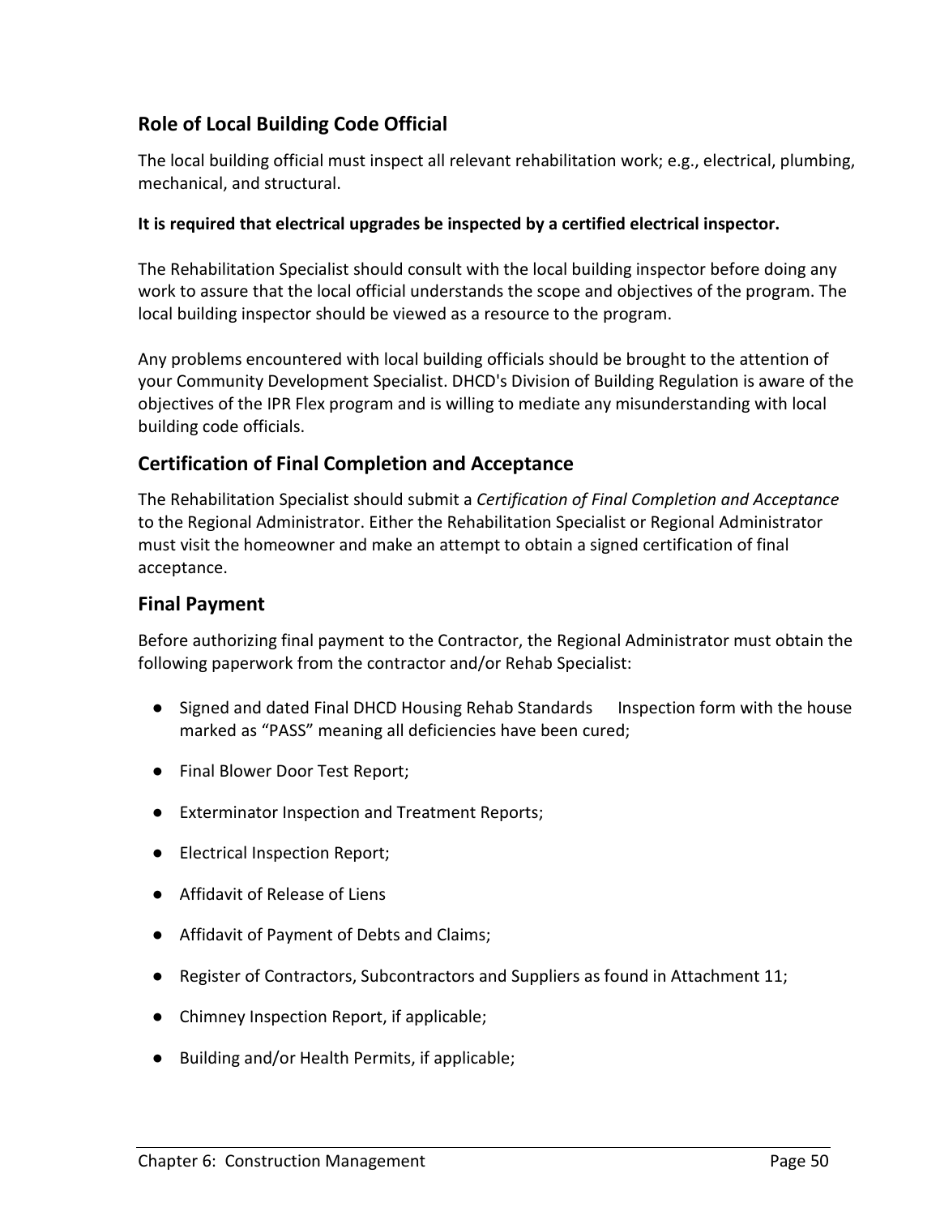## Role of Local Building Code Official

The local building official must inspect all relevant rehabilitation work; e.g., electrical, plumbing, mechanical, and structural.

**It is required that electrical upgrades be inspected by a certified electrical inspector.**

The Rehabilitation Specialist should consult with the local building inspector before doing any work to assure that the local official understands the scope and objectives of the program. The local building inspector should be viewed as a resource to the program.

Any problems encountered with local building officials should be brought to the attention of your Community Development Specialist. DHCD's Division of Building Regulation is aware of the objectives of the IPR Flex program and is willing to mediate any misunderstanding with local building code officials.

## Certification of Final Completion and Acceptance

The Rehabilitation Specialist should submit a *Certification of Final Completion and Acceptance* to the Regional Administrator. Either the Rehabilitation Specialist or Regional Administrator must visit the homeowner and make an attempt to obtain a signed certification of final acceptance.

## Final Payment

Before authorizing final payment to the Contractor, the Regional Administrator must obtain the following paperwork from the contractor and/or Rehab Specialist:

- Signed and dated Final DHCD Housing Rehab Standards Inspection form with the house marked as "PASS" meaning all deficiencies have been cured;
- Final Blower Door Test Report;
- Exterminator Inspection and Treatment Reports;
- Electrical Inspection Report;
- Affidavit of Release of Liens
- Affidavit of Payment of Debts and Claims;
- Register of Contractors, Subcontractors and Suppliers as found in Attachment 11;
- Chimney Inspection Report, if applicable;
- Building and/or Health Permits, if applicable;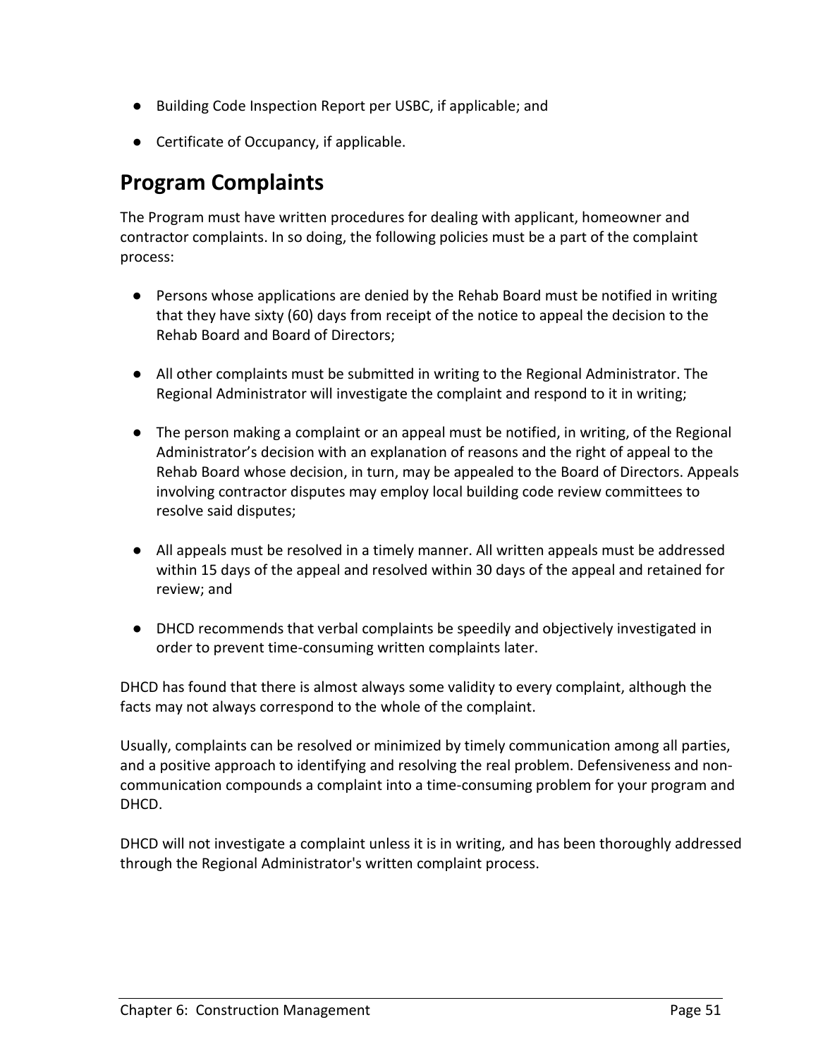- Building Code Inspection Report per USBC, if applicable; and
- Certificate of Occupancy, if applicable.

## Program Complaints

The Program must have written procedures for dealing with applicant, homeowner and contractor complaints. In so doing, the following policies must be a part of the complaint process:

- Persons whose applications are denied by the Rehab Board must be notified in writing that they have sixty (60) days from receipt of the notice to appeal the decision to the Rehab Board and Board of Directors;
- All other complaints must be submitted in writing to the Regional Administrator. The Regional Administrator will investigate the complaint and respond to it in writing;
- The person making a complaint or an appeal must be notified, in writing, of the Regional Administrator's decision with an explanation of reasons and the right of appeal to the Rehab Board whose decision, in turn, may be appealed to the Board of Directors. Appeals involving contractor disputes may employ local building code review committees to resolve said disputes;
- All appeals must be resolved in a timely manner. All written appeals must be addressed within 15 days of the appeal and resolved within 30 days of the appeal and retained for review; and
- DHCD recommends that verbal complaints be speedily and objectively investigated in order to prevent time-consuming written complaints later.

DHCD has found that there is almost always some validity to every complaint, although the facts may not always correspond to the whole of the complaint.

Usually, complaints can be resolved or minimized by timely communication among all parties, and a positive approach to identifying and resolving the real problem. Defensiveness and non-communication compounds a complaint into a time-consuming problem for your program and DHCD.

DHCD will not investigate a complaint unless it is in writing, and has been thoroughly addressed through the Regional Administrator's written complaint process.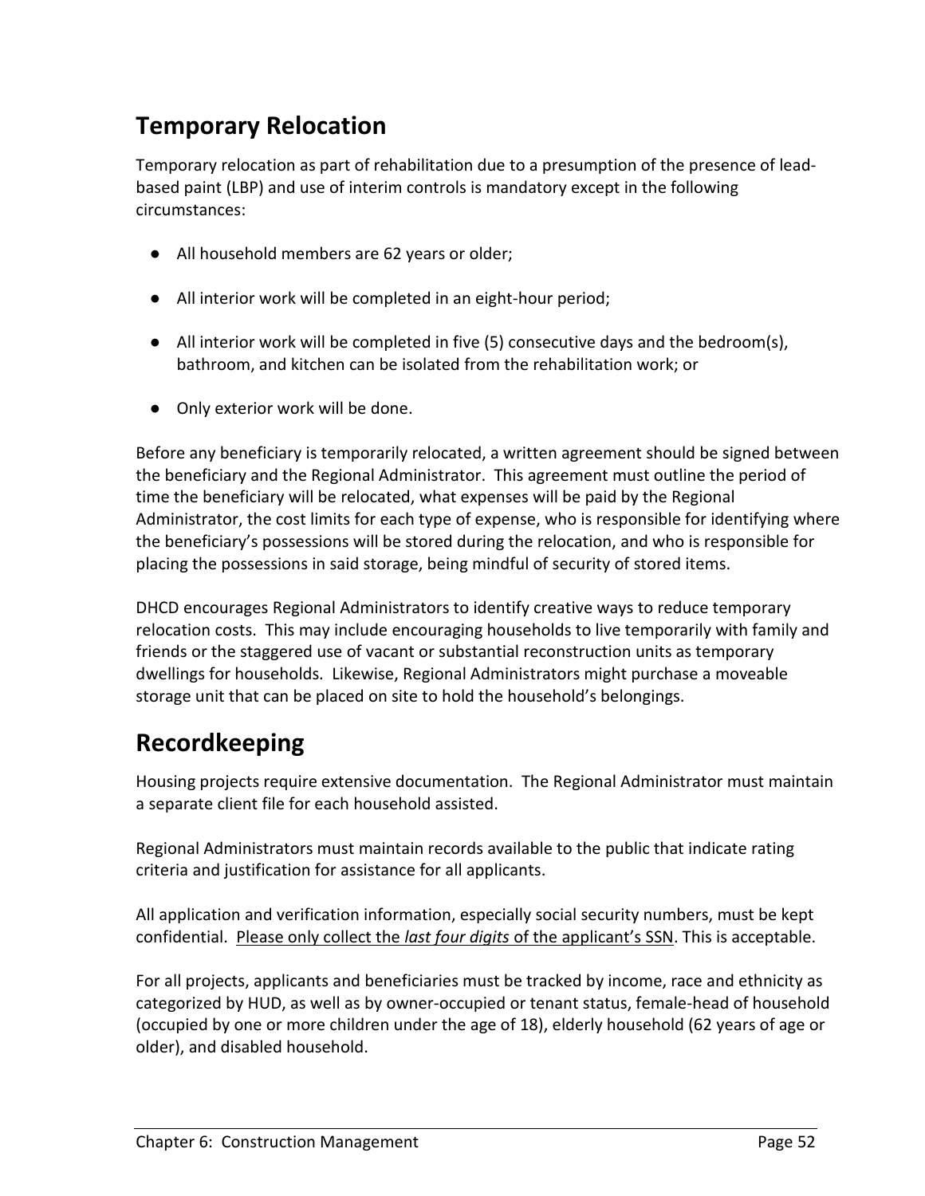## Temporary Relocation

Temporary relocation as part of rehabilitation due to a presumption of the presence of lead-based paint (LBP) and use of interim controls is mandatory except in the following circumstances:

- All household members are 62 years or older;
- All interior work will be completed in an eight-hour period;
- All interior work will be completed in five (5) consecutive days and the bedroom(s), bathroom, and kitchen can be isolated from the rehabilitation work; or
- Only exterior work will be done.

Before any beneficiary is temporarily relocated, a written agreement should be signed between the beneficiary and the Regional Administrator. This agreement must outline the period of time the beneficiary will be relocated, what expenses will be paid by the Regional Administrator, the cost limits for each type of expense, who is responsible for identifying where the beneficiary's possessions will be stored during the relocation, and who is responsible for placing the possessions in said storage, being mindful of security of stored items.

DHCD encourages Regional Administrators to identify creative ways to reduce temporary relocation costs. This may include encouraging households to live temporarily with family and friends or the staggered use of vacant or substantial reconstruction units as temporary dwellings for households. Likewise, Regional Administrators might purchase a moveable storage unit that can be placed on site to hold the household's belongings.

## Recordkeeping

Housing projects require extensive documentation. The Regional Administrator must maintain a separate client file for each household assisted.

Regional Administrators must maintain records available to the public that indicate rating criteria and justification for assistance for all applicants.

All application and verification information, especially social security numbers, must be kept confidential. <u>Please only collect the *last four digits* of the applicant's SSN</u>. This is acceptable.

For all projects, applicants and beneficiaries must be tracked by income, race and ethnicity as categorized by HUD, as well as by owner-occupied or tenant status, female-head of household (occupied by one or more children under the age of 18), elderly household (62 years of age or older), and disabled household.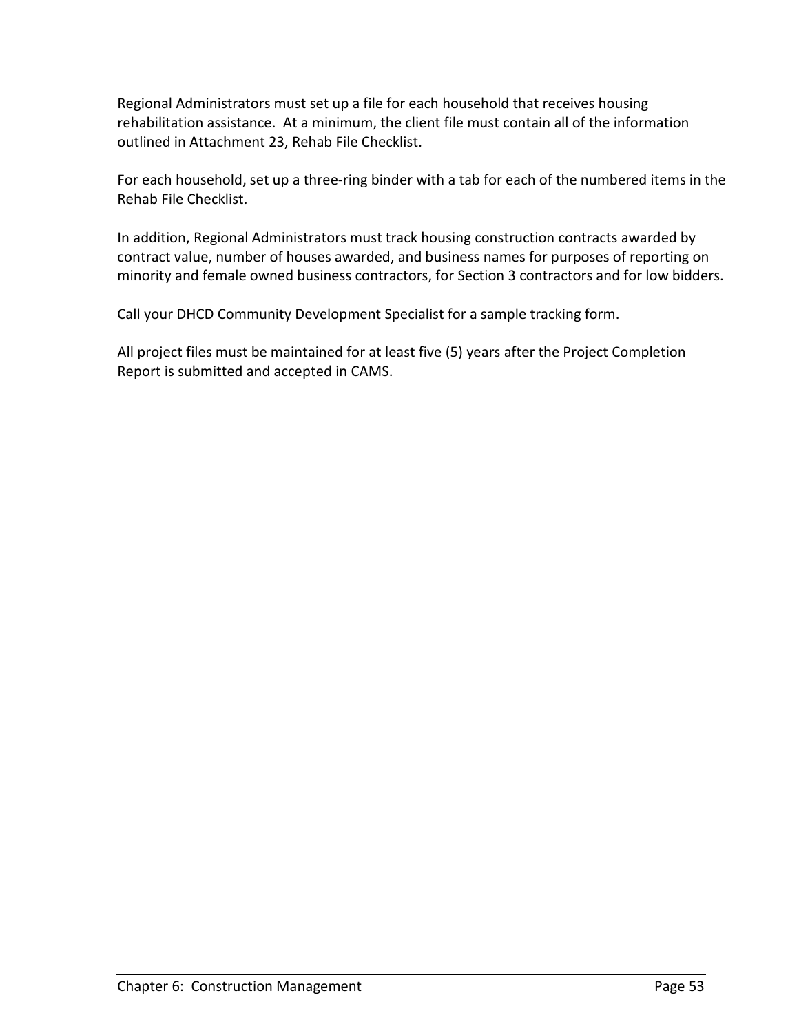Regional Administrators must set up a file for each household that receives housing rehabilitation assistance. At a minimum, the client file must contain all of the information outlined in Attachment 23, Rehab File Checklist.

For each household, set up a three-ring binder with a tab for each of the numbered items in the Rehab File Checklist.

In addition, Regional Administrators must track housing construction contracts awarded by contract value, number of houses awarded, and business names for purposes of reporting on minority and female owned business contractors, for Section 3 contractors and for low bidders.

Call your DHCD Community Development Specialist for a sample tracking form.

All project files must be maintained for at least five (5) years after the Project Completion Report is submitted and accepted in CAMS.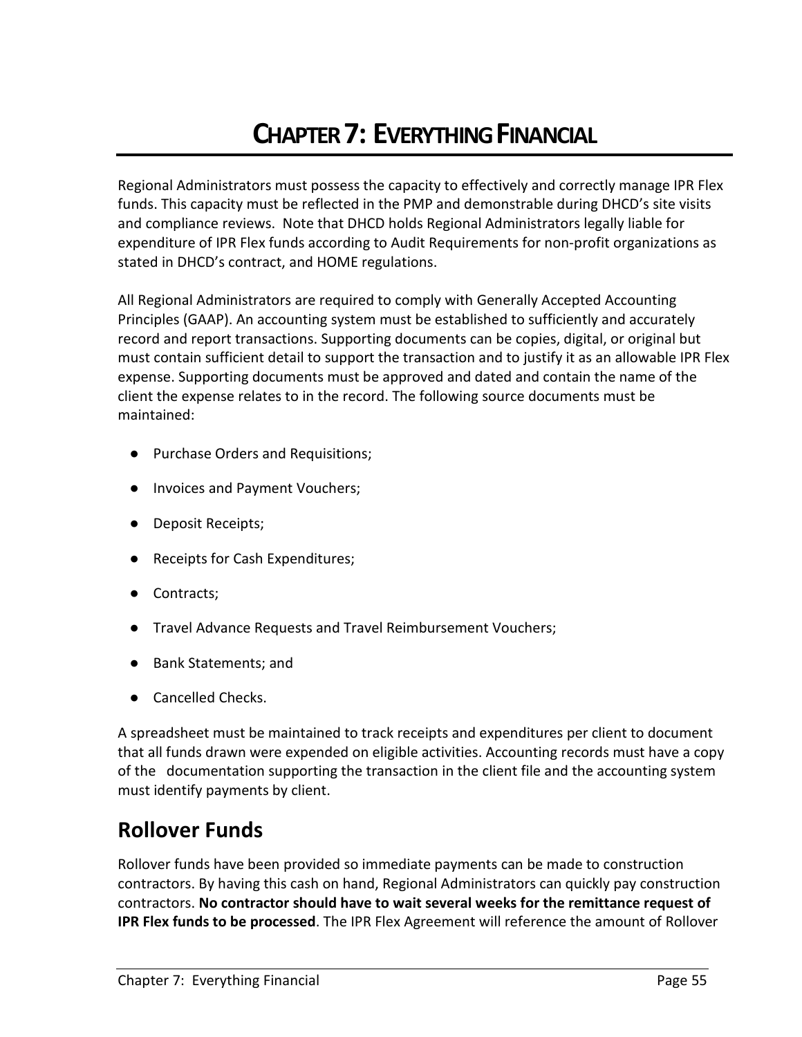# CHAPTER 7: EVERYTHING FINANCIAL

Regional Administrators must possess the capacity to effectively and correctly manage IPR Flex funds. This capacity must be reflected in the PMP and demonstrable during DHCD's site visits and compliance reviews. Note that DHCD holds Regional Administrators legally liable for expenditure of IPR Flex funds according to Audit Requirements for non-profit organizations as stated in DHCD's contract, and HOME regulations.

All Regional Administrators are required to comply with Generally Accepted Accounting Principles (GAAP). An accounting system must be established to sufficiently and accurately record and report transactions. Supporting documents can be copies, digital, or original but must contain sufficient detail to support the transaction and to justify it as an allowable IPR Flex expense. Supporting documents must be approved and dated and contain the name of the client the expense relates to in the record. The following source documents must be maintained:

- Purchase Orders and Requisitions;
- Invoices and Payment Vouchers;
- Deposit Receipts;
- Receipts for Cash Expenditures;
- Contracts;
- Travel Advance Requests and Travel Reimbursement Vouchers;
- Bank Statements; and
- Cancelled Checks.

A spreadsheet must be maintained to track receipts and expenditures per client to document that all funds drawn were expended on eligible activities. Accounting records must have a copy of the documentation supporting the transaction in the client file and the accounting system must identify payments by client.

## Rollover Funds

Rollover funds have been provided so immediate payments can be made to construction contractors. By having this cash on hand, Regional Administrators can quickly pay construction contractors. **No contractor should have to wait several weeks for the remittance request of IPR Flex funds to be processed**. The IPR Flex Agreement will reference the amount of Rollover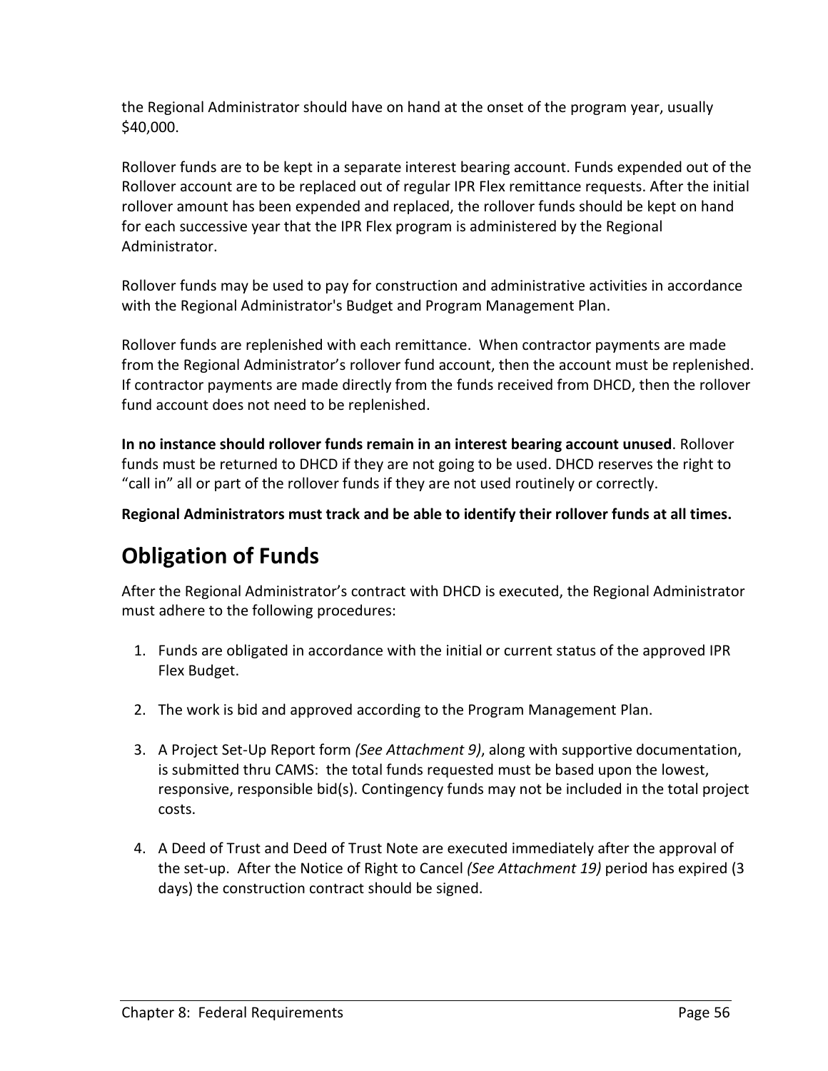the Regional Administrator should have on hand at the onset of the program year, usually $40,000.

Rollover funds are to be kept in a separate interest bearing account. Funds expended out of the Rollover account are to be replaced out of regular IPR Flex remittance requests. After the initial rollover amount has been expended and replaced, the rollover funds should be kept on hand for each successive year that the IPR Flex program is administered by the Regional Administrator.

Rollover funds may be used to pay for construction and administrative activities in accordance with the Regional Administrator's Budget and Program Management Plan.

Rollover funds are replenished with each remittance. When contractor payments are made from the Regional Administrator's rollover fund account, then the account must be replenished. If contractor payments are made directly from the funds received from DHCD, then the rollover fund account does not need to be replenished.

**In no instance should rollover funds remain in an interest bearing account unused**. Rollover funds must be returned to DHCD if they are not going to be used. DHCD reserves the right to "call in" all or part of the rollover funds if they are not used routinely or correctly.

**Regional Administrators must track and be able to identify their rollover funds at all times.**

## Obligation of Funds

After the Regional Administrator's contract with DHCD is executed, the Regional Administrator must adhere to the following procedures:

1. Funds are obligated in accordance with the initial or current status of the approved IPR Flex Budget.

2. The work is bid and approved according to the Program Management Plan.

3. A Project Set-Up Report form *(See Attachment 9)*, along with supportive documentation, is submitted thru CAMS: the total funds requested must be based upon the lowest, responsive, responsible bid(s). Contingency funds may not be included in the total project costs.

4. A Deed of Trust and Deed of Trust Note are executed immediately after the approval of the set-up. After the Notice of Right to Cancel *(See Attachment 19)* period has expired (3 days) the construction contract should be signed.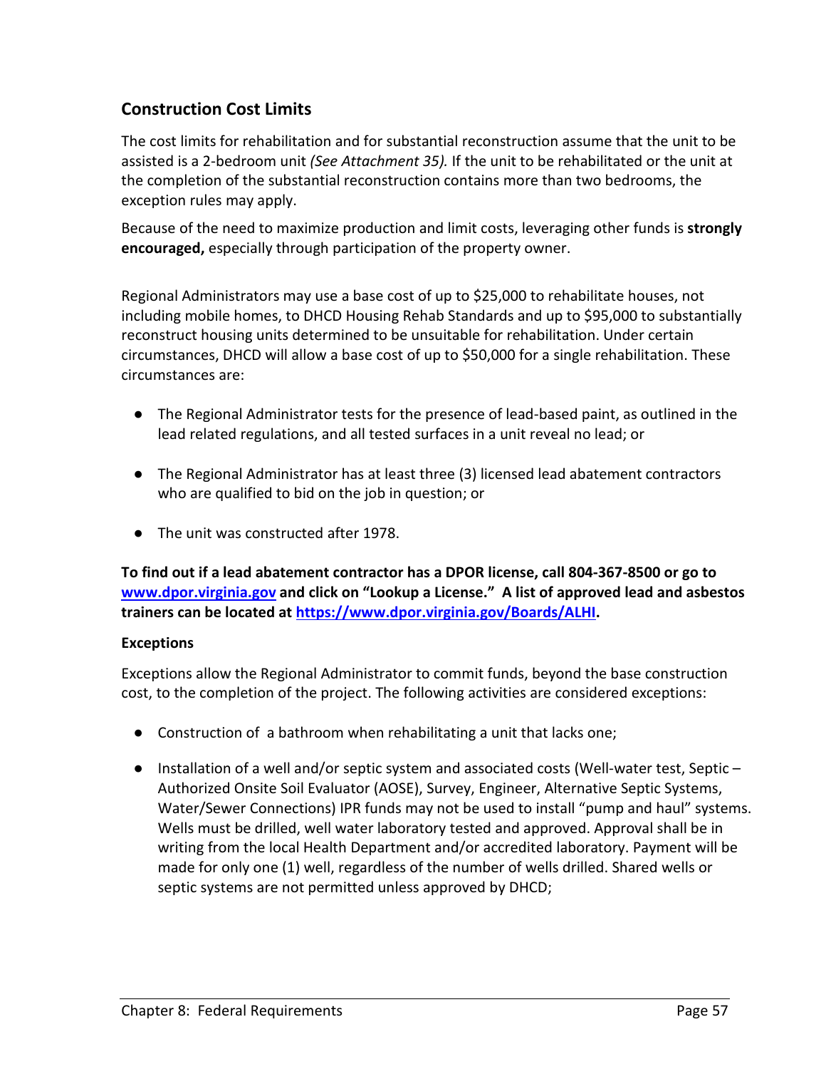## Construction Cost Limits

The cost limits for rehabilitation and for substantial reconstruction assume that the unit to be assisted is a 2-bedroom unit *(See Attachment 35).* If the unit to be rehabilitated or the unit at the completion of the substantial reconstruction contains more than two bedrooms, the exception rules may apply.

Because of the need to maximize production and limit costs, leveraging other funds is **strongly encouraged,** especially through participation of the property owner.

Regional Administrators may use a base cost of up to $25,000 to rehabilitate houses, not including mobile homes, to DHCD Housing Rehab Standards and up to $95,000 to substantially reconstruct housing units determined to be unsuitable for rehabilitation. Under certain circumstances, DHCD will allow a base cost of up to $50,000 for a single rehabilitation. These circumstances are:

- The Regional Administrator tests for the presence of lead-based paint, as outlined in the lead related regulations, and all tested surfaces in a unit reveal no lead; or
- The Regional Administrator has at least three (3) licensed lead abatement contractors who are qualified to bid on the job in question; or
- The unit was constructed after 1978.

**To find out if a lead abatement contractor has a DPOR license, call 804-367-8500 or go to [www.dpor.virginia.gov](http://www.dpor.virginia.gov) and click on "Lookup a License." A list of approved lead and asbestos trainers can be located at [https://www.dpor.virginia.gov/Boards/ALHI](https://www.dpor.virginia.gov/Boards/ALHI).**

### Exceptions

Exceptions allow the Regional Administrator to commit funds, beyond the base construction cost, to the completion of the project. The following activities are considered exceptions:

- Construction of a bathroom when rehabilitating a unit that lacks one;
- Installation of a well and/or septic system and associated costs (Well-water test, Septic – Authorized Onsite Soil Evaluator (AOSE), Survey, Engineer, Alternative Septic Systems, Water/Sewer Connections) IPR funds may not be used to install "pump and haul" systems. Wells must be drilled, well water laboratory tested and approved. Approval shall be in writing from the local Health Department and/or accredited laboratory. Payment will be made for only one (1) well, regardless of the number of wells drilled. Shared wells or septic systems are not permitted unless approved by DHCD;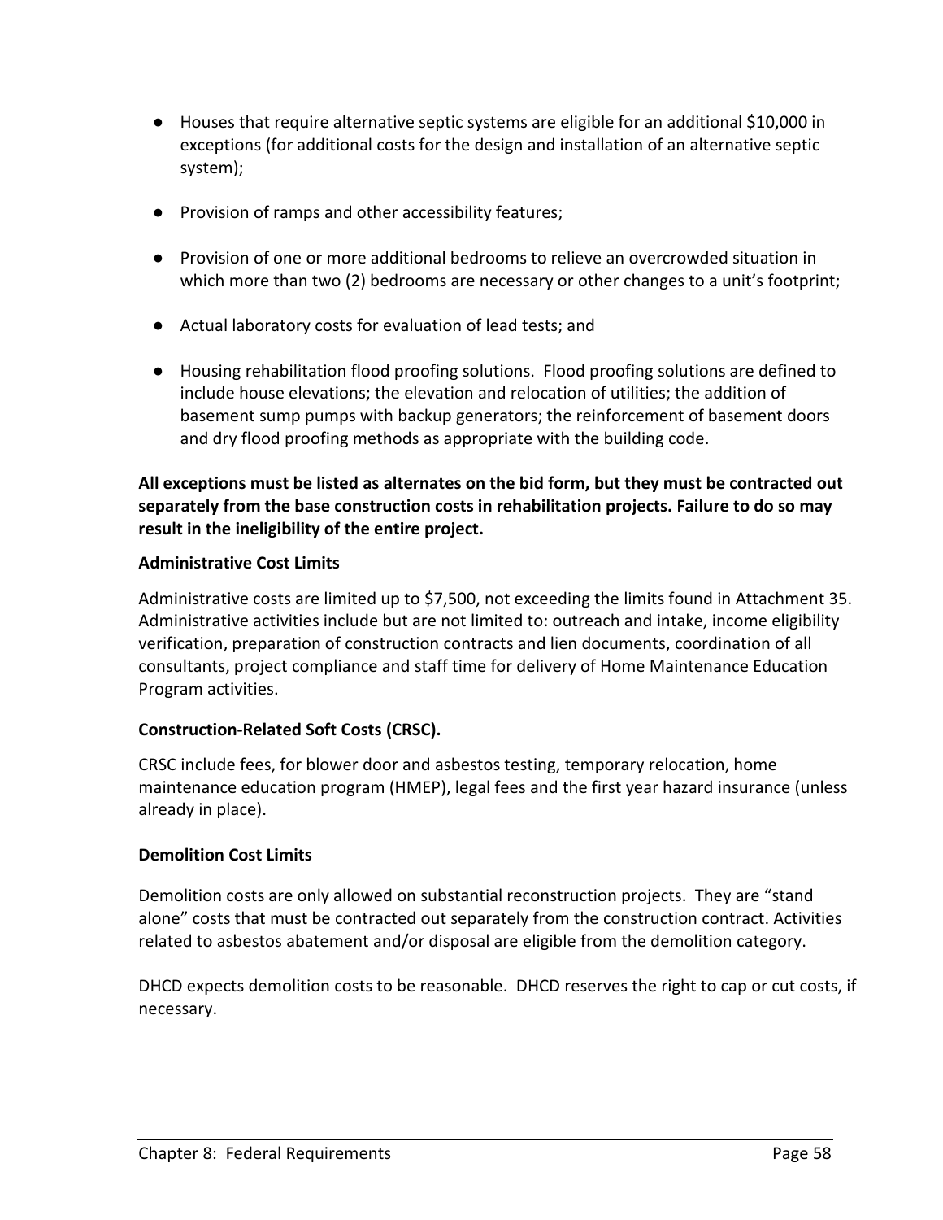- Houses that require alternative septic systems are eligible for an additional $10,000 in exceptions (for additional costs for the design and installation of an alternative septic system);
- Provision of ramps and other accessibility features;
- Provision of one or more additional bedrooms to relieve an overcrowded situation in which more than two (2) bedrooms are necessary or other changes to a unit's footprint;
- Actual laboratory costs for evaluation of lead tests; and
- Housing rehabilitation flood proofing solutions. Flood proofing solutions are defined to include house elevations; the elevation and relocation of utilities; the addition of basement sump pumps with backup generators; the reinforcement of basement doors and dry flood proofing methods as appropriate with the building code.

**All exceptions must be listed as alternates on the bid form, but they must be contracted out separately from the base construction costs in rehabilitation projects. Failure to do so may result in the ineligibility of the entire project.**

**Administrative Cost Limits**

Administrative costs are limited up to $7,500, not exceeding the limits found in Attachment 35. Administrative activities include but are not limited to: outreach and intake, income eligibility verification, preparation of construction contracts and lien documents, coordination of all consultants, project compliance and staff time for delivery of Home Maintenance Education Program activities.

**Construction-Related Soft Costs (CRSC).**

CRSC include fees, for blower door and asbestos testing, temporary relocation, home maintenance education program (HMEP), legal fees and the first year hazard insurance (unless already in place).

**Demolition Cost Limits**

Demolition costs are only allowed on substantial reconstruction projects. They are "stand alone" costs that must be contracted out separately from the construction contract. Activities related to asbestos abatement and/or disposal are eligible from the demolition category.

DHCD expects demolition costs to be reasonable. DHCD reserves the right to cap or cut costs, if necessary.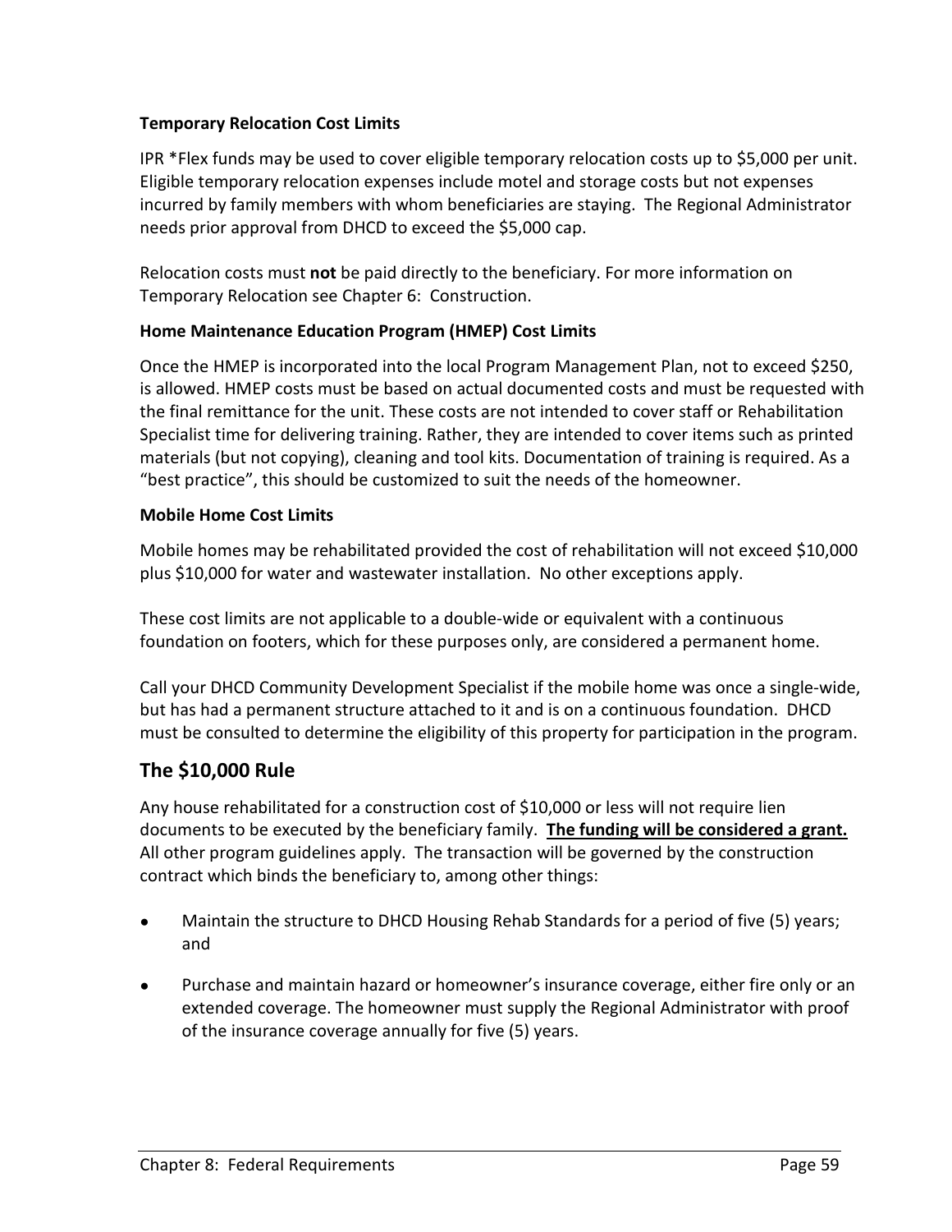**Temporary Relocation Cost Limits**

IPR *Flex funds may be used to cover eligible temporary relocation costs up to $5,000 per unit. Eligible temporary relocation expenses include motel and storage costs but not expenses incurred by family members with whom beneficiaries are staying. The Regional Administrator needs prior approval from DHCD to exceed the $5,000 cap.

Relocation costs must **not** be paid directly to the beneficiary. For more information on Temporary Relocation see Chapter 6: Construction.

**Home Maintenance Education Program (HMEP) Cost Limits**

Once the HMEP is incorporated into the local Program Management Plan, not to exceed $250, is allowed. HMEP costs must be based on actual documented costs and must be requested with the final remittance for the unit. These costs are not intended to cover staff or Rehabilitation Specialist time for delivering training. Rather, they are intended to cover items such as printed materials (but not copying), cleaning and tool kits. Documentation of training is required. As a "best practice", this should be customized to suit the needs of the homeowner.

**Mobile Home Cost Limits**

Mobile homes may be rehabilitated provided the cost of rehabilitation will not exceed $10,000 plus $10,000 for water and wastewater installation. No other exceptions apply.

These cost limits are not applicable to a double-wide or equivalent with a continuous foundation on footers, which for these purposes only, are considered a permanent home.

Call your DHCD Community Development Specialist if the mobile home was once a single-wide, but has had a permanent structure attached to it and is on a continuous foundation. DHCD must be consulted to determine the eligibility of this property for participation in the program.

## The $10,000 Rule

Any house rehabilitated for a construction cost of $10,000 or less will not require lien documents to be executed by the beneficiary family. **<u>The funding will be considered a grant.</u>** All other program guidelines apply. The transaction will be governed by the construction contract which binds the beneficiary to, among other things:

- Maintain the structure to DHCD Housing Rehab Standards for a period of five (5) years; and
- Purchase and maintain hazard or homeowner's insurance coverage, either fire only or an extended coverage. The homeowner must supply the Regional Administrator with proof of the insurance coverage annually for five (5) years.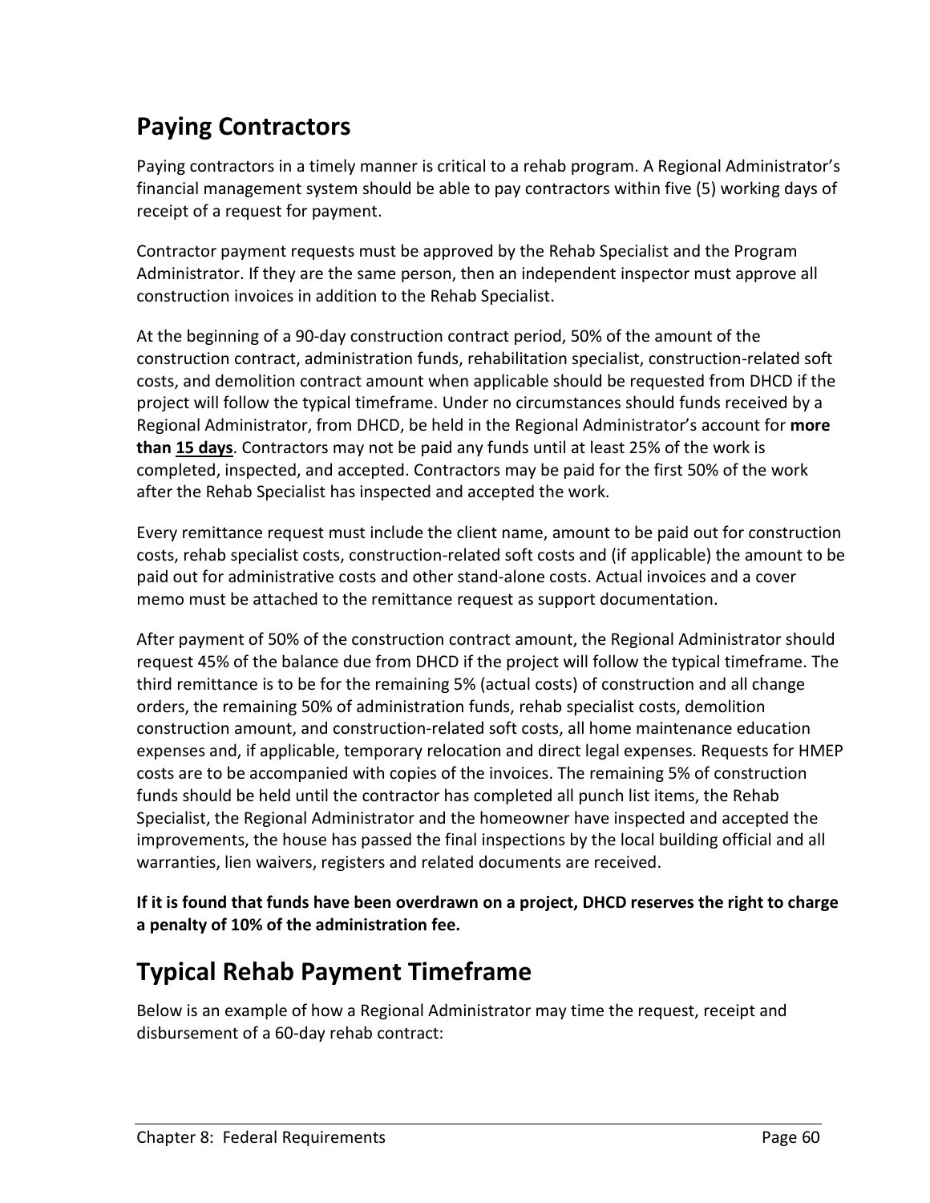## Paying Contractors

Paying contractors in a timely manner is critical to a rehab program. A Regional Administrator's financial management system should be able to pay contractors within five (5) working days of receipt of a request for payment.

Contractor payment requests must be approved by the Rehab Specialist and the Program Administrator. If they are the same person, then an independent inspector must approve all construction invoices in addition to the Rehab Specialist.

At the beginning of a 90-day construction contract period, 50% of the amount of the construction contract, administration funds, rehabilitation specialist, construction-related soft costs, and demolition contract amount when applicable should be requested from DHCD if the project will follow the typical timeframe. Under no circumstances should funds received by a Regional Administrator, from DHCD, be held in the Regional Administrator's account for **more than <u>15 days</u>**. Contractors may not be paid any funds until at least 25% of the work is completed, inspected, and accepted. Contractors may be paid for the first 50% of the work after the Rehab Specialist has inspected and accepted the work.

Every remittance request must include the client name, amount to be paid out for construction costs, rehab specialist costs, construction-related soft costs and (if applicable) the amount to be paid out for administrative costs and other stand-alone costs. Actual invoices and a cover memo must be attached to the remittance request as support documentation.

After payment of 50% of the construction contract amount, the Regional Administrator should request 45% of the balance due from DHCD if the project will follow the typical timeframe. The third remittance is to be for the remaining 5% (actual costs) of construction and all change orders, the remaining 50% of administration funds, rehab specialist costs, demolition construction amount, and construction-related soft costs, all home maintenance education expenses and, if applicable, temporary relocation and direct legal expenses. Requests for HMEP costs are to be accompanied with copies of the invoices. The remaining 5% of construction funds should be held until the contractor has completed all punch list items, the Rehab Specialist, the Regional Administrator and the homeowner have inspected and accepted the improvements, the house has passed the final inspections by the local building official and all warranties, lien waivers, registers and related documents are received.

**If it is found that funds have been overdrawn on a project, DHCD reserves the right to charge a penalty of 10% of the administration fee.**

## Typical Rehab Payment Timeframe

Below is an example of how a Regional Administrator may time the request, receipt and disbursement of a 60-day rehab contract: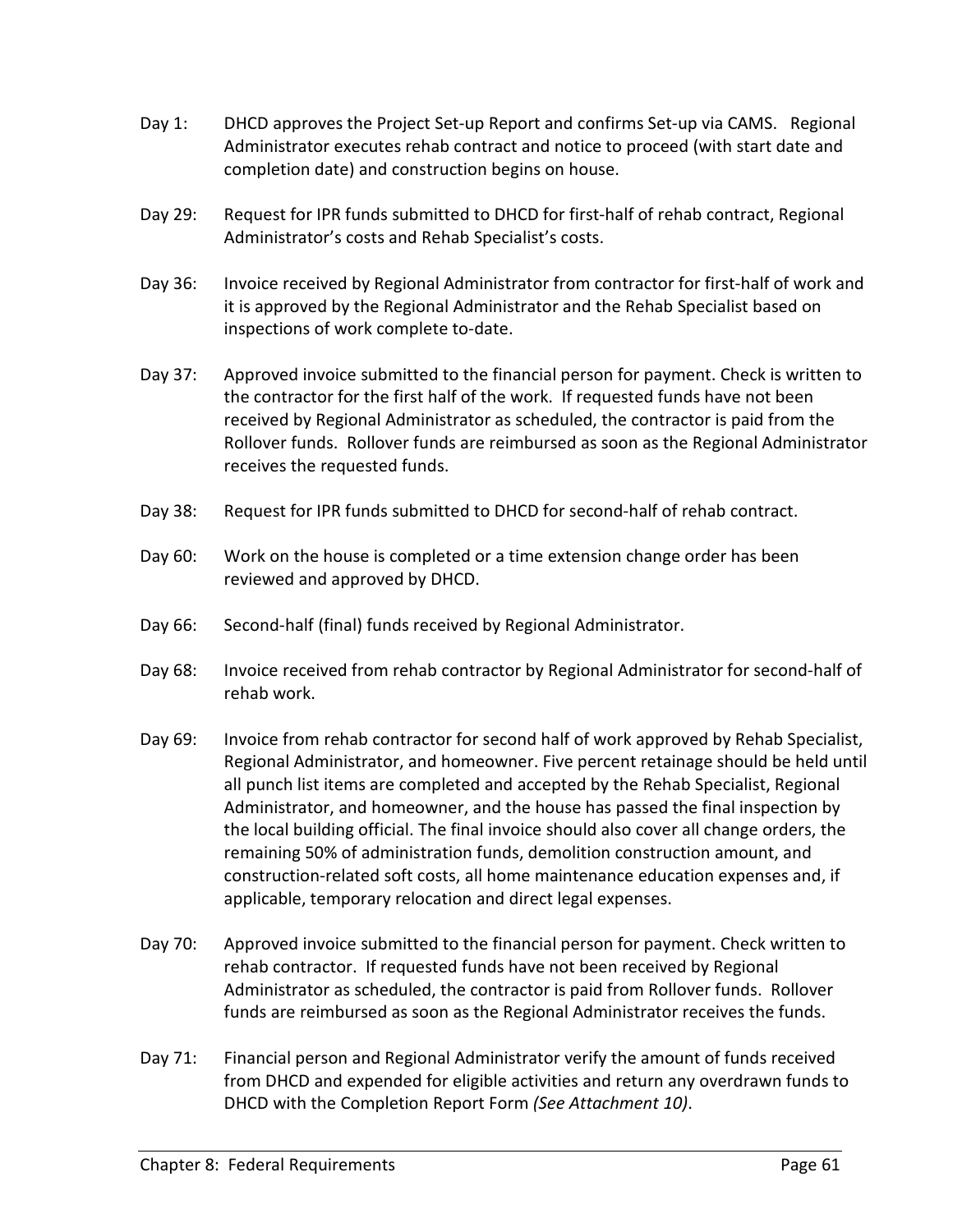Day 1: DHCD approves the Project Set-up Report and confirms Set-up via CAMS. Regional Administrator executes rehab contract and notice to proceed (with start date and completion date) and construction begins on house.

Day 29: Request for IPR funds submitted to DHCD for first-half of rehab contract, Regional Administrator's costs and Rehab Specialist's costs.

Day 36: Invoice received by Regional Administrator from contractor for first-half of work and it is approved by the Regional Administrator and the Rehab Specialist based on inspections of work complete to-date.

Day 37: Approved invoice submitted to the financial person for payment. Check is written to the contractor for the first half of the work. If requested funds have not been received by Regional Administrator as scheduled, the contractor is paid from the Rollover funds. Rollover funds are reimbursed as soon as the Regional Administrator receives the requested funds.

Day 38: Request for IPR funds submitted to DHCD for second-half of rehab contract.

Day 60: Work on the house is completed or a time extension change order has been reviewed and approved by DHCD.

Day 66: Second-half (final) funds received by Regional Administrator.

Day 68: Invoice received from rehab contractor by Regional Administrator for second-half of rehab work.

Day 69: Invoice from rehab contractor for second half of work approved by Rehab Specialist, Regional Administrator, and homeowner. Five percent retainage should be held until all punch list items are completed and accepted by the Rehab Specialist, Regional Administrator, and homeowner, and the house has passed the final inspection by the local building official. The final invoice should also cover all change orders, the remaining 50% of administration funds, demolition construction amount, and construction-related soft costs, all home maintenance education expenses and, if applicable, temporary relocation and direct legal expenses.

Day 70: Approved invoice submitted to the financial person for payment. Check written to rehab contractor. If requested funds have not been received by Regional Administrator as scheduled, the contractor is paid from Rollover funds. Rollover funds are reimbursed as soon as the Regional Administrator receives the funds.

Day 71: Financial person and Regional Administrator verify the amount of funds received from DHCD and expended for eligible activities and return any overdrawn funds to DHCD with the Completion Report Form *(See Attachment 10)*.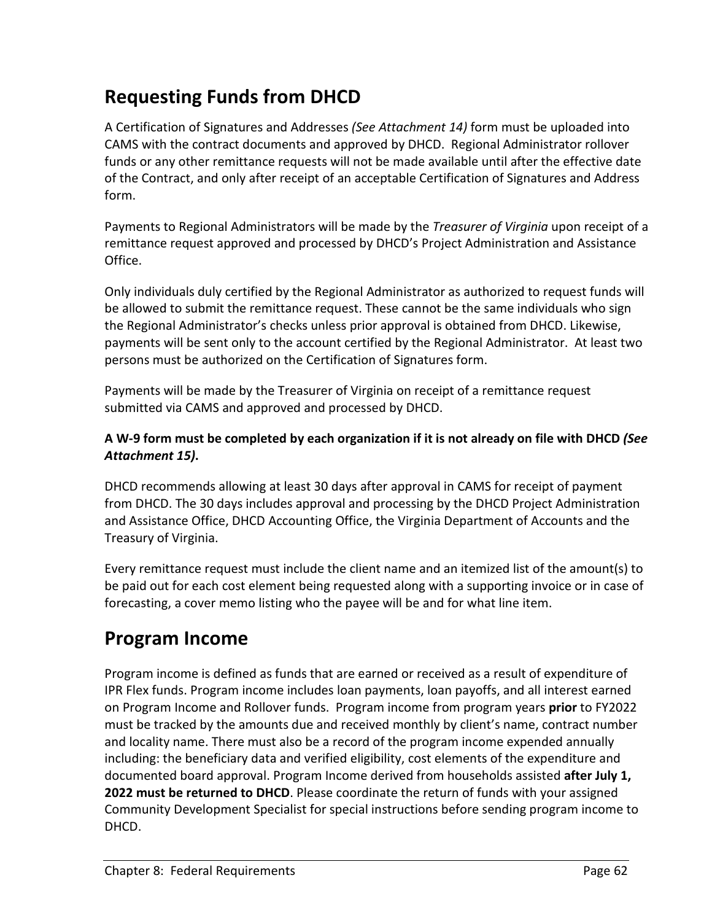## Requesting Funds from DHCD

A Certification of Signatures and Addresses *(See Attachment 14)* form must be uploaded into CAMS with the contract documents and approved by DHCD. Regional Administrator rollover funds or any other remittance requests will not be made available until after the effective date of the Contract, and only after receipt of an acceptable Certification of Signatures and Address form.

Payments to Regional Administrators will be made by the *Treasurer of Virginia* upon receipt of a remittance request approved and processed by DHCD's Project Administration and Assistance Office.

Only individuals duly certified by the Regional Administrator as authorized to request funds will be allowed to submit the remittance request. These cannot be the same individuals who sign the Regional Administrator's checks unless prior approval is obtained from DHCD. Likewise, payments will be sent only to the account certified by the Regional Administrator. At least two persons must be authorized on the Certification of Signatures form.

Payments will be made by the Treasurer of Virginia on receipt of a remittance request submitted via CAMS and approved and processed by DHCD.

**A W-9 form must be completed by each organization if it is not already on file with DHCD *(See Attachment 15)*.**

DHCD recommends allowing at least 30 days after approval in CAMS for receipt of payment from DHCD. The 30 days includes approval and processing by the DHCD Project Administration and Assistance Office, DHCD Accounting Office, the Virginia Department of Accounts and the Treasury of Virginia.

Every remittance request must include the client name and an itemized list of the amount(s) to be paid out for each cost element being requested along with a supporting invoice or in case of forecasting, a cover memo listing who the payee will be and for what line item.

## Program Income

Program income is defined as funds that are earned or received as a result of expenditure of IPR Flex funds. Program income includes loan payments, loan payoffs, and all interest earned on Program Income and Rollover funds. Program income from program years **prior** to FY2022 must be tracked by the amounts due and received monthly by client's name, contract number and locality name. There must also be a record of the program income expended annually including: the beneficiary data and verified eligibility, cost elements of the expenditure and documented board approval. Program Income derived from households assisted **after July 1, 2022 must be returned to DHCD**. Please coordinate the return of funds with your assigned Community Development Specialist for special instructions before sending program income to DHCD.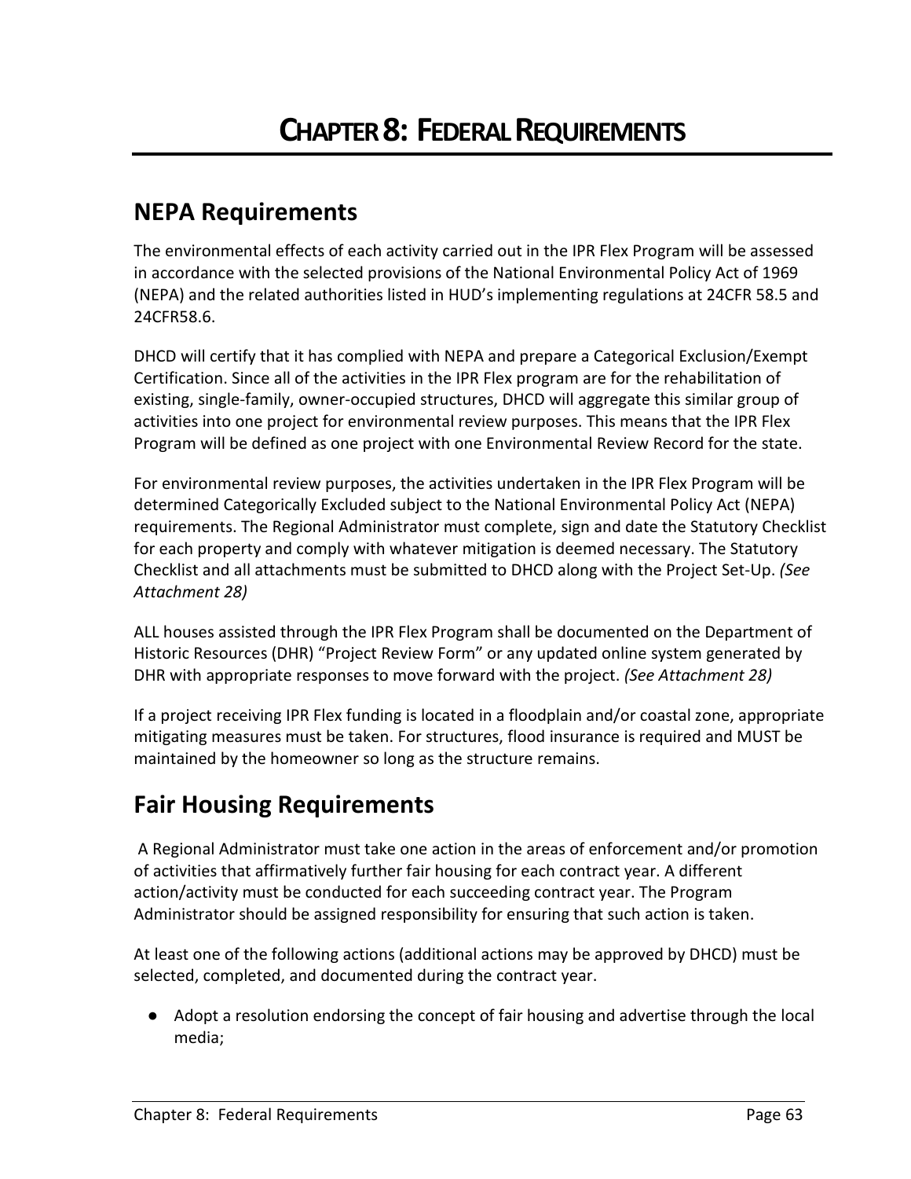# CHAPTER 8: FEDERAL REQUIREMENTS

## NEPA Requirements

The environmental effects of each activity carried out in the IPR Flex Program will be assessed in accordance with the selected provisions of the National Environmental Policy Act of 1969 (NEPA) and the related authorities listed in HUD's implementing regulations at 24CFR 58.5 and 24CFR58.6.

DHCD will certify that it has complied with NEPA and prepare a Categorical Exclusion/Exempt Certification. Since all of the activities in the IPR Flex program are for the rehabilitation of existing, single-family, owner-occupied structures, DHCD will aggregate this similar group of activities into one project for environmental review purposes. This means that the IPR Flex Program will be defined as one project with one Environmental Review Record for the state.

For environmental review purposes, the activities undertaken in the IPR Flex Program will be determined Categorically Excluded subject to the National Environmental Policy Act (NEPA) requirements. The Regional Administrator must complete, sign and date the Statutory Checklist for each property and comply with whatever mitigation is deemed necessary. The Statutory Checklist and all attachments must be submitted to DHCD along with the Project Set-Up. *(See Attachment 28)*

ALL houses assisted through the IPR Flex Program shall be documented on the Department of Historic Resources (DHR) "Project Review Form" or any updated online system generated by DHR with appropriate responses to move forward with the project. *(See Attachment 28)*

If a project receiving IPR Flex funding is located in a floodplain and/or coastal zone, appropriate mitigating measures must be taken. For structures, flood insurance is required and MUST be maintained by the homeowner so long as the structure remains.

## Fair Housing Requirements

A Regional Administrator must take one action in the areas of enforcement and/or promotion of activities that affirmatively further fair housing for each contract year. A different action/activity must be conducted for each succeeding contract year. The Program Administrator should be assigned responsibility for ensuring that such action is taken.

At least one of the following actions (additional actions may be approved by DHCD) must be selected, completed, and documented during the contract year.

- Adopt a resolution endorsing the concept of fair housing and advertise through the local media;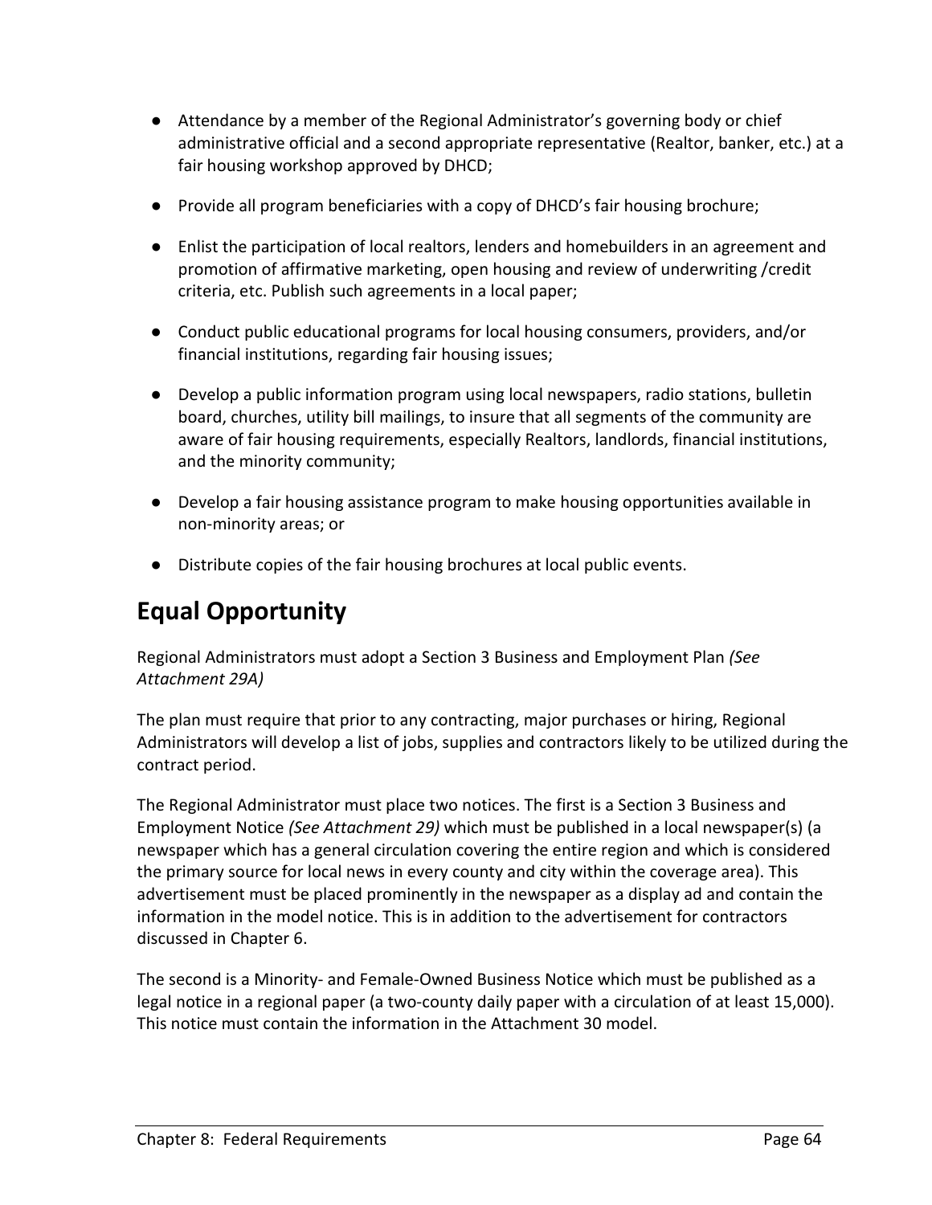- Attendance by a member of the Regional Administrator's governing body or chief administrative official and a second appropriate representative (Realtor, banker, etc.) at a fair housing workshop approved by DHCD;
- Provide all program beneficiaries with a copy of DHCD's fair housing brochure;
- Enlist the participation of local realtors, lenders and homebuilders in an agreement and promotion of affirmative marketing, open housing and review of underwriting /credit criteria, etc. Publish such agreements in a local paper;
- Conduct public educational programs for local housing consumers, providers, and/or financial institutions, regarding fair housing issues;
- Develop a public information program using local newspapers, radio stations, bulletin board, churches, utility bill mailings, to insure that all segments of the community are aware of fair housing requirements, especially Realtors, landlords, financial institutions, and the minority community;
- Develop a fair housing assistance program to make housing opportunities available in non-minority areas; or
- Distribute copies of the fair housing brochures at local public events.

## Equal Opportunity

Regional Administrators must adopt a Section 3 Business and Employment Plan *(See Attachment 29A)*

The plan must require that prior to any contracting, major purchases or hiring, Regional Administrators will develop a list of jobs, supplies and contractors likely to be utilized during the contract period.

The Regional Administrator must place two notices. The first is a Section 3 Business and Employment Notice *(See Attachment 29)* which must be published in a local newspaper(s) (a newspaper which has a general circulation covering the entire region and which is considered the primary source for local news in every county and city within the coverage area). This advertisement must be placed prominently in the newspaper as a display ad and contain the information in the model notice. This is in addition to the advertisement for contractors discussed in Chapter 6.

The second is a Minority- and Female-Owned Business Notice which must be published as a legal notice in a regional paper (a two-county daily paper with a circulation of at least 15,000). This notice must contain the information in the Attachment 30 model.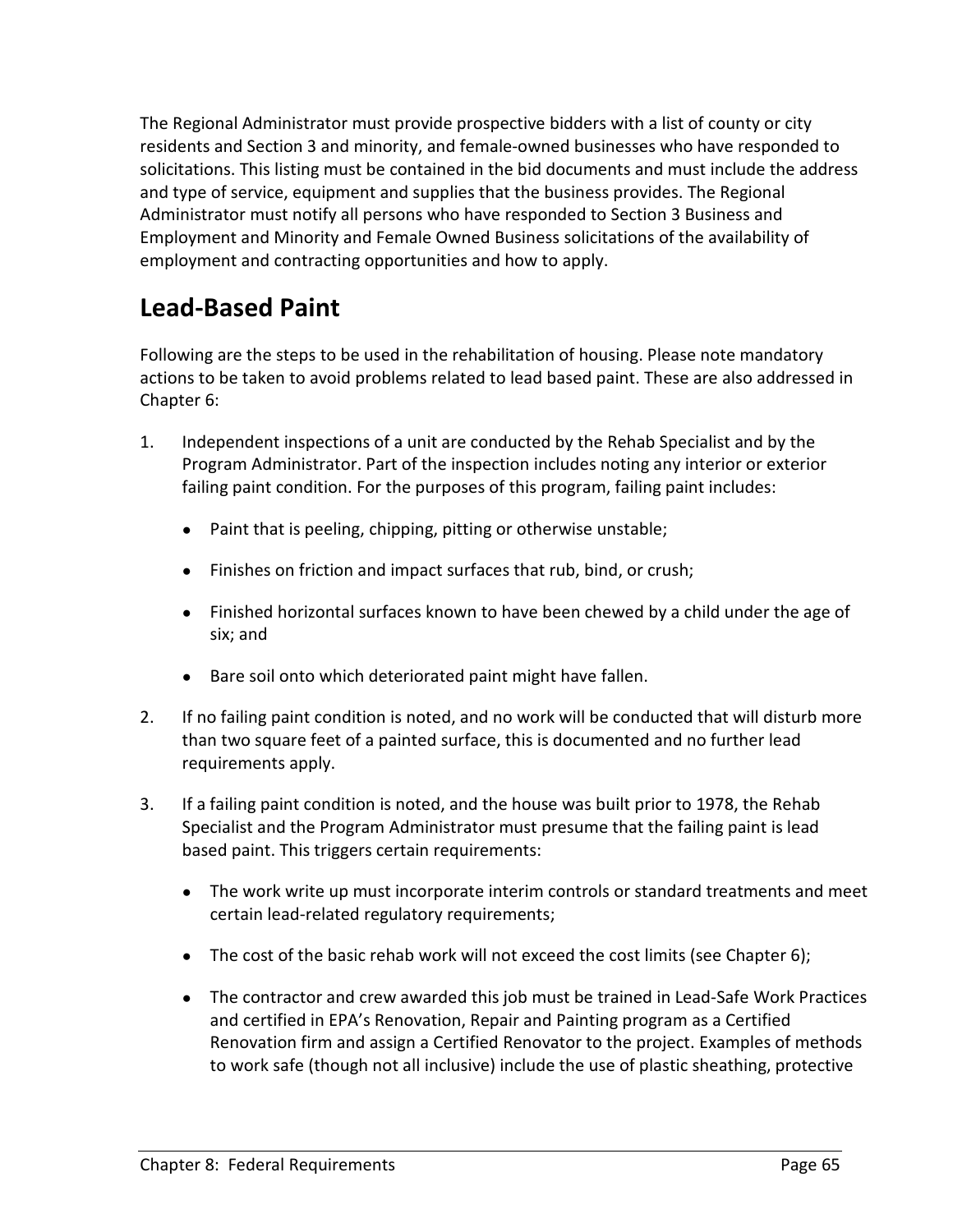The Regional Administrator must provide prospective bidders with a list of county or city residents and Section 3 and minority, and female-owned businesses who have responded to solicitations. This listing must be contained in the bid documents and must include the address and type of service, equipment and supplies that the business provides. The Regional Administrator must notify all persons who have responded to Section 3 Business and Employment and Minority and Female Owned Business solicitations of the availability of employment and contracting opportunities and how to apply.

## Lead-Based Paint

Following are the steps to be used in the rehabilitation of housing. Please note mandatory actions to be taken to avoid problems related to lead based paint. These are also addressed in Chapter 6:

1. Independent inspections of a unit are conducted by the Rehab Specialist and by the Program Administrator. Part of the inspection includes noting any interior or exterior failing paint condition. For the purposes of this program, failing paint includes:
   - Paint that is peeling, chipping, pitting or otherwise unstable;
   - Finishes on friction and impact surfaces that rub, bind, or crush;
   - Finished horizontal surfaces known to have been chewed by a child under the age of six; and
   - Bare soil onto which deteriorated paint might have fallen.
2. If no failing paint condition is noted, and no work will be conducted that will disturb more than two square feet of a painted surface, this is documented and no further lead requirements apply.
3. If a failing paint condition is noted, and the house was built prior to 1978, the Rehab Specialist and the Program Administrator must presume that the failing paint is lead based paint. This triggers certain requirements:
   - The work write up must incorporate interim controls or standard treatments and meet certain lead-related regulatory requirements;
   - The cost of the basic rehab work will not exceed the cost limits (see Chapter 6);
   - The contractor and crew awarded this job must be trained in Lead-Safe Work Practices and certified in EPA's Renovation, Repair and Painting program as a Certified Renovation firm and assign a Certified Renovator to the project. Examples of methods to work safe (though not all inclusive) include the use of plastic sheathing, protective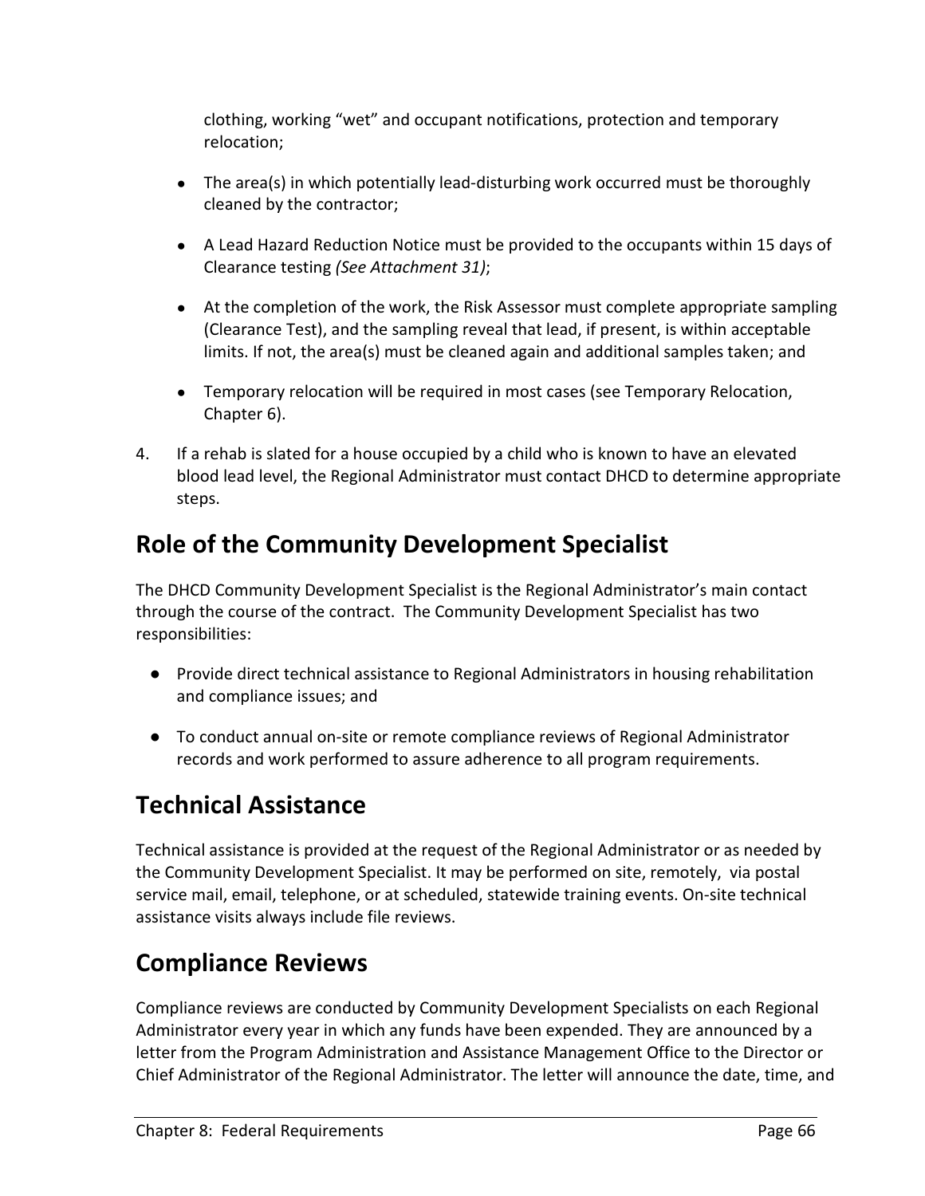clothing, working "wet" and occupant notifications, protection and temporary relocation;

- The area(s) in which potentially lead-disturbing work occurred must be thoroughly cleaned by the contractor;
- A Lead Hazard Reduction Notice must be provided to the occupants within 15 days of Clearance testing *(See Attachment 31)*;
- At the completion of the work, the Risk Assessor must complete appropriate sampling (Clearance Test), and the sampling reveal that lead, if present, is within acceptable limits. If not, the area(s) must be cleaned again and additional samples taken; and
- Temporary relocation will be required in most cases (see Temporary Relocation, Chapter 6).

4. If a rehab is slated for a house occupied by a child who is known to have an elevated blood lead level, the Regional Administrator must contact DHCD to determine appropriate steps.

## Role of the Community Development Specialist

The DHCD Community Development Specialist is the Regional Administrator's main contact through the course of the contract. The Community Development Specialist has two responsibilities:

- Provide direct technical assistance to Regional Administrators in housing rehabilitation and compliance issues; and
- To conduct annual on-site or remote compliance reviews of Regional Administrator records and work performed to assure adherence to all program requirements.

## Technical Assistance

Technical assistance is provided at the request of the Regional Administrator or as needed by the Community Development Specialist. It may be performed on site, remotely, via postal service mail, email, telephone, or at scheduled, statewide training events. On-site technical assistance visits always include file reviews.

## Compliance Reviews

Compliance reviews are conducted by Community Development Specialists on each Regional Administrator every year in which any funds have been expended. They are announced by a letter from the Program Administration and Assistance Management Office to the Director or Chief Administrator of the Regional Administrator. The letter will announce the date, time, and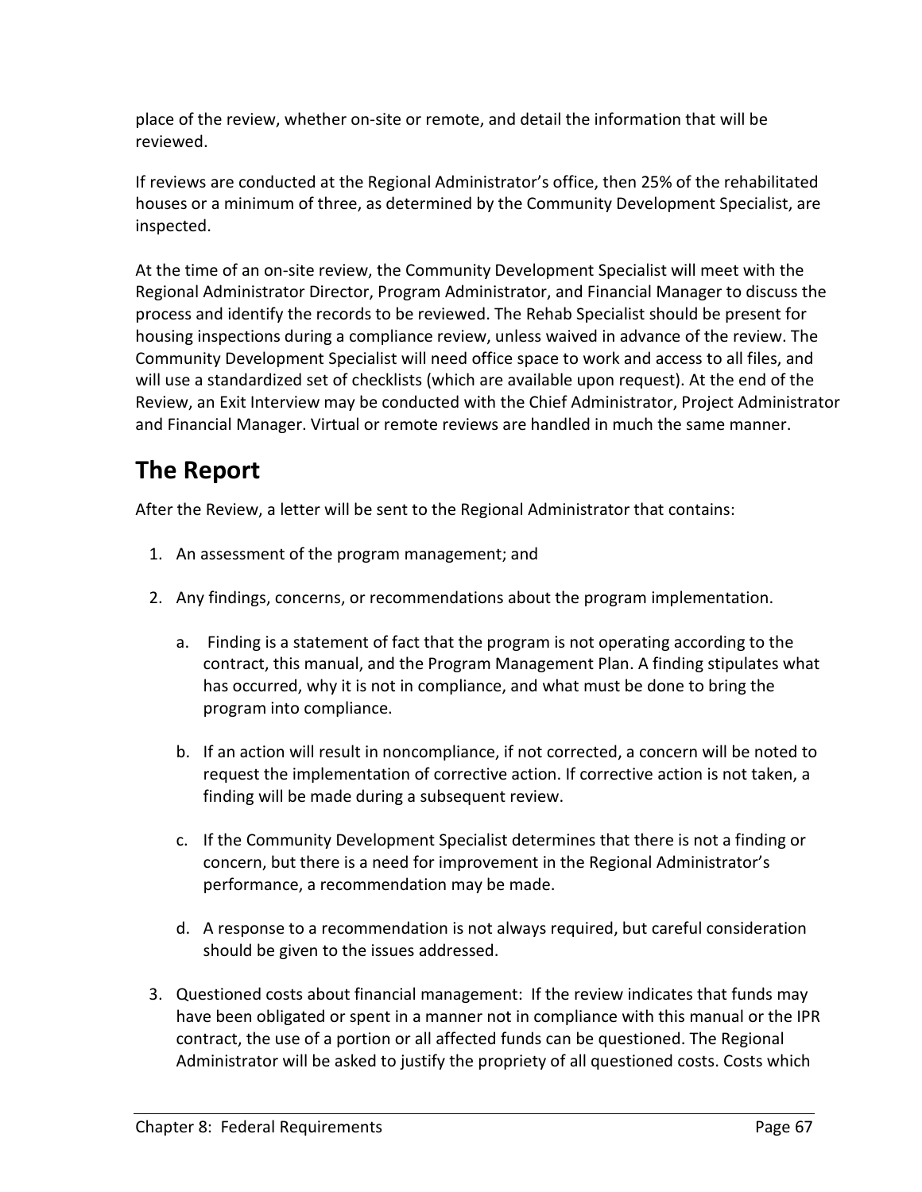place of the review, whether on-site or remote, and detail the information that will be reviewed.

If reviews are conducted at the Regional Administrator's office, then 25% of the rehabilitated houses or a minimum of three, as determined by the Community Development Specialist, are inspected.

At the time of an on-site review, the Community Development Specialist will meet with the Regional Administrator Director, Program Administrator, and Financial Manager to discuss the process and identify the records to be reviewed. The Rehab Specialist should be present for housing inspections during a compliance review, unless waived in advance of the review. The Community Development Specialist will need office space to work and access to all files, and will use a standardized set of checklists (which are available upon request). At the end of the Review, an Exit Interview may be conducted with the Chief Administrator, Project Administrator and Financial Manager. Virtual or remote reviews are handled in much the same manner.

## The Report

After the Review, a letter will be sent to the Regional Administrator that contains:

1. An assessment of the program management; and
2. Any findings, concerns, or recommendations about the program implementation.
    a. Finding is a statement of fact that the program is not operating according to the contract, this manual, and the Program Management Plan. A finding stipulates what has occurred, why it is not in compliance, and what must be done to bring the program into compliance.
    b. If an action will result in noncompliance, if not corrected, a concern will be noted to request the implementation of corrective action. If corrective action is not taken, a finding will be made during a subsequent review.
    c. If the Community Development Specialist determines that there is not a finding or concern, but there is a need for improvement in the Regional Administrator's performance, a recommendation may be made.
    d. A response to a recommendation is not always required, but careful consideration should be given to the issues addressed.
3. Questioned costs about financial management: If the review indicates that funds may have been obligated or spent in a manner not in compliance with this manual or the IPR contract, the use of a portion or all affected funds can be questioned. The Regional Administrator will be asked to justify the propriety of all questioned costs. Costs which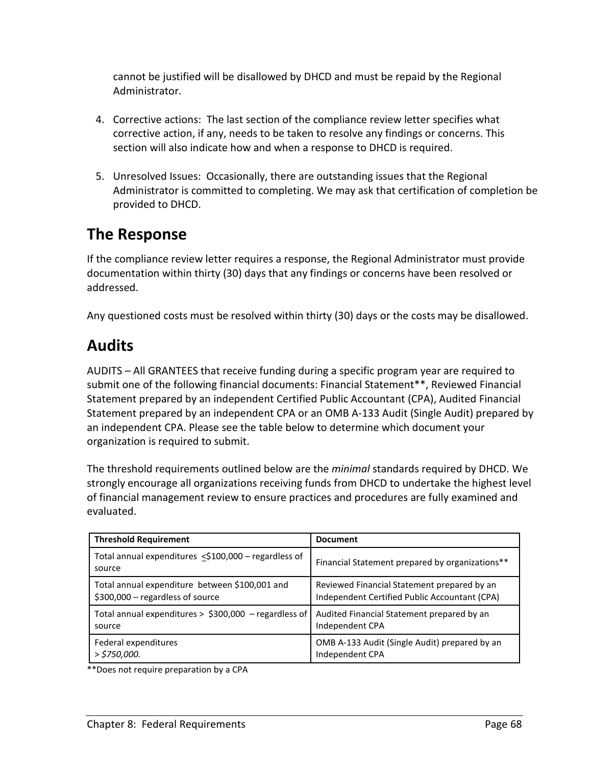cannot be justified will be disallowed by DHCD and must be repaid by the Regional Administrator.

4. Corrective actions: The last section of the compliance review letter specifies what corrective action, if any, needs to be taken to resolve any findings or concerns. This section will also indicate how and when a response to DHCD is required.

5. Unresolved Issues: Occasionally, there are outstanding issues that the Regional Administrator is committed to completing. We may ask that certification of completion be provided to DHCD.

## The Response

If the compliance review letter requires a response, the Regional Administrator must provide documentation within thirty (30) days that any findings or concerns have been resolved or addressed.

Any questioned costs must be resolved within thirty (30) days or the costs may be disallowed.

## Audits

AUDITS – All GRANTEES that receive funding during a specific program year are required to submit one of the following financial documents: Financial Statement**, Reviewed Financial Statement prepared by an independent Certified Public Accountant (CPA), Audited Financial Statement prepared by an independent CPA or an OMB A-133 Audit (Single Audit) prepared by an independent CPA. Please see the table below to determine which document your organization is required to submit.

The threshold requirements outlined below are the *minimal* standards required by DHCD. We strongly encourage all organizations receiving funds from DHCD to undertake the highest level of financial management review to ensure practices and procedures are fully examined and evaluated.

| Threshold Requirement | Document |
|---|---|
| Total annual expenditures ≤$100,000 – regardless of source | Financial Statement prepared by organizations** |
| Total annual expenditure between $100,001 and $300,000 – regardless of source | Reviewed Financial Statement prepared by an Independent Certified Public Accountant (CPA) |
| Total annual expenditures > $300,000 – regardless of source | Audited Financial Statement prepared by an Independent CPA |
| Federal expenditures *> $750,000.* | OMB A-133 Audit (Single Audit) prepared by an Independent CPA |

**Does not require preparation by a CPA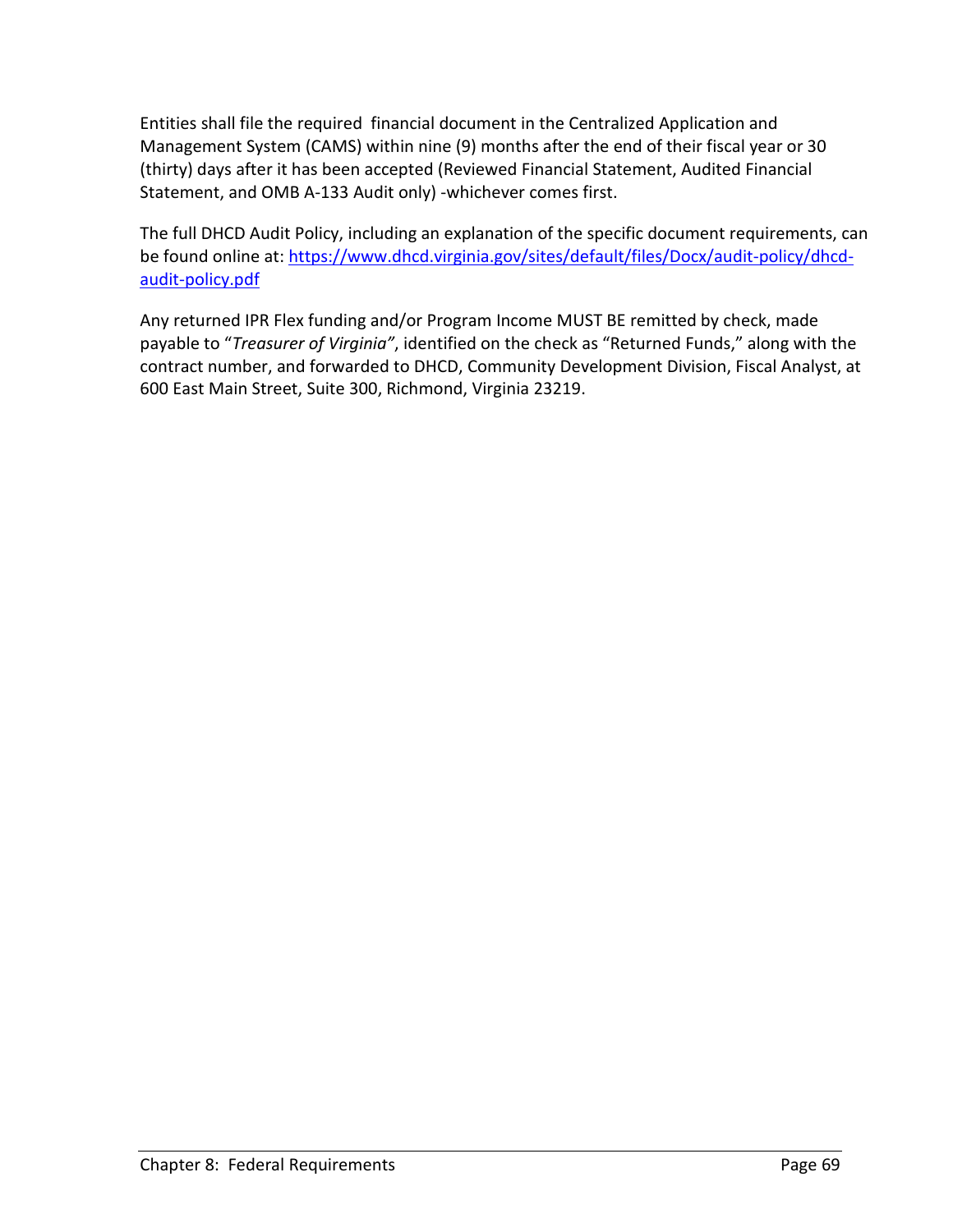Entities shall file the required financial document in the Centralized Application and Management System (CAMS) within nine (9) months after the end of their fiscal year or 30 (thirty) days after it has been accepted (Reviewed Financial Statement, Audited Financial Statement, and OMB A-133 Audit only) -whichever comes first.

The full DHCD Audit Policy, including an explanation of the specific document requirements, can be found online at: [https://www.dhcd.virginia.gov/sites/default/files/Docx/audit-policy/dhcd-audit-policy.pdf](https://www.dhcd.virginia.gov/sites/default/files/Docx/audit-policy/dhcd-audit-policy.pdf)

Any returned IPR Flex funding and/or Program Income MUST BE remitted by check, made payable to "*Treasurer of Virginia"*, identified on the check as "Returned Funds," along with the contract number, and forwarded to DHCD, Community Development Division, Fiscal Analyst, at 600 East Main Street, Suite 300, Richmond, Virginia 23219.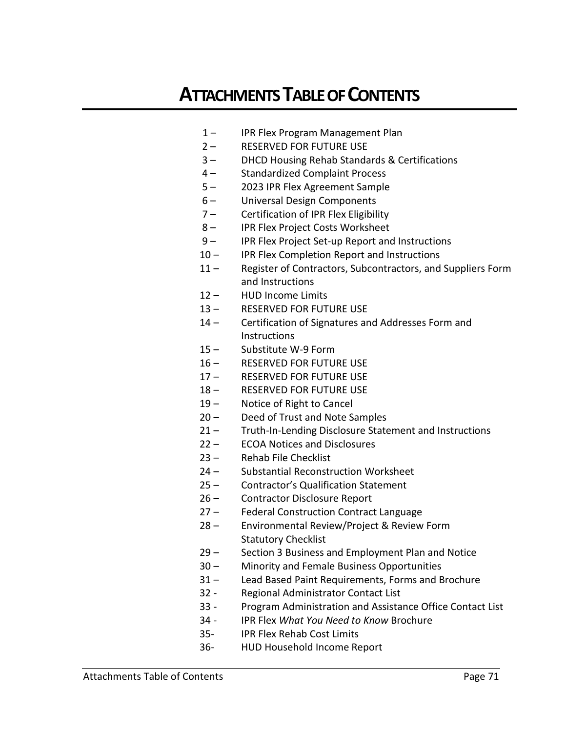# ATTACHMENTS TABLE OF CONTENTS

1 – IPR Flex Program Management Plan
2 – RESERVED FOR FUTURE USE
3 – DHCD Housing Rehab Standards & Certifications
4 – Standardized Complaint Process
5 – 2023 IPR Flex Agreement Sample
6 – Universal Design Components
7 – Certification of IPR Flex Eligibility
8 – IPR Flex Project Costs Worksheet
9 – IPR Flex Project Set-up Report and Instructions
10 – IPR Flex Completion Report and Instructions
11 – Register of Contractors, Subcontractors, and Suppliers Form and Instructions
12 – HUD Income Limits
13 – RESERVED FOR FUTURE USE
14 – Certification of Signatures and Addresses Form and Instructions
15 – Substitute W-9 Form
16 – RESERVED FOR FUTURE USE
17 – RESERVED FOR FUTURE USE
18 – RESERVED FOR FUTURE USE
19 – Notice of Right to Cancel
20 – Deed of Trust and Note Samples
21 – Truth-In-Lending Disclosure Statement and Instructions
22 – ECOA Notices and Disclosures
23 – Rehab File Checklist
24 – Substantial Reconstruction Worksheet
25 – Contractor's Qualification Statement
26 – Contractor Disclosure Report
27 – Federal Construction Contract Language
28 – Environmental Review/Project & Review Form Statutory Checklist
29 – Section 3 Business and Employment Plan and Notice
30 – Minority and Female Business Opportunities
31 – Lead Based Paint Requirements, Forms and Brochure
32 - Regional Administrator Contact List
33 - Program Administration and Assistance Office Contact List
34 - IPR Flex *What You Need to Know* Brochure
35- IPR Flex Rehab Cost Limits
36- HUD Household Income Report